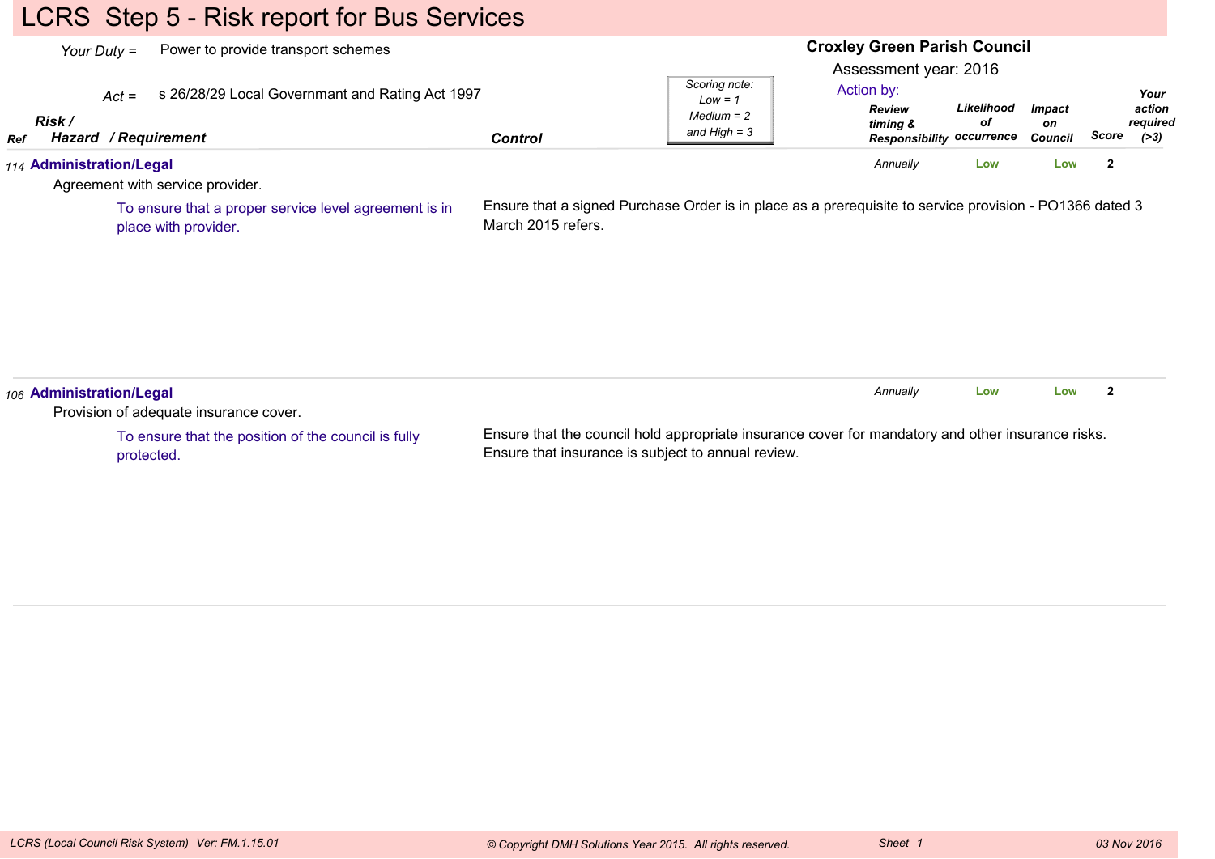# LCRS Step 5 - Risk report for Bus Services

*Your Duty =* Power to provide transport schemes

*Act =* s 26/28/29 Local Governmant and Rating Act 1997

**Croxley Green Parish Council**

Assessment year: 2016

Action by:

*Scoring note: Low = 1 Medium = 2 and High = 3*

| Ref | Risk / Hazard / Requirement | Control | Review timing & Responsibility | Likelihood of occurrence | Impact on Council | Score | Your action required (>3) |
|---|---|---|---|---|---|---|---|
| 114 | **Administration/Legal**<br>Agreement with service provider.<br>To ensure that a proper service level agreement is in place with provider. | Ensure that a signed Purchase Order is in place as a prerequisite to service provision - PO1366 dated 3 March 2015 refers. | Annually | Low | Low | 2 | |
| 106 | **Administration/Legal**<br>Provision of adequate insurance cover.<br>To ensure that the position of the council is fully protected. | Ensure that the council hold appropriate insurance cover for mandatory and other insurance risks. Ensure that insurance is subject to annual review. | Annually | Low | Low | 2 | |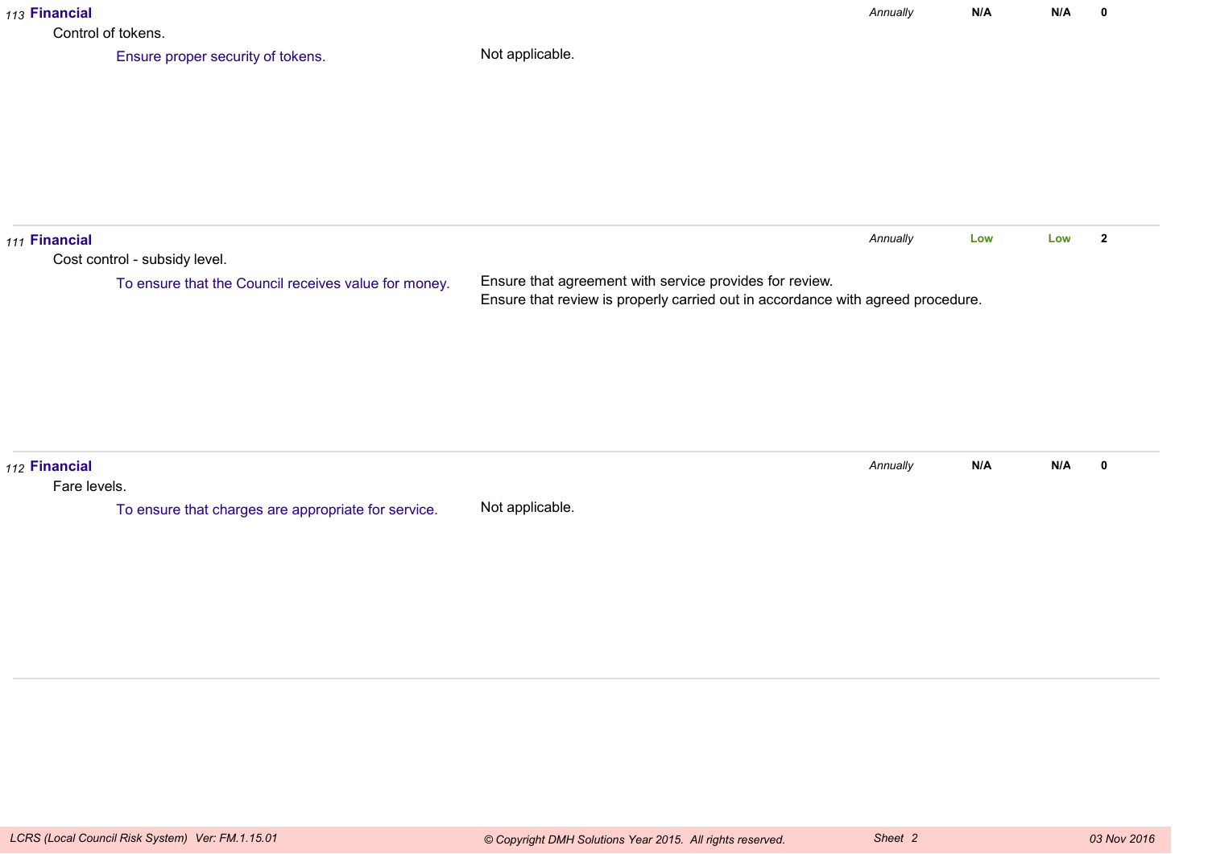| No. | Category / Risk / Objective | Control | Review | Risk | Risk | Score |
|---|---|---|---|---|---|---|
| 113 | **Financial**<br>Control of tokens.<br>Ensure proper security of tokens. | Not applicable. | *Annually* | **N/A** | **N/A** | **0** |
| 111 | **Financial**<br>Cost control - subsidy level.<br>To ensure that the Council receives value for money. | Ensure that agreement with service provides for review.<br>Ensure that review is properly carried out in accordance with agreed procedure. | *Annually* | **Low** | **Low** | **2** |
| 112 | **Financial**<br>Fare levels.<br>To ensure that charges are appropriate for service. | Not applicable. | *Annually* | **N/A** | **N/A** | **0** |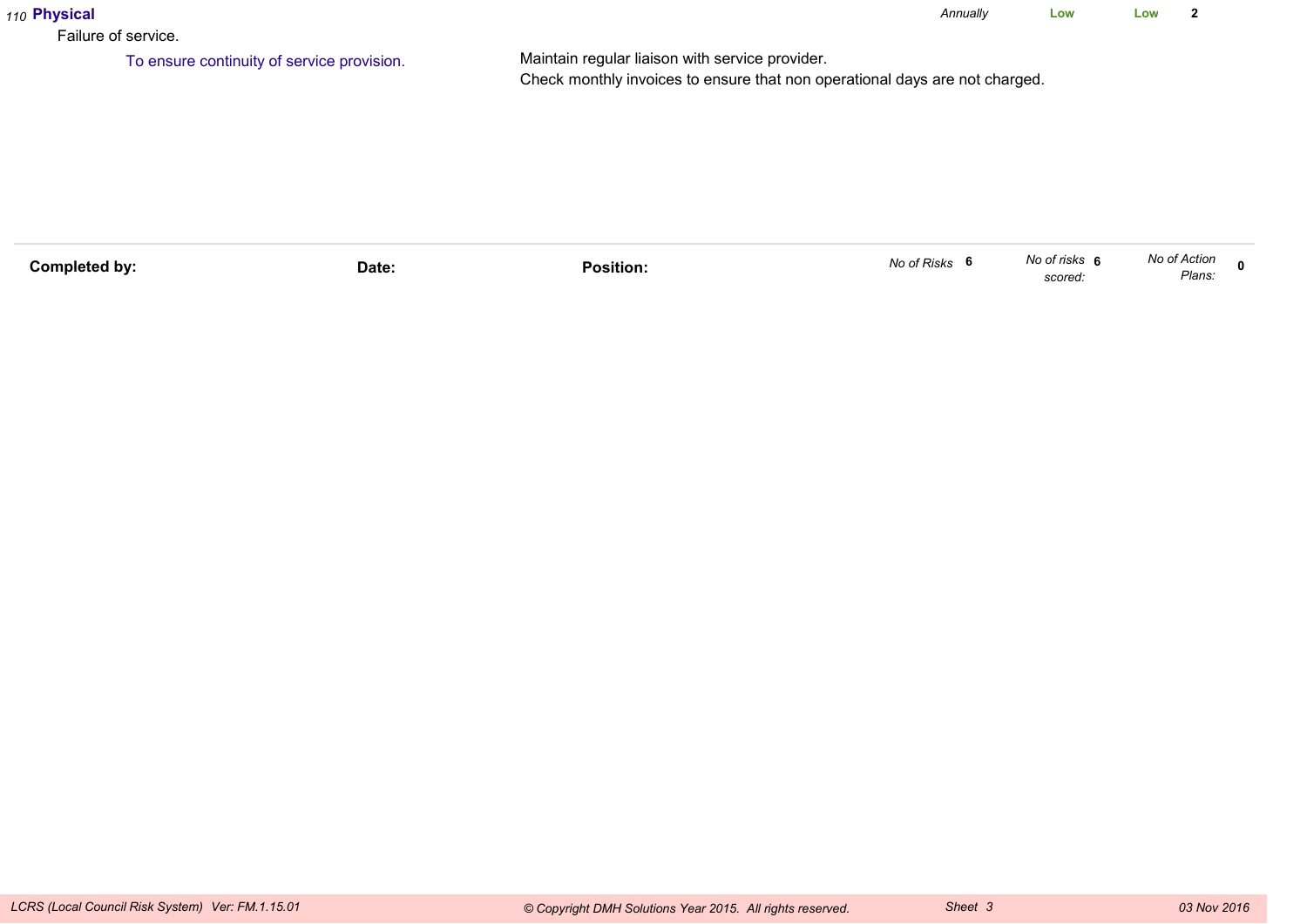*110* **Physical** *Annually* **Low** **Low** **2**

Failure of service.

To ensure continuity of service provision.

Maintain regular liaison with service provider.
Check monthly invoices to ensure that non operational days are not charged.

| **Completed by:** | **Date:** | **Position:** | *No of Risks* **6** | *No of risks scored:* **6** | *No of Action Plans:* **0** |
|---|---|---|---|---|---|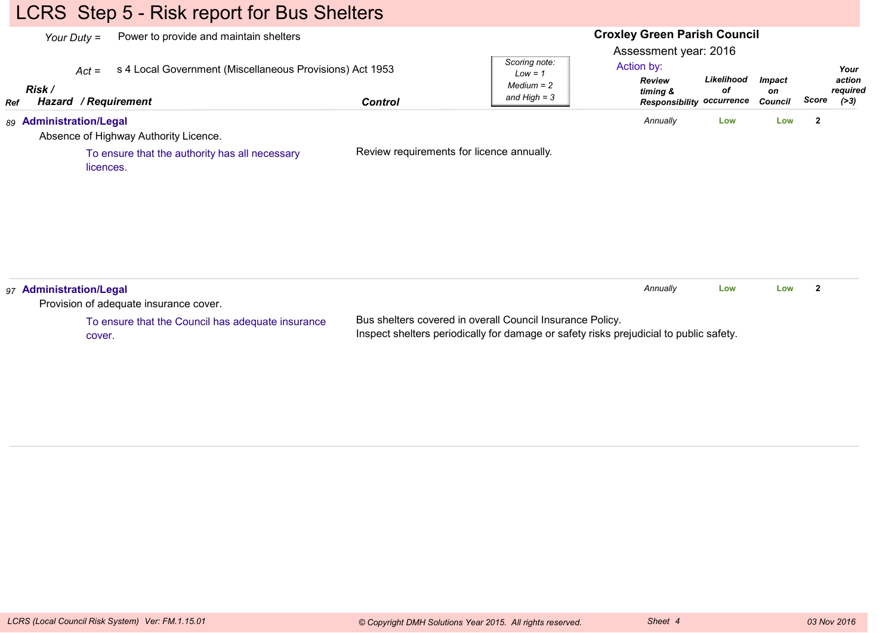# LCRS Step 5 - Risk report for Bus Shelters

*Your Duty* = Power to provide and maintain shelters

*Act* = s 4 Local Government (Miscellaneous Provisions) Act 1953

**Croxley Green Parish Council**

Assessment year: 2016

*Scoring note: Low = 1, Medium = 2 and High = 3*

| Ref | Risk / Hazard / Requirement | Control | Action by: Review timing & Responsibility | Likelihood of occurrence | Impact on Council | Score | Your action required (>3) |
|---|---|---|---|---|---|---|---|
| 89 | **Administration/Legal**<br>Absence of Highway Authority Licence.<br>To ensure that the authority has all necessary licences. | Review requirements for licence annually. | *Annually* | Low | Low | 2 | |
| 97 | **Administration/Legal**<br>Provision of adequate insurance cover.<br>To ensure that the Council has adequate insurance cover. | Bus shelters covered in overall Council Insurance Policy.<br>Inspect shelters periodically for damage or safety risks prejudicial to public safety. | *Annually* | Low | Low | 2 | |

*LCRS (Local Council Risk System) Ver: FM.1.15.01* *© Copyright DMH Solutions Year 2015. All rights reserved.* *Sheet 4* *03 Nov 2016*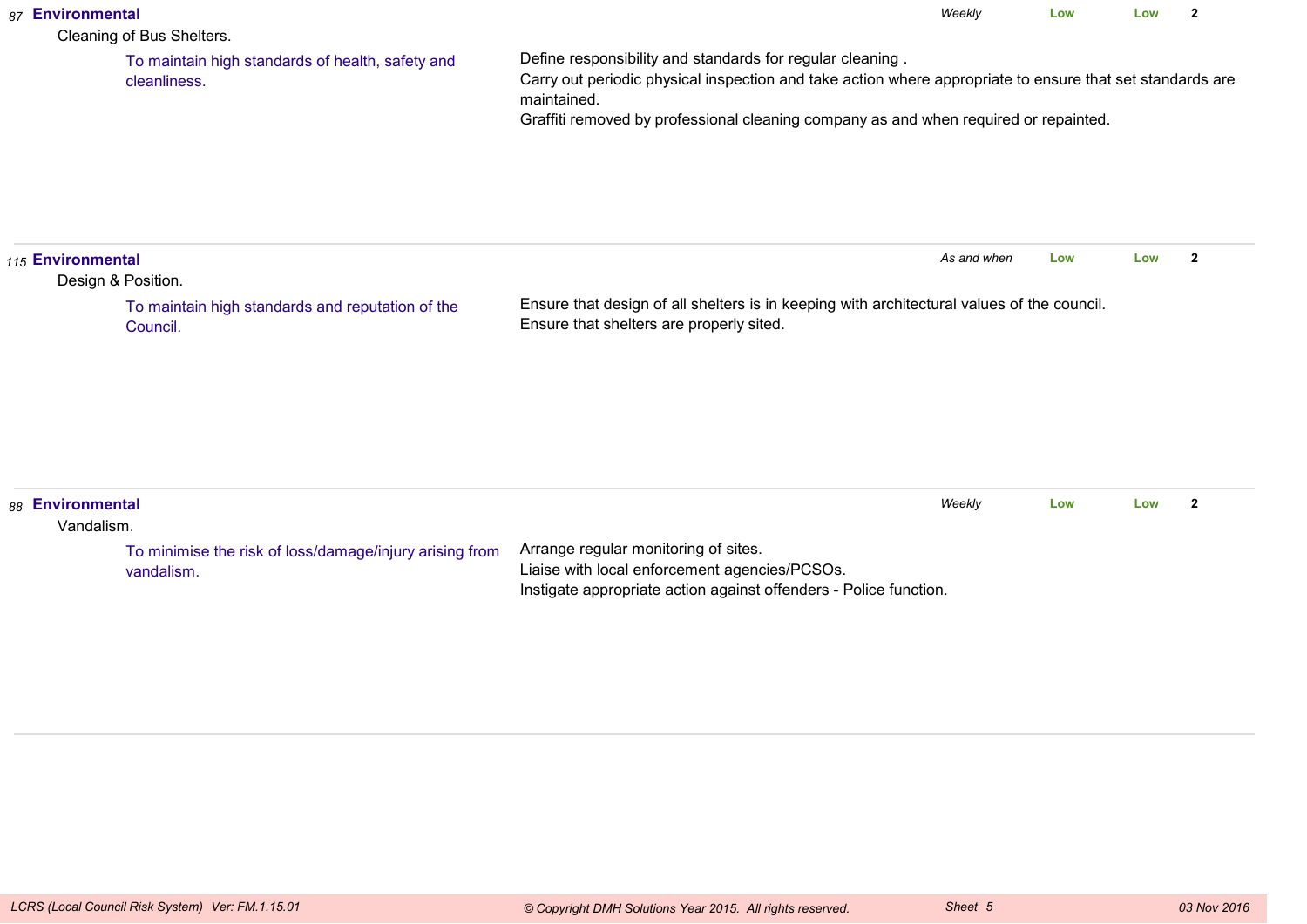*87* **Environmental** — *Weekly* — **Low** — **Low** — **2**

Cleaning of Bus Shelters.

To maintain high standards of health, safety and cleanliness.

Define responsibility and standards for regular cleaning .
Carry out periodic physical inspection and take action where appropriate to ensure that set standards are maintained.
Graffiti removed by professional cleaning company as and when required or repainted.

---

*115* **Environmental** — *As and when* — **Low** — **Low** — **2**

Design & Position.

To maintain high standards and reputation of the Council.

Ensure that design of all shelters is in keeping with architectural values of the council.
Ensure that shelters are properly sited.

---

*88* **Environmental** — *Weekly* — **Low** — **Low** — **2**

Vandalism.

To minimise the risk of loss/damage/injury arising from vandalism.

Arrange regular monitoring of sites.
Liaise with local enforcement agencies/PCSOs.
Instigate appropriate action against offenders - Police function.

---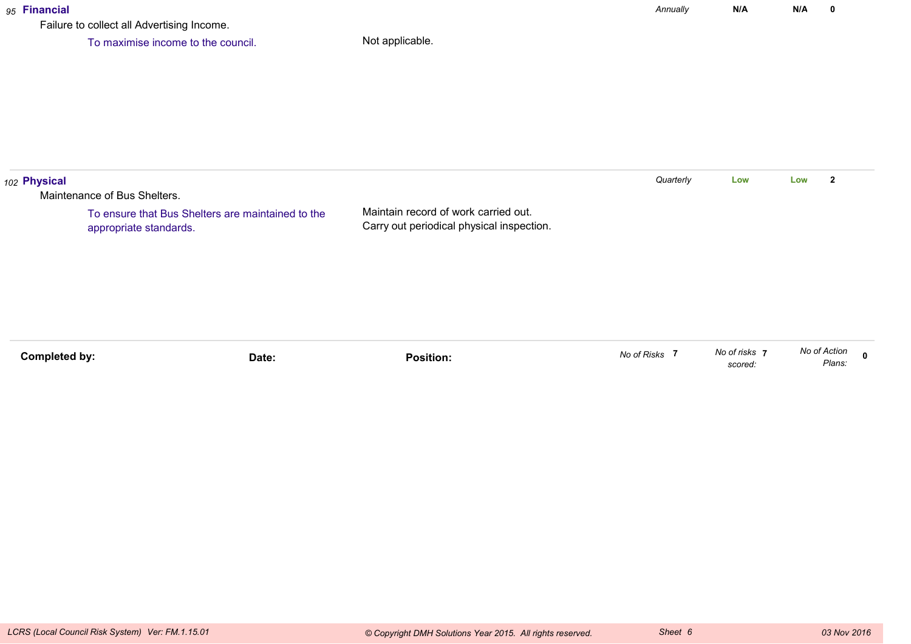| No. | Risk | Frequency | Rating | Rating | Score |
|---|---|---|---|---|---|
| 95 | **Financial** | *Annually* | **N/A** | **N/A** | **0** |

Failure to collect all Advertising Income.

| Objective | Controls |
|---|---|
| To maximise income to the council. | Not applicable. |

| No. | Risk | Frequency | Rating | Rating | Score |
|---|---|---|---|---|---|
| 102 | **Physical** | *Quarterly* | **Low** | **Low** | **2** |

Maintenance of Bus Shelters.

| Objective | Controls |
|---|---|
| To ensure that Bus Shelters are maintained to the appropriate standards. | Maintain record of work carried out.<br>Carry out periodical physical inspection. |

**Completed by:** **Date:** **Position:**

*No of Risks* **7** *No of risks scored:* **7** *No of Action Plans:* **0**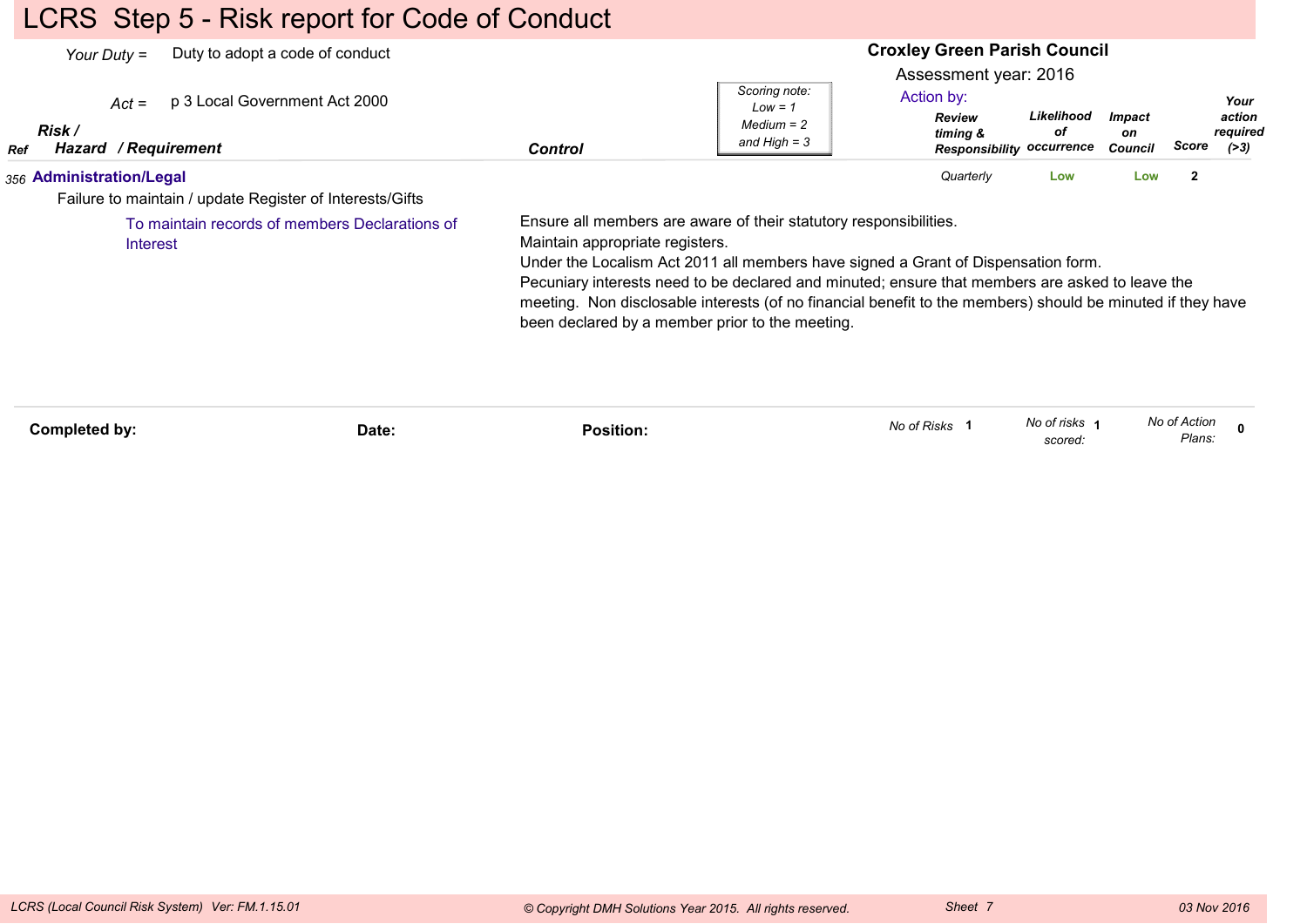# LCRS Step 5 - Risk report for Code of Conduct

*Your Duty* = Duty to adopt a code of conduct

*Act* = p 3 Local Government Act 2000

**Croxley Green Parish Council**

Assessment year: 2016

*Scoring note: Low = 1, Medium = 2 and High = 3*

| Ref | Risk / Hazard / Requirement | Control | Action by: Review timing & Responsibility | Likelihood of occurrence | Impact on Council | Score | Your action required (>3) |
|---|---|---|---|---|---|---|---|
| 356 | **Administration/Legal**<br>Failure to maintain / update Register of Interests/Gifts<br>To maintain records of members Declarations of Interest | Ensure all members are aware of their statutory responsibilities.<br>Maintain appropriate registers.<br>Under the Localism Act 2011 all members have signed a Grant of Dispensation form.<br>Pecuniary interests need to be declared and minuted; ensure that members are asked to leave the meeting. Non disclosable interests (of no financial benefit to the members) should be minuted if they have been declared by a member prior to the meeting. | Quarterly | Low | Low | 2 | |

**Completed by:** **Date:** **Position:**

*No of Risks* 1 *No of risks scored:* 1 *No of Action Plans:* 0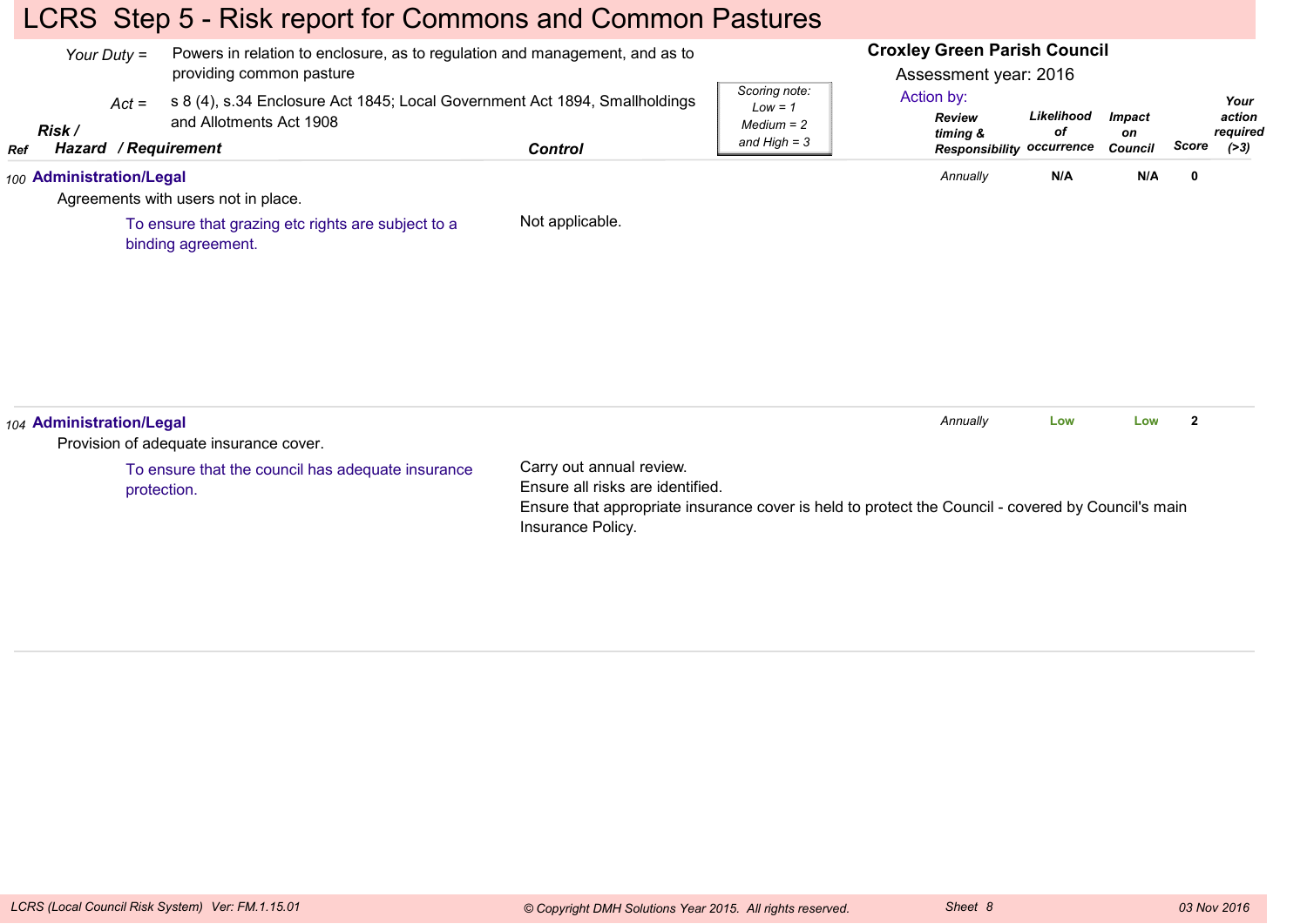# LCRS Step 5 - Risk report for Commons and Common Pastures

**Croxley Green Parish Council**

Assessment year: 2016

*Your Duty* = Powers in relation to enclosure, as to regulation and management, and as to providing common pasture

*Act* = s 8 (4), s.34 Enclosure Act 1845; Local Government Act 1894, Smallholdings and Allotments Act 1908

*Scoring note: Low = 1, Medium = 2 and High = 3*

| Ref | Risk / Hazard / Requirement | Control | Action by: Review timing & Responsibility | Likelihood of occurrence | Impact on Council | Score | Your action required (>3) |
|---|---|---|---|---|---|---|---|
| 100 | **Administration/Legal**<br>Agreements with users not in place.<br>To ensure that grazing etc rights are subject to a binding agreement. | Not applicable. | *Annually* | N/A | N/A | 0 | |
| 104 | **Administration/Legal**<br>Provision of adequate insurance cover.<br>To ensure that the council has adequate insurance protection. | Carry out annual review.<br>Ensure all risks are identified.<br>Ensure that appropriate insurance cover is held to protect the Council - covered by Council's main Insurance Policy. | *Annually* | Low | Low | 2 | |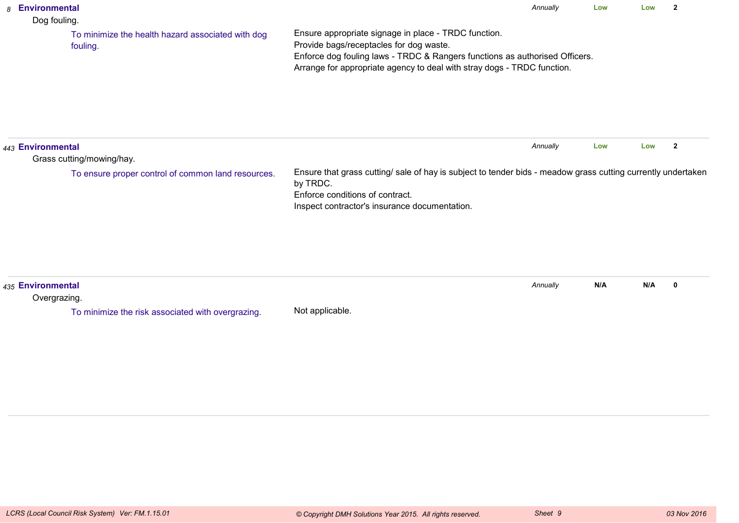*8* **Environmental** — *Annually* — **Low** — **Low** — **2**

Dog fouling.

To minimize the health hazard associated with dog fouling.

Ensure appropriate signage in place - TRDC function.
Provide bags/receptacles for dog waste.
Enforce dog fouling laws - TRDC & Rangers functions as authorised Officers.
Arrange for appropriate agency to deal with stray dogs - TRDC function.

---

*443* **Environmental** — *Annually* — **Low** — **Low** — **2**

Grass cutting/mowing/hay.

To ensure proper control of common land resources.

Ensure that grass cutting/ sale of hay is subject to tender bids - meadow grass cutting currently undertaken by TRDC.
Enforce conditions of contract.
Inspect contractor's insurance documentation.

---

*435* **Environmental** — *Annually* — **N/A** — **N/A** — **0**

Overgrazing.

To minimize the risk associated with overgrazing.

Not applicable.

---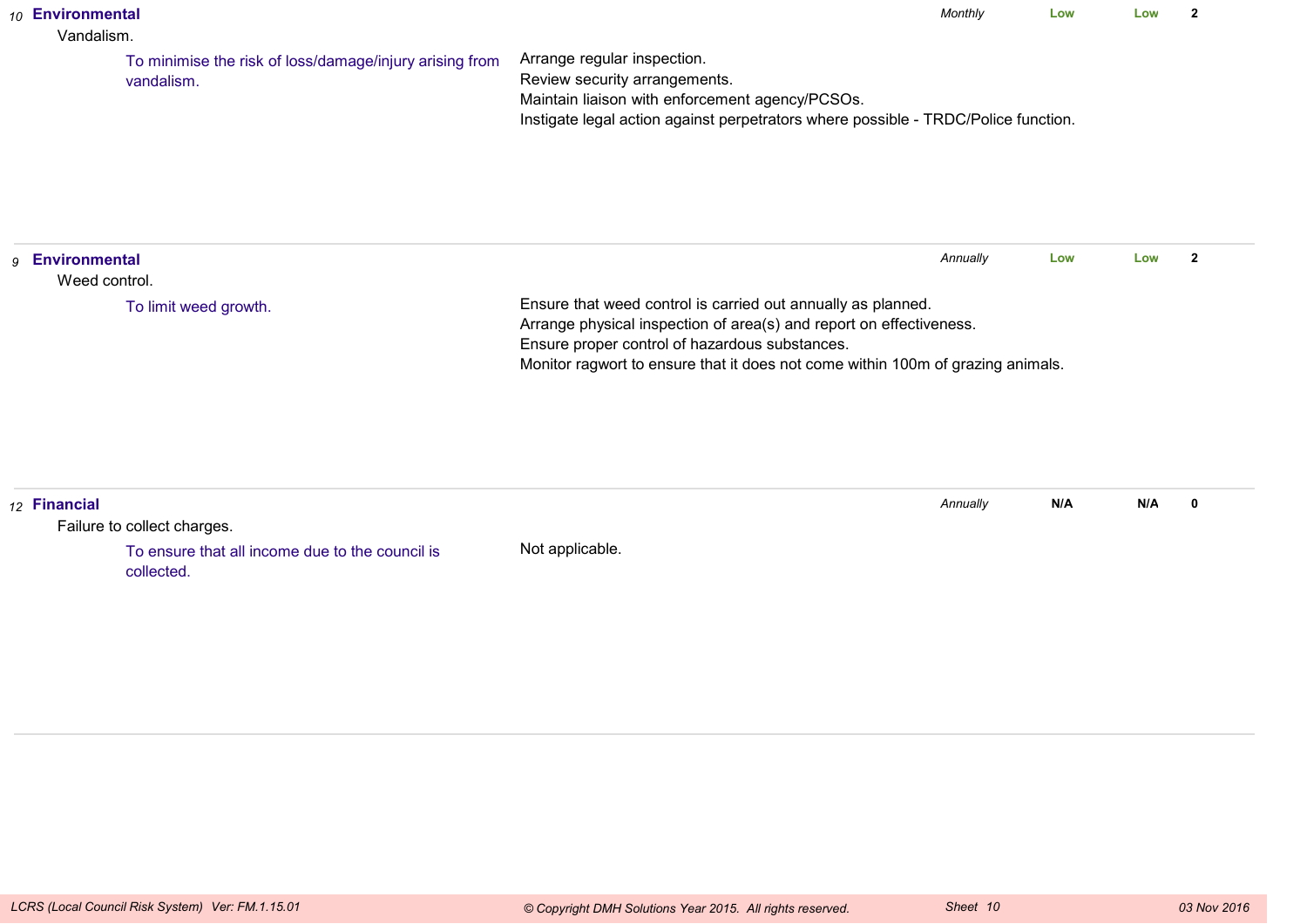| No. | Category / Risk / Objective | Controls | Review | Risk | Residual | Score |
|---|---|---|---|---|---|---|
| 10 | **Environmental**<br>Vandalism.<br>To minimise the risk of loss/damage/injury arising from vandalism. | Arrange regular inspection.<br>Review security arrangements.<br>Maintain liaison with enforcement agency/PCSOs.<br>Instigate legal action against perpetrators where possible - TRDC/Police function. | *Monthly* | Low | Low | 2 |
| 9 | **Environmental**<br>Weed control.<br>To limit weed growth. | Ensure that weed control is carried out annually as planned.<br>Arrange physical inspection of area(s) and report on effectiveness.<br>Ensure proper control of hazardous substances.<br>Monitor ragwort to ensure that it does not come within 100m of grazing animals. | *Annually* | Low | Low | 2 |
| 12 | **Financial**<br>Failure to collect charges.<br>To ensure that all income due to the council is collected. | Not applicable. | *Annually* | N/A | N/A | 0 |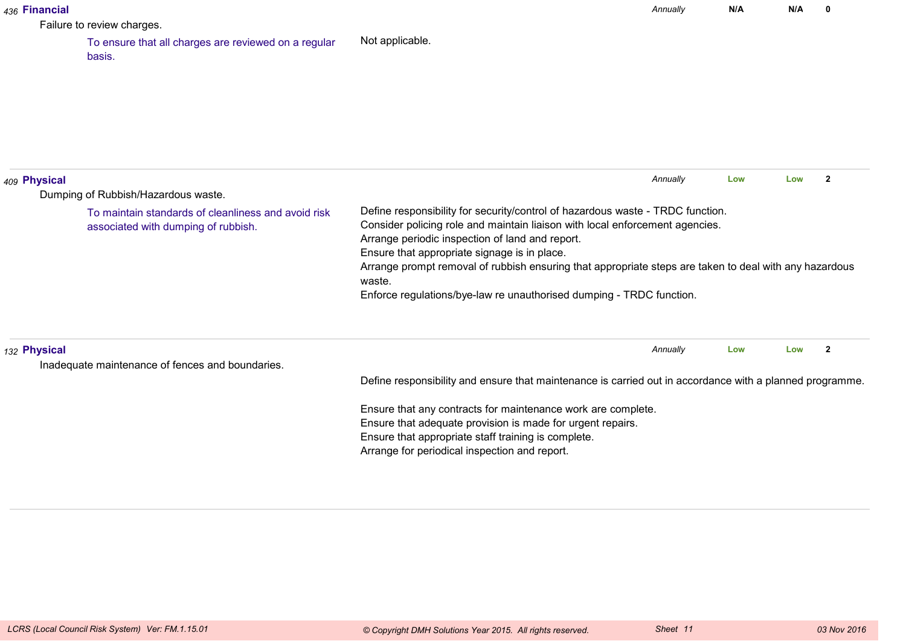*436* **Financial** — *Annually* — **N/A** — **N/A** — **0**

Failure to review charges.

To ensure that all charges are reviewed on a regular basis.

Not applicable.

---

*409* **Physical** — *Annually* — **Low** — **Low** — **2**

Dumping of Rubbish/Hazardous waste.

To maintain standards of cleanliness and avoid risk associated with dumping of rubbish.

Define responsibility for security/control of hazardous waste - TRDC function.
Consider policing role and maintain liaison with local enforcement agencies.
Arrange periodic inspection of land and report.
Ensure that appropriate signage is in place.
Arrange prompt removal of rubbish ensuring that appropriate steps are taken to deal with any hazardous waste.
Enforce regulations/bye-law re unauthorised dumping - TRDC function.

---

*132* **Physical** — *Annually* — **Low** — **Low** — **2**

Inadequate maintenance of fences and boundaries.

Define responsibility and ensure that maintenance is carried out in accordance with a planned programme.

Ensure that any contracts for maintenance work are complete.
Ensure that adequate provision is made for urgent repairs.
Ensure that appropriate staff training is complete.
Arrange for periodical inspection and report.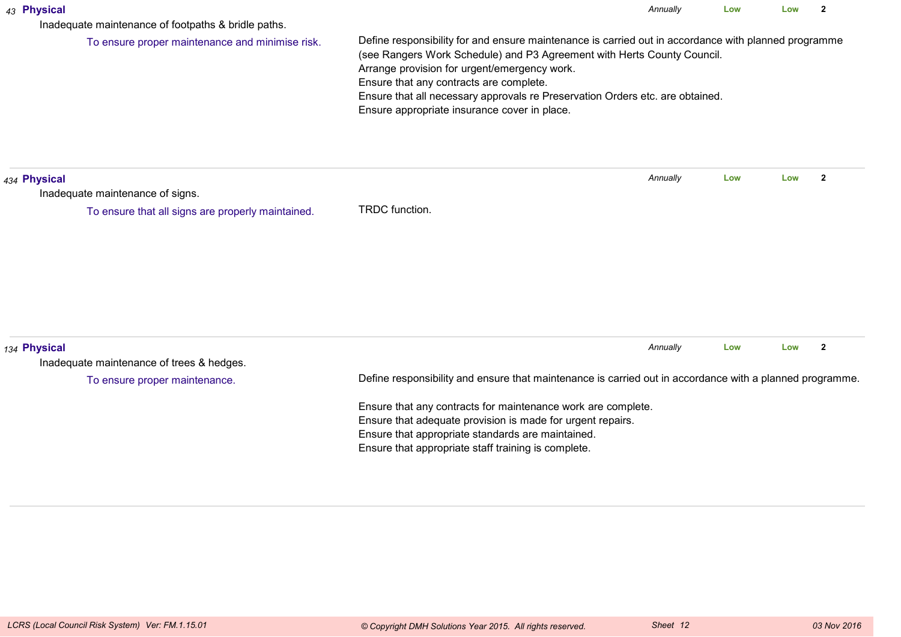*43* **Physical** *Annually* **Low** **Low** **2**

Inadequate maintenance of footpaths & bridle paths.

To ensure proper maintenance and minimise risk.

Define responsibility for and ensure maintenance is carried out in accordance with planned programme (see Rangers Work Schedule) and P3 Agreement with Herts County Council.
Arrange provision for urgent/emergency work.
Ensure that any contracts are complete.
Ensure that all necessary approvals re Preservation Orders etc. are obtained.
Ensure appropriate insurance cover in place.

---

*434* **Physical** *Annually* **Low** **Low** **2**

Inadequate maintenance of signs.

To ensure that all signs are properly maintained.

TRDC function.

---

*134* **Physical** *Annually* **Low** **Low** **2**

Inadequate maintenance of trees & hedges.

To ensure proper maintenance.

Define responsibility and ensure that maintenance is carried out in accordance with a planned programme.

Ensure that any contracts for maintenance work are complete.
Ensure that adequate provision is made for urgent repairs.
Ensure that appropriate standards are maintained.
Ensure that appropriate staff training is complete.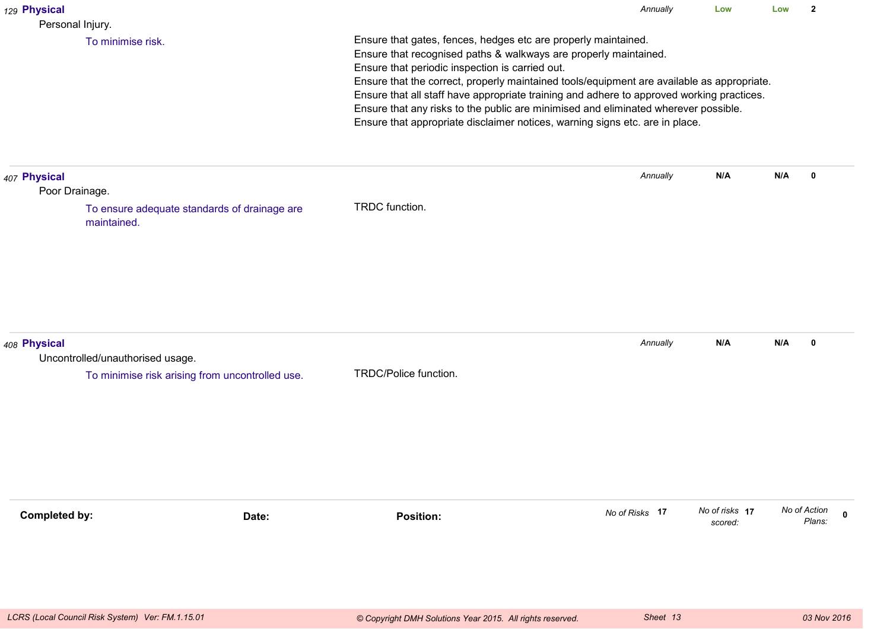| ID | Category / Risk / Objective | Control Measures | Review | Risk | Residual | Score |
|---|---|---|---|---|---|---|
| 129 | **Physical**<br>Personal Injury.<br>To minimise risk. | Ensure that gates, fences, hedges etc are properly maintained.<br>Ensure that recognised paths & walkways are properly maintained.<br>Ensure that periodic inspection is carried out.<br>Ensure that the correct, properly maintained tools/equipment are available as appropriate.<br>Ensure that all staff have appropriate training and adhere to approved working practices.<br>Ensure that any risks to the public are minimised and eliminated wherever possible.<br>Ensure that appropriate disclaimer notices, warning signs etc. are in place. | *Annually* | Low | Low | 2 |
| 407 | **Physical**<br>Poor Drainage.<br>To ensure adequate standards of drainage are maintained. | TRDC function. | *Annually* | N/A | N/A | 0 |
| 408 | **Physical**<br>Uncontrolled/unauthorised usage.<br>To minimise risk arising from uncontrolled use. | TRDC/Police function. | *Annually* | N/A | N/A | 0 |

**Completed by:** **Date:** **Position:**

*No of Risks* **17** *No of risks scored:* **17** *No of Action Plans:* **0**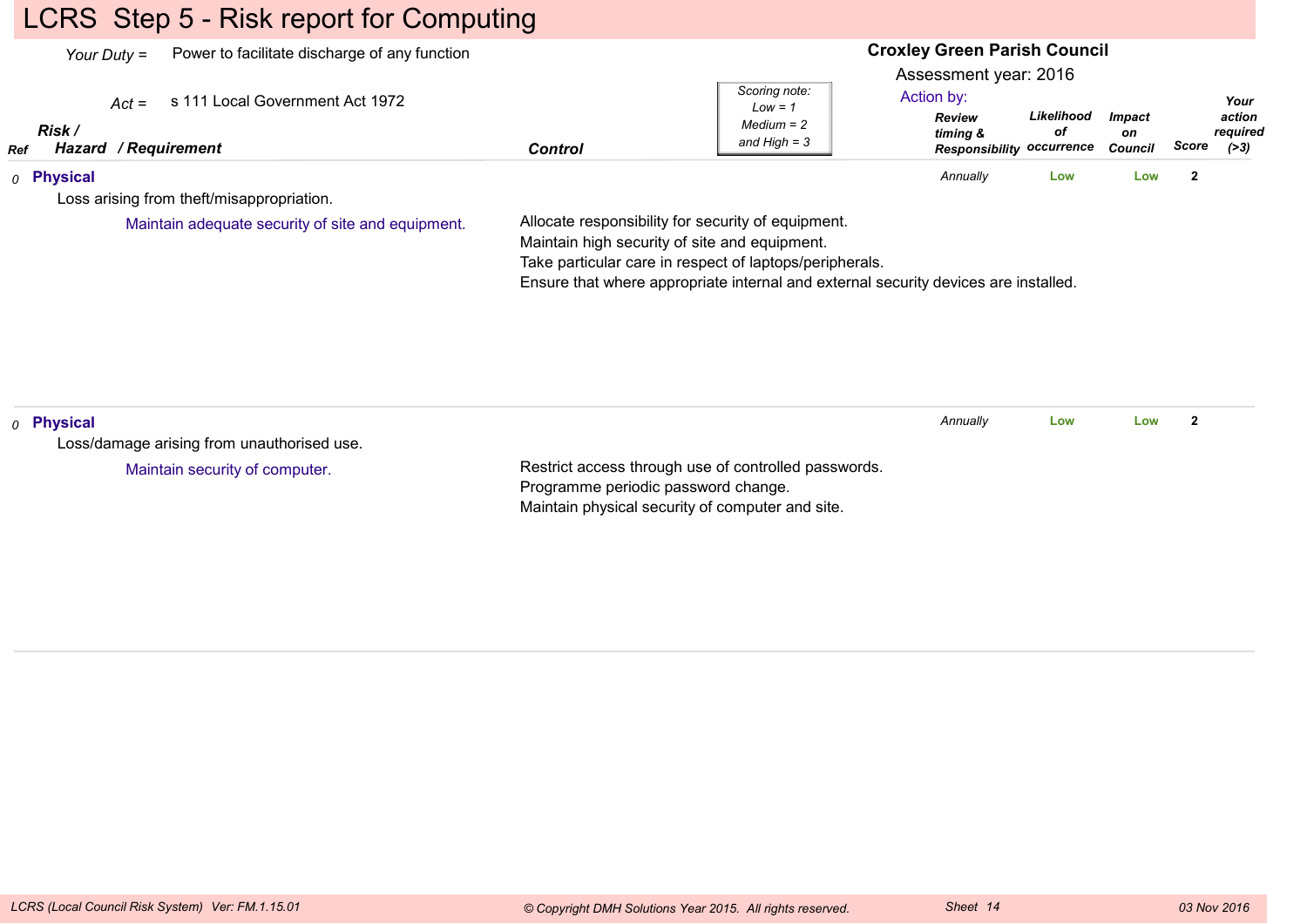# LCRS Step 5 - Risk report for Computing

*Your Duty* = Power to facilitate discharge of any function

*Act* = s 111 Local Government Act 1972

**Croxley Green Parish Council**

Assessment year: 2016

*Scoring note: Low = 1 Medium = 2 and High = 3*

Action by:

| Ref | Risk / Hazard / Requirement | Control | Review timing & Responsibility | Likelihood of occurrence | Impact on Council | Score | Your action required (>3) |
|---|---|---|---|---|---|---|---|
| 0 | **Physical**<br>Loss arising from theft/misappropriation.<br>Maintain adequate security of site and equipment. | Allocate responsibility for security of equipment.<br>Maintain high security of site and equipment.<br>Take particular care in respect of laptops/peripherals.<br>Ensure that where appropriate internal and external security devices are installed. | *Annually* | Low | Low | 2 | |
| 0 | **Physical**<br>Loss/damage arising from unauthorised use.<br>Maintain security of computer. | Restrict access through use of controlled passwords.<br>Programme periodic password change.<br>Maintain physical security of computer and site. | *Annually* | Low | Low | 2 | |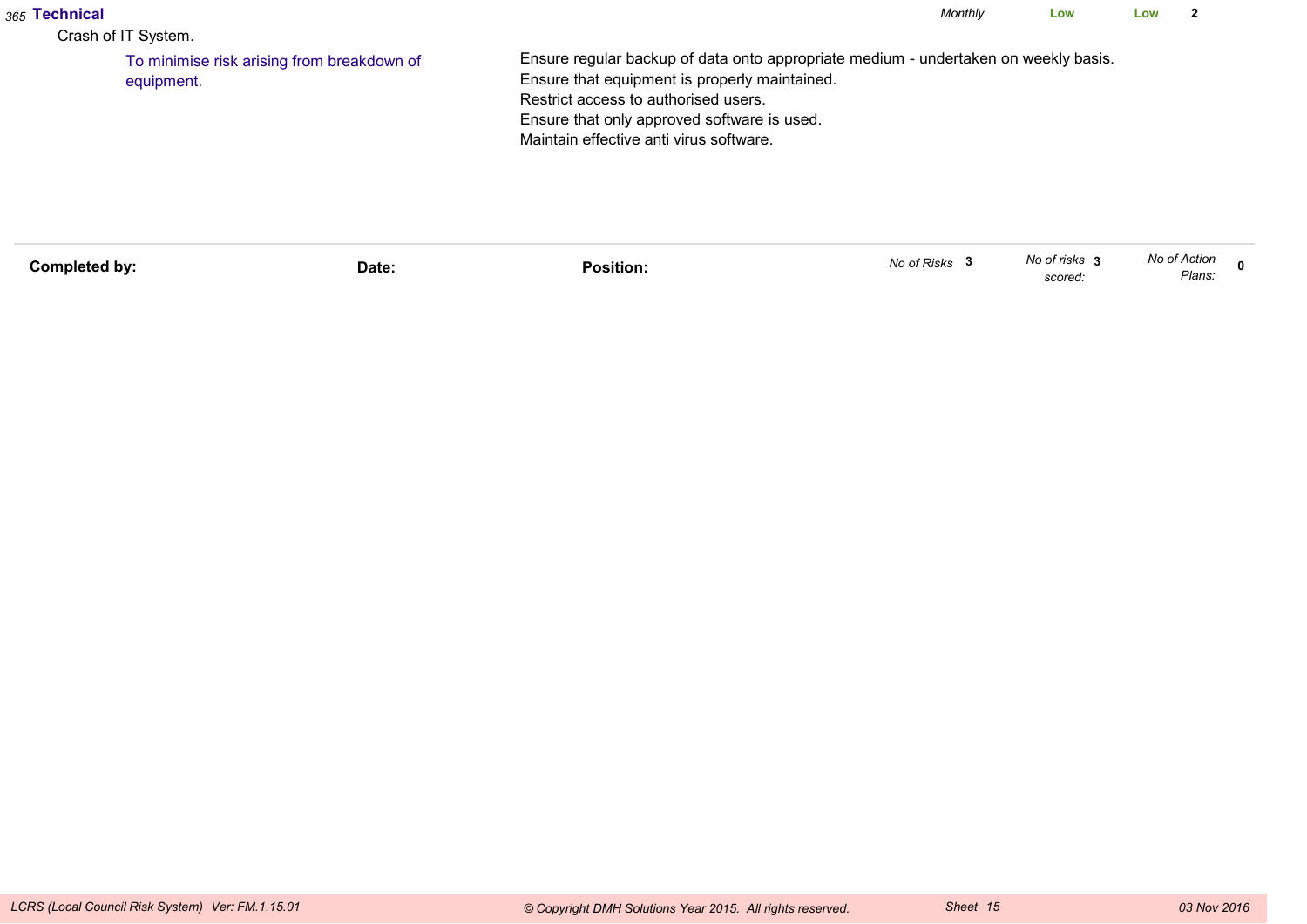*365* **Technical** — *Monthly* — **Low** — **Low** — **2**

Crash of IT System.

To minimise risk arising from breakdown of equipment.

Ensure regular backup of data onto appropriate medium - undertaken on weekly basis.
Ensure that equipment is properly maintained.
Restrict access to authorised users.
Ensure that only approved software is used.
Maintain effective anti virus software.

---

**Completed by:** **Date:** **Position:**

*No of Risks* **3** *No of risks scored:* **3** *No of Action Plans:* **0**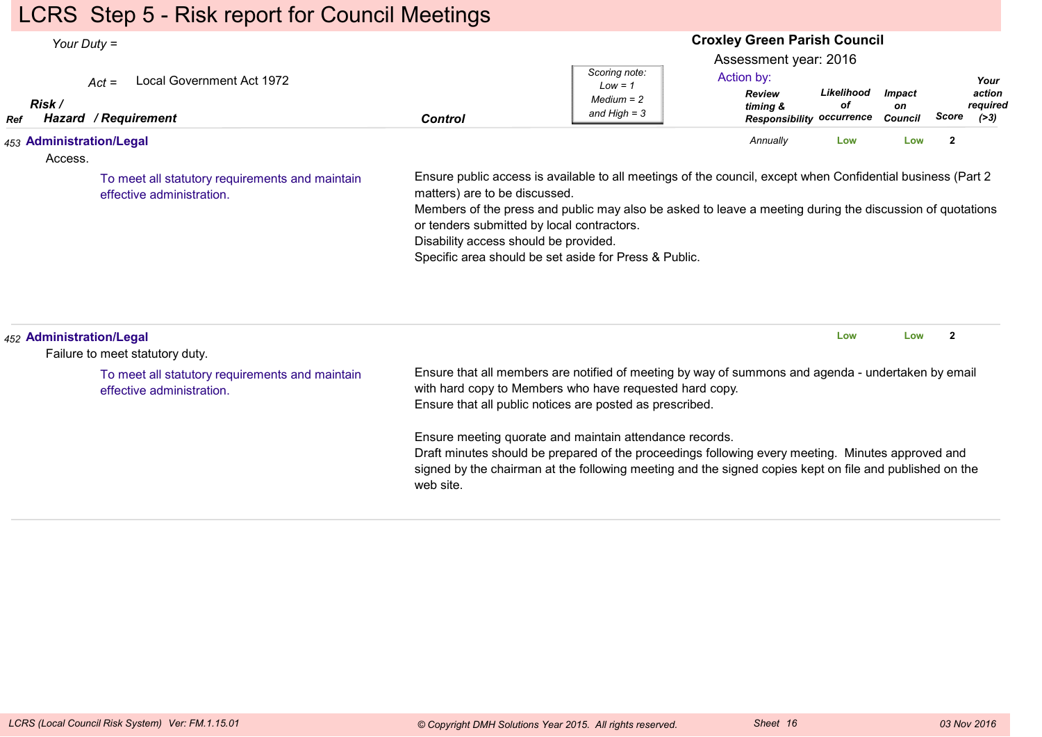# LCRS Step 5 - Risk report for Council Meetings

*Your Duty =*

*Act =* Local Government Act 1972

**Croxley Green Parish Council**

Assessment year: 2016

Action by:

*Scoring note: Low = 1 Medium = 2 and High = 3*

| *Ref* | *Risk / Hazard / Requirement* | *Control* | *Review timing & Responsibility* | *Likelihood of occurrence* | *Impact on Council* | *Score* | *Your action required (>3)* |
|---|---|---|---|---|---|---|---|
| *453* | **Administration/Legal**<br>Access.<br>To meet all statutory requirements and maintain effective administration. | Ensure public access is available to all meetings of the council, except when Confidential business (Part 2 matters) are to be discussed.<br>Members of the press and public may also be asked to leave a meeting during the discussion of quotations or tenders submitted by local contractors.<br>Disability access should be provided.<br>Specific area should be set aside for Press & Public. | *Annually* | Low | Low | 2 | |
| *452* | **Administration/Legal**<br>Failure to meet statutory duty.<br>To meet all statutory requirements and maintain effective administration. | Ensure that all members are notified of meeting by way of summons and agenda - undertaken by email with hard copy to Members who have requested hard copy.<br>Ensure that all public notices are posted as prescribed.<br><br>Ensure meeting quorate and maintain attendance records.<br>Draft minutes should be prepared of the proceedings following every meeting. Minutes approved and signed by the chairman at the following meeting and the signed copies kept on file and published on the web site. | | Low | Low | 2 | |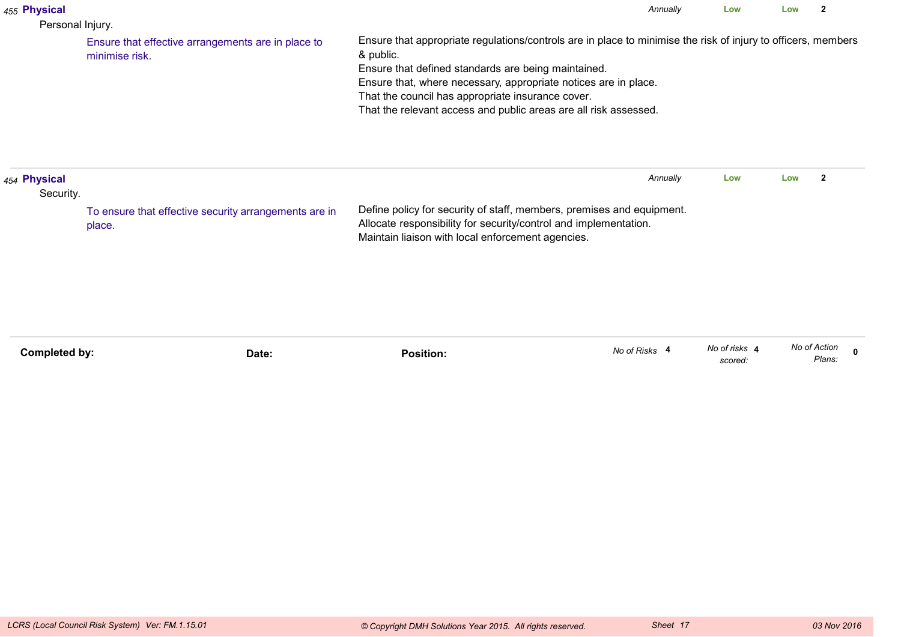**455 Physical**

Personal Injury.

Ensure that effective arrangements are in place to minimise risk.

Ensure that appropriate regulations/controls are in place to minimise the risk of injury to officers, members & public.
Ensure that defined standards are being maintained.
Ensure that, where necessary, appropriate notices are in place.
That the council has appropriate insurance cover.
That the relevant access and public areas are all risk assessed.

*Annually* | **Low** | **Low** | **2**

---

**454 Physical**

Security.

To ensure that effective security arrangements are in place.

Define policy for security of staff, members, premises and equipment.
Allocate responsibility for security/control and implementation.
Maintain liaison with local enforcement agencies.

*Annually* | **Low** | **Low** | **2**

---

| **Completed by:** | **Date:** | **Position:** | *No of Risks* **4** | *No of risks scored:* **4** | *No of Action Plans:* **0** |
|---|---|---|---|---|---|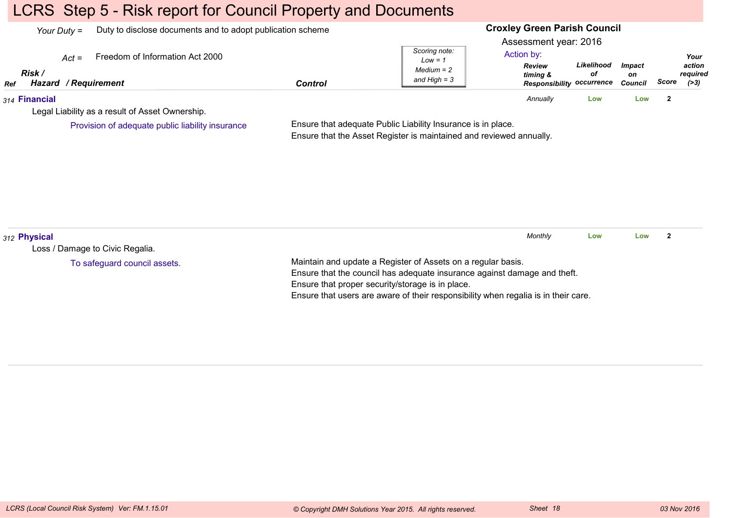# LCRS Step 5 - Risk report for Council Property and Documents

*Your Duty* = Duty to disclose documents and to adopt publication scheme

*Act* = Freedom of Information Act 2000

**Croxley Green Parish Council**

Assessment year: 2016

*Scoring note: Low = 1, Medium = 2 and High = 3*

| Ref | Risk / Hazard / Requirement | Control | Action by: Review timing & Responsibility | Likelihood of occurrence | Impact on Council | Score | Your action required (>3) |
|---|---|---|---|---|---|---|---|
| 314 | **Financial**<br>Legal Liability as a result of Asset Ownership.<br>Provision of adequate public liability insurance | Ensure that adequate Public Liability Insurance is in place.<br>Ensure that the Asset Register is maintained and reviewed annually. | *Annually* | Low | Low | 2 | |
| 312 | **Physical**<br>Loss / Damage to Civic Regalia.<br>To safeguard council assets. | Maintain and update a Register of Assets on a regular basis.<br>Ensure that the council has adequate insurance against damage and theft.<br>Ensure that proper security/storage is in place.<br>Ensure that users are aware of their responsibility when regalia is in their care. | *Monthly* | Low | Low | 2 | |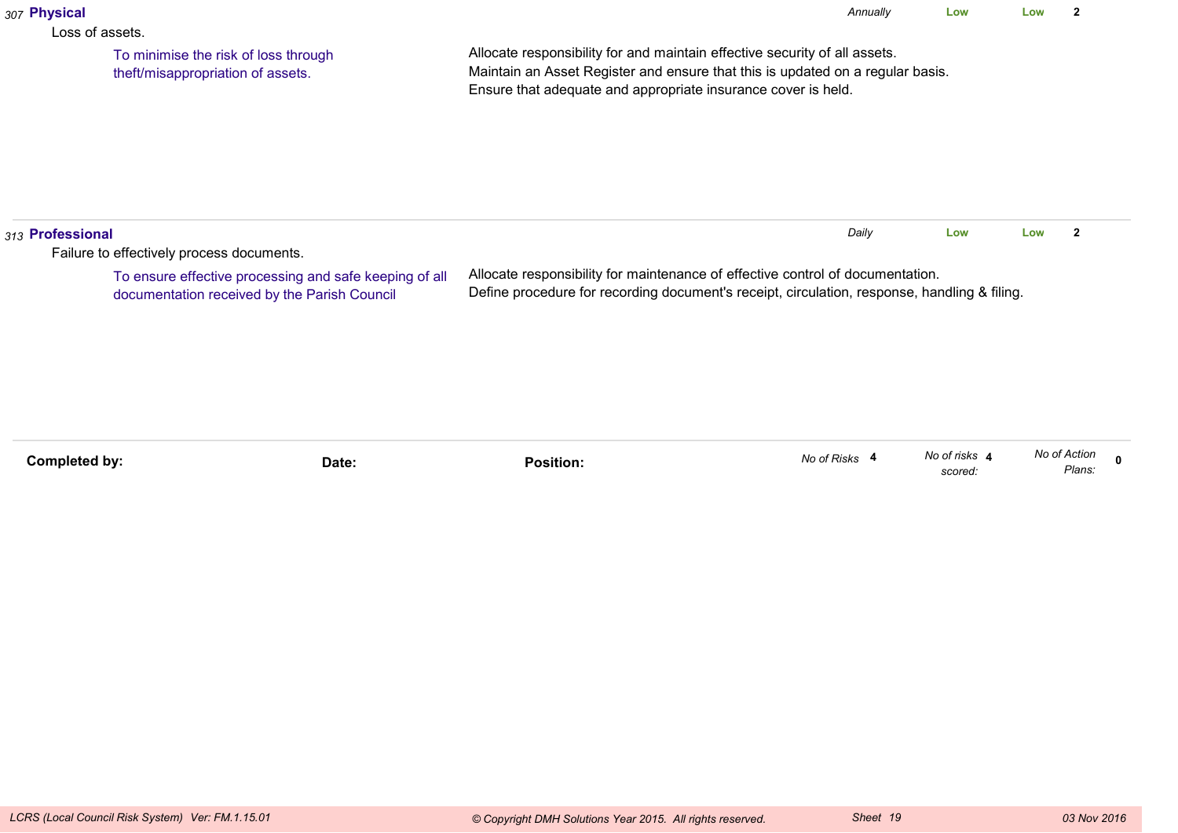307 **Physical**

Loss of assets.

To minimise the risk of loss through theft/misappropriation of assets.

Allocate responsibility for and maintain effective security of all assets.
Maintain an Asset Register and ensure that this is updated on a regular basis.
Ensure that adequate and appropriate insurance cover is held.

*Annually* | **Low** | **Low** | **2**

---

313 **Professional**

Failure to effectively process documents.

To ensure effective processing and safe keeping of all documentation received by the Parish Council

Allocate responsibility for maintenance of effective control of documentation.
Define procedure for recording document's receipt, circulation, response, handling & filing.

*Daily* | **Low** | **Low** | **2**

---

**Completed by:** **Date:** **Position:**

*No of Risks* **4** *No of risks scored:* **4** *No of Action Plans:* **0**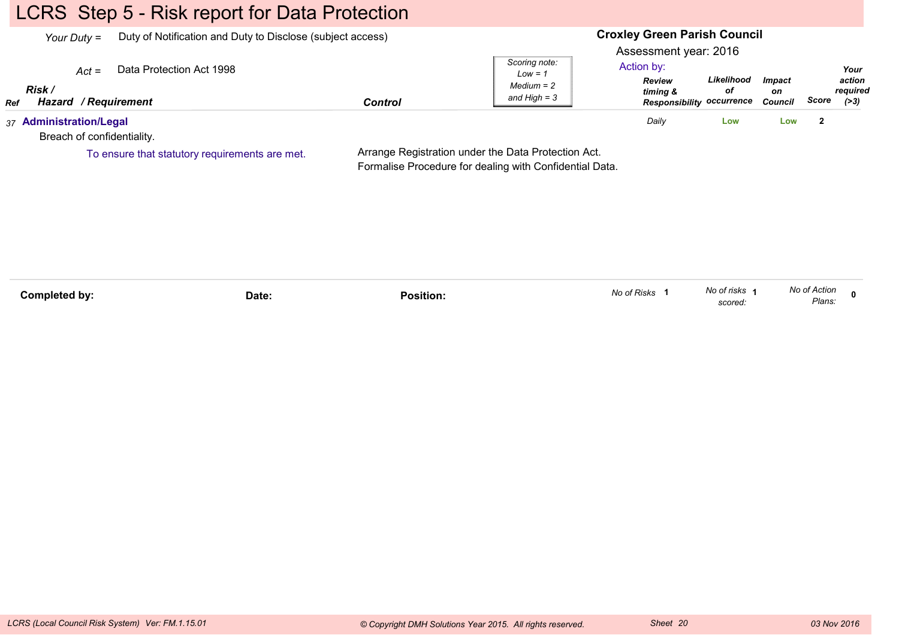# LCRS Step 5 - Risk report for Data Protection

*Your Duty =* Duty of Notification and Duty to Disclose (subject access)

*Act =* Data Protection Act 1998

**Croxley Green Parish Council**

Assessment year: 2016

*Scoring note: Low = 1, Medium = 2 and High = 3*

| Ref | Risk / Hazard / Requirement | Control | Action by: Review timing & Responsibility | Likelihood of occurrence | Impact on Council | Score | Your action required (>3) |
|---|---|---|---|---|---|---|---|
| 37 | **Administration/Legal**<br>Breach of confidentiality.<br>To ensure that statutory requirements are met. | Arrange Registration under the Data Protection Act.<br>Formalise Procedure for dealing with Confidential Data. | Daily | Low | Low | 2 | |

**Completed by:** **Date:** **Position:**

*No of Risks* 1 *No of risks scored:* 1 *No of Action Plans:* 0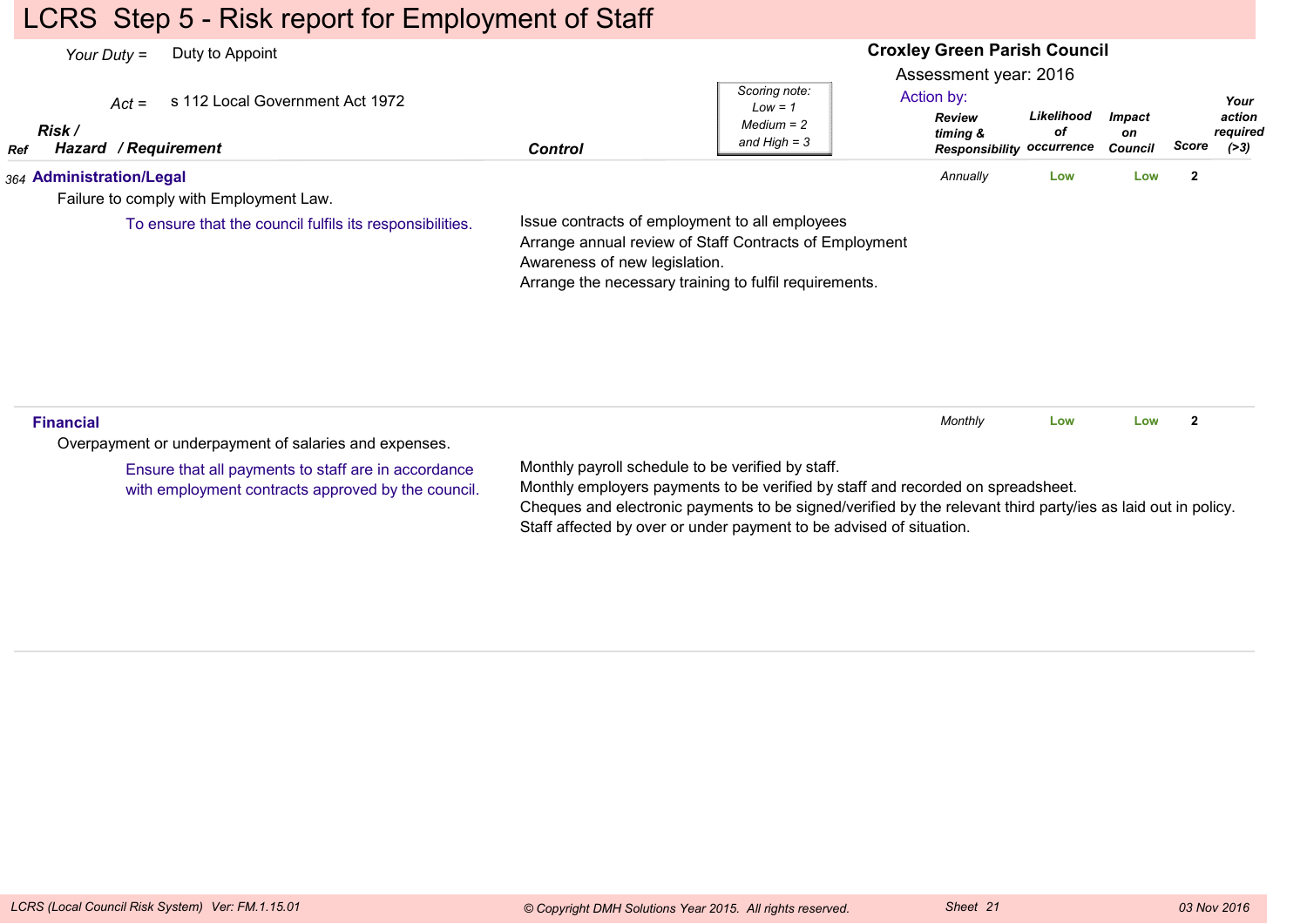# LCRS Step 5 - Risk report for Employment of Staff

*Your Duty* = Duty to Appoint

*Act* = s 112 Local Government Act 1972

**Croxley Green Parish Council**

Assessment year: 2016

*Scoring note: Low = 1 Medium = 2 and High = 3*

Action by:

| Ref | Risk / Hazard / Requirement | Control | Review timing & Responsibility | Likelihood of occurrence | Impact on Council | Score | Your action required (>3) |
|---|---|---|---|---|---|---|---|
| 364 | **Administration/Legal**<br>Failure to comply with Employment Law.<br>To ensure that the council fulfils its responsibilities. | Issue contracts of employment to all employees<br>Arrange annual review of Staff Contracts of Employment<br>Awareness of new legislation.<br>Arrange the necessary training to fulfil requirements. | *Annually* | Low | Low | 2 | |
| | **Financial**<br>Overpayment or underpayment of salaries and expenses.<br>Ensure that all payments to staff are in accordance with employment contracts approved by the council. | Monthly payroll schedule to be verified by staff.<br>Monthly employers payments to be verified by staff and recorded on spreadsheet.<br>Cheques and electronic payments to be signed/verified by the relevant third party/ies as laid out in policy.<br>Staff affected by over or under payment to be advised of situation. | *Monthly* | Low | Low | 2 | |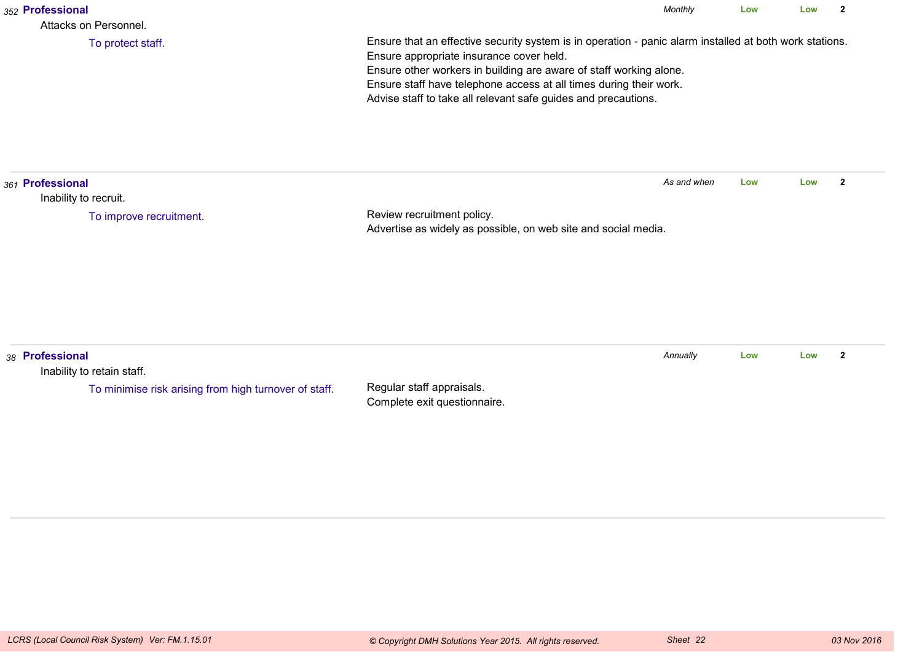**352 Professional**

Attacks on Personnel.

To protect staff.

Ensure that an effective security system is in operation - panic alarm installed at both work stations.
Ensure appropriate insurance cover held.
Ensure other workers in building are aware of staff working alone.
Ensure staff have telephone access at all times during their work.
Advise staff to take all relevant safe guides and precautions.

*Monthly* | Low | Low | 2

---

**361 Professional**

Inability to recruit.

To improve recruitment.

Review recruitment policy.
Advertise as widely as possible, on web site and social media.

*As and when* | Low | Low | 2

---

**38 Professional**

Inability to retain staff.

To minimise risk arising from high turnover of staff.

Regular staff appraisals.
Complete exit questionnaire.

*Annually* | Low | Low | 2

---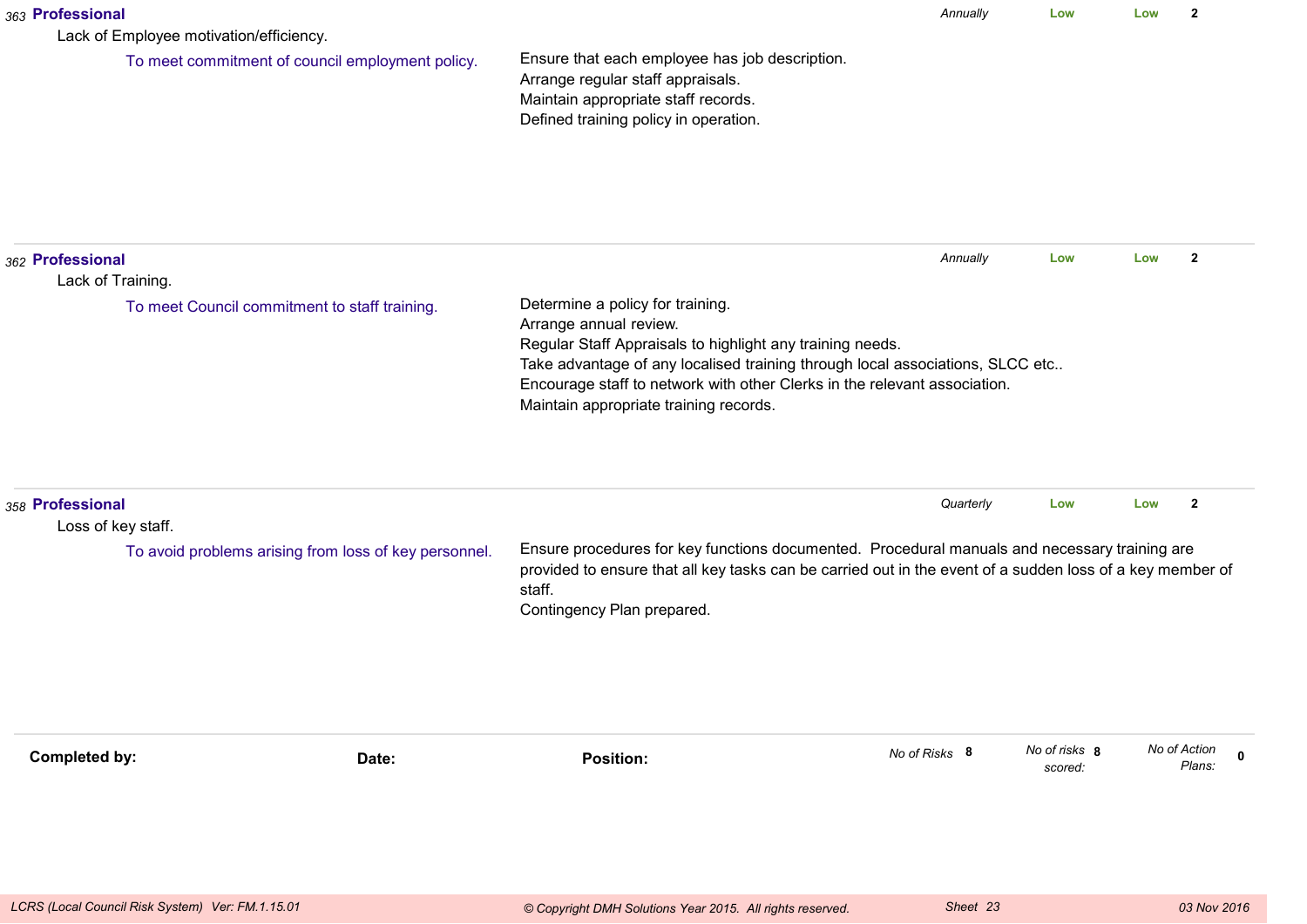| | Risk | Objective | Controls | Review | | | |
|---|---|---|---|---|---|---|---|
| 363 | **Professional**<br>Lack of Employee motivation/efficiency. | To meet commitment of council employment policy. | Ensure that each employee has job description.<br>Arrange regular staff appraisals.<br>Maintain appropriate staff records.<br>Defined training policy in operation. | *Annually* | Low | Low | 2 |
| 362 | **Professional**<br>Lack of Training. | To meet Council commitment to staff training. | Determine a policy for training.<br>Arrange annual review.<br>Regular Staff Appraisals to highlight any training needs.<br>Take advantage of any localised training through local associations, SLCC etc..<br>Encourage staff to network with other Clerks in the relevant association.<br>Maintain appropriate training records. | *Annually* | Low | Low | 2 |
| 358 | **Professional**<br>Loss of key staff. | To avoid problems arising from loss of key personnel. | Ensure procedures for key functions documented. Procedural manuals and necessary training are provided to ensure that all key tasks can be carried out in the event of a sudden loss of a key member of staff.<br>Contingency Plan prepared. | *Quarterly* | Low | Low | 2 |

**Completed by:** **Date:** **Position:**

*No of Risks* **8** *No of risks scored:* **8** *No of Action Plans:* **0**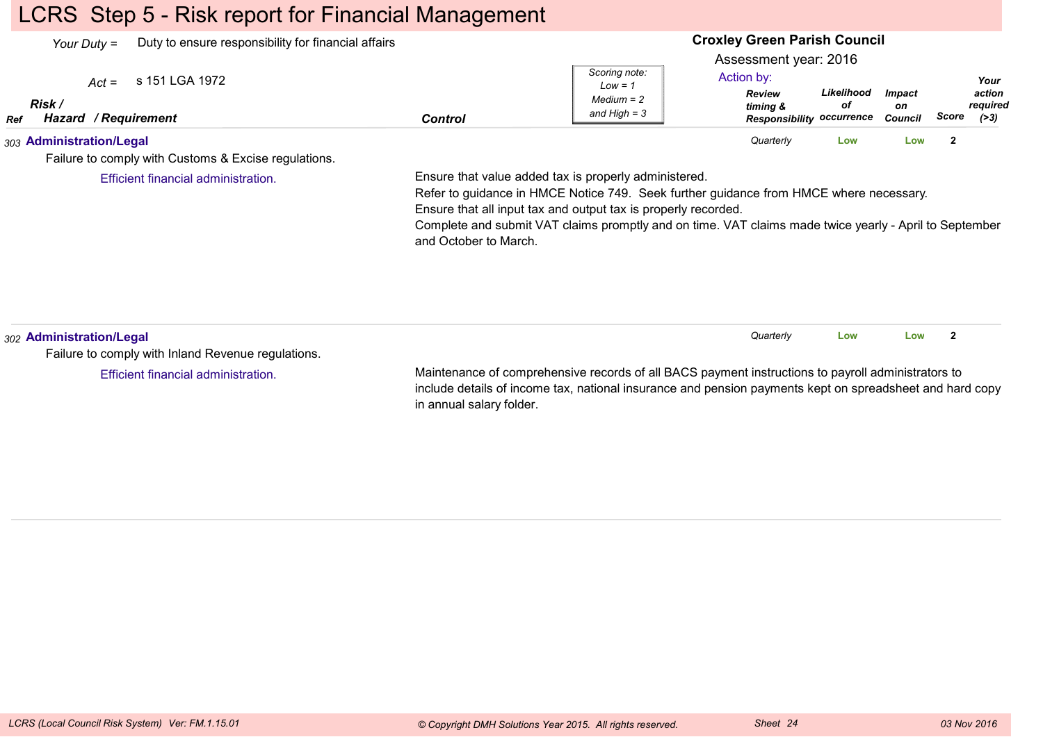# LCRS Step 5 - Risk report for Financial Management

*Your Duty* = Duty to ensure responsibility for financial affairs

*Act* = s 151 LGA 1972

**Croxley Green Parish Council**

Assessment year: 2016

*Scoring note: Low = 1, Medium = 2 and High = 3*

| Ref | Risk / Hazard / Requirement | Control | Review timing & Responsibility | Likelihood of occurrence | Impact on Council | Score | Your action required (>3) |
|---|---|---|---|---|---|---|---|
| 303 | **Administration/Legal**<br>Failure to comply with Customs & Excise regulations.<br>Efficient financial administration. | Ensure that value added tax is properly administered.<br>Refer to guidance in HMCE Notice 749. Seek further guidance from HMCE where necessary.<br>Ensure that all input tax and output tax is properly recorded.<br>Complete and submit VAT claims promptly and on time. VAT claims made twice yearly - April to September and October to March. | Quarterly | Low | Low | 2 | |
| 302 | **Administration/Legal**<br>Failure to comply with Inland Revenue regulations.<br>Efficient financial administration. | Maintenance of comprehensive records of all BACS payment instructions to payroll administrators to include details of income tax, national insurance and pension payments kept on spreadsheet and hard copy in annual salary folder. | Quarterly | Low | Low | 2 | |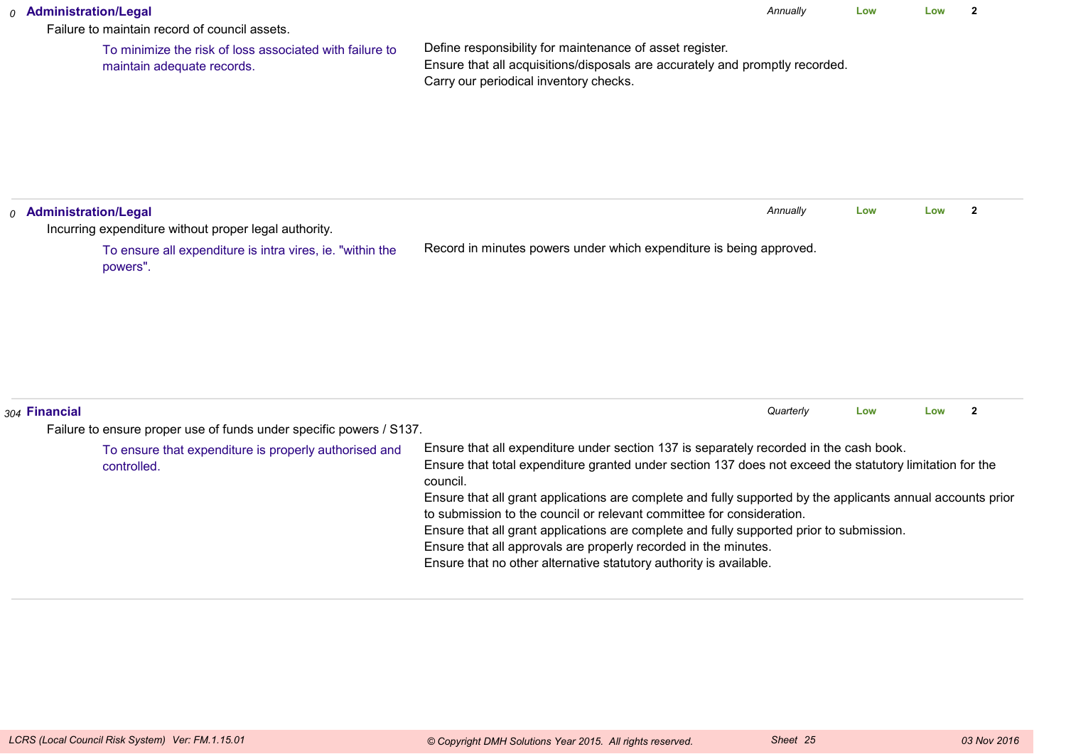*0* **Administration/Legal** *Annually* **Low** **Low** **2**

Failure to maintain record of council assets.

To minimize the risk of loss associated with failure to maintain adequate records.

Define responsibility for maintenance of asset register.
Ensure that all acquisitions/disposals are accurately and promptly recorded.
Carry our periodical inventory checks.

---

*0* **Administration/Legal** *Annually* **Low** **Low** **2**

Incurring expenditure without proper legal authority.

To ensure all expenditure is intra vires, ie. "within the powers".

Record in minutes powers under which expenditure is being approved.

---

*304* **Financial** *Quarterly* **Low** **Low** **2**

Failure to ensure proper use of funds under specific powers / S137.

To ensure that expenditure is properly authorised and controlled.

Ensure that all expenditure under section 137 is separately recorded in the cash book.
Ensure that total expenditure granted under section 137 does not exceed the statutory limitation for the council.
Ensure that all grant applications are complete and fully supported by the applicants annual accounts prior to submission to the council or relevant committee for consideration.
Ensure that all grant applications are complete and fully supported prior to submission.
Ensure that all approvals are properly recorded in the minutes.
Ensure that no other alternative statutory authority is available.

---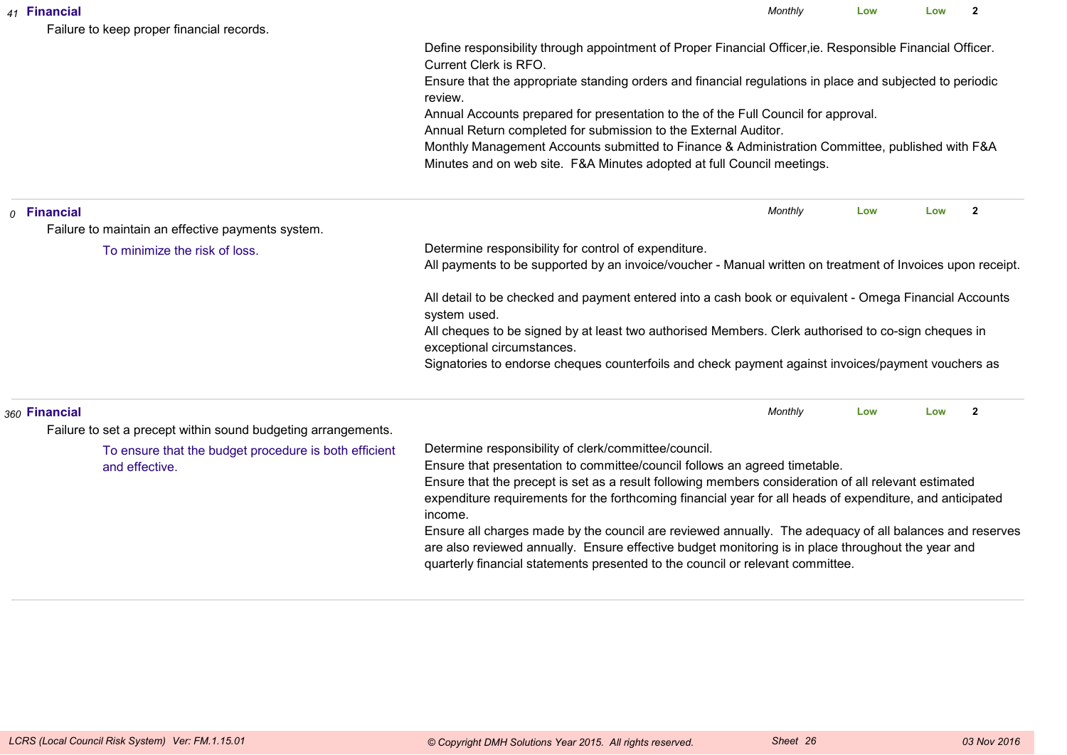*41* **Financial**

Failure to keep proper financial records.

*Monthly* | **Low** | **Low** | **2**

Define responsibility through appointment of Proper Financial Officer,ie. Responsible Financial Officer. Current Clerk is RFO.
Ensure that the appropriate standing orders and financial regulations in place and subjected to periodic review.
Annual Accounts prepared for presentation to the of the Full Council for approval.
Annual Return completed for submission to the External Auditor.
Monthly Management Accounts submitted to Finance & Administration Committee, published with F&A Minutes and on web site. F&A Minutes adopted at full Council meetings.

---

*0* **Financial**

Failure to maintain an effective payments system.

*Monthly* | **Low** | **Low** | **2**

To minimize the risk of loss.

Determine responsibility for control of expenditure.
All payments to be supported by an invoice/voucher - Manual written on treatment of Invoices upon receipt.

All detail to be checked and payment entered into a cash book or equivalent - Omega Financial Accounts system used.
All cheques to be signed by at least two authorised Members. Clerk authorised to co-sign cheques in exceptional circumstances.
Signatories to endorse cheques counterfoils and check payment against invoices/payment vouchers as

---

*360* **Financial**

Failure to set a precept within sound budgeting arrangements.

*Monthly* | **Low** | **Low** | **2**

To ensure that the budget procedure is both efficient and effective.

Determine responsibility of clerk/committee/council.
Ensure that presentation to committee/council follows an agreed timetable.
Ensure that the precept is set as a result following members consideration of all relevant estimated expenditure requirements for the forthcoming financial year for all heads of expenditure, and anticipated income.
Ensure all charges made by the council are reviewed annually. The adequacy of all balances and reserves are also reviewed annually. Ensure effective budget monitoring is in place throughout the year and quarterly financial statements presented to the council or relevant committee.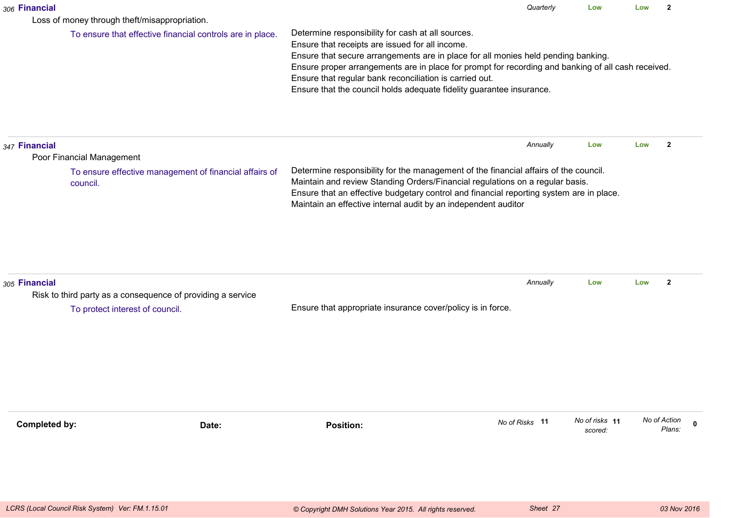**306 Financial** — *Quarterly* — Low — Low — 2

Loss of money through theft/misappropriation.

To ensure that effective financial controls are in place.

- Determine responsibility for cash at all sources.
- Ensure that receipts are issued for all income.
- Ensure that secure arrangements are in place for all monies held pending banking.
- Ensure proper arrangements are in place for prompt for recording and banking of all cash received.
- Ensure that regular bank reconciliation is carried out.
- Ensure that the council holds adequate fidelity guarantee insurance.

---

**347 Financial** — *Annually* — Low — Low — 2

Poor Financial Management

To ensure effective management of financial affairs of council.

- Determine responsibility for the management of the financial affairs of the council.
- Maintain and review Standing Orders/Financial regulations on a regular basis.
- Ensure that an effective budgetary control and financial reporting system are in place.
- Maintain an effective internal audit by an independent auditor

---

**305 Financial** — *Annually* — Low — Low — 2

Risk to third party as a consequence of providing a service

To protect interest of council.

- Ensure that appropriate insurance cover/policy is in force.

---

**Completed by:**

**Date:**

**Position:**

*No of Risks* **11** *No of risks scored:* **11** *No of Action Plans:* **0**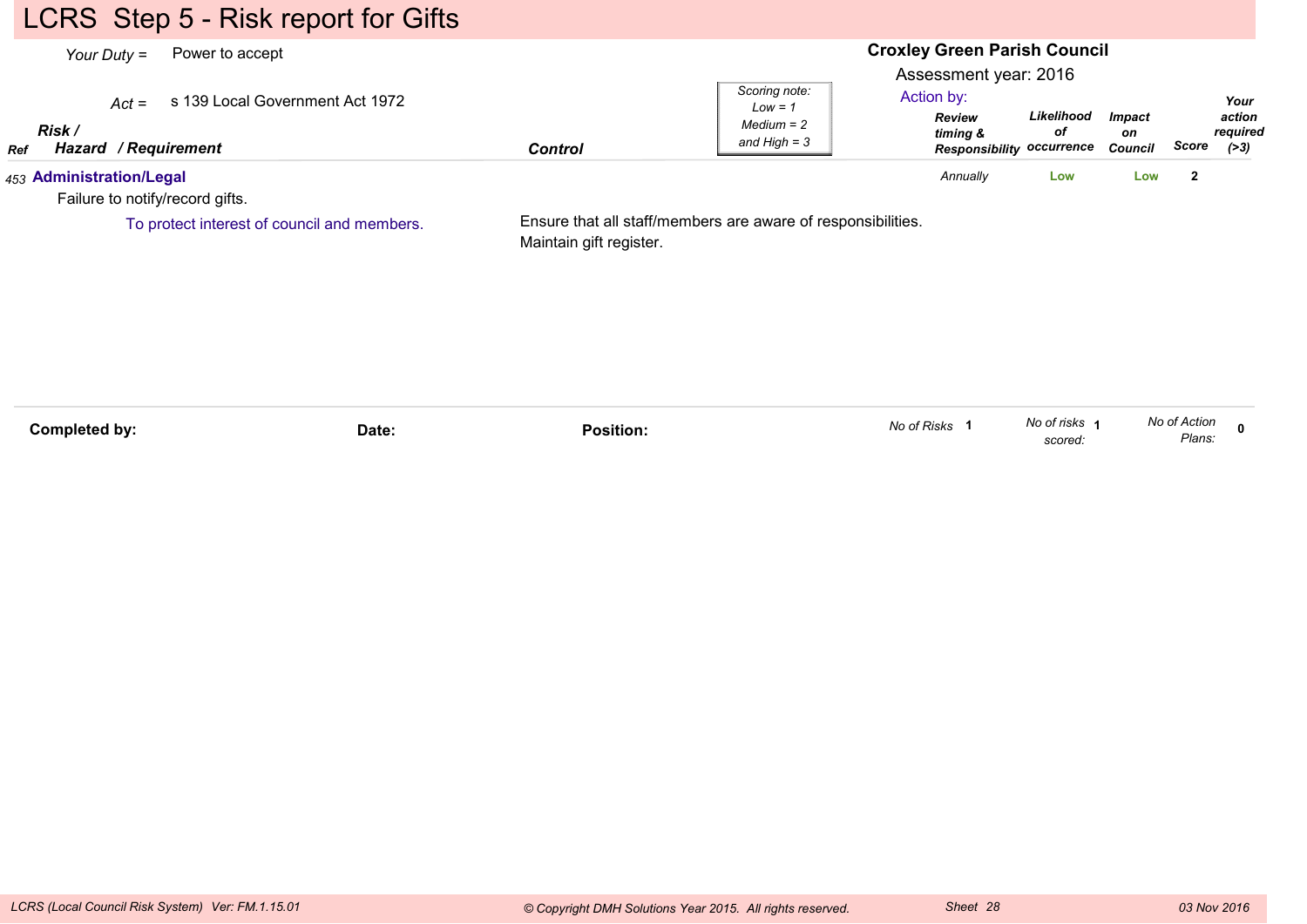# LCRS Step 5 - Risk report for Gifts

*Your Duty* = Power to accept

*Act* = s 139 Local Government Act 1972

**Croxley Green Parish Council**

Assessment year: 2016

*Scoring note: Low = 1, Medium = 2 and High = 3*

| Ref | Risk / Hazard / Requirement | Control | Action by: Review timing & Responsibility | Likelihood of occurrence | Impact on Council | Score | Your action required (>3) |
|---|---|---|---|---|---|---|---|
| 453 | **Administration/Legal**<br>Failure to notify/record gifts.<br>To protect interest of council and members. | Ensure that all staff/members are aware of responsibilities.<br>Maintain gift register. | *Annually* | Low | Low | 2 | |

**Completed by:** **Date:** **Position:**

*No of Risks* 1 *No of risks scored:* 1 *No of Action Plans:* 0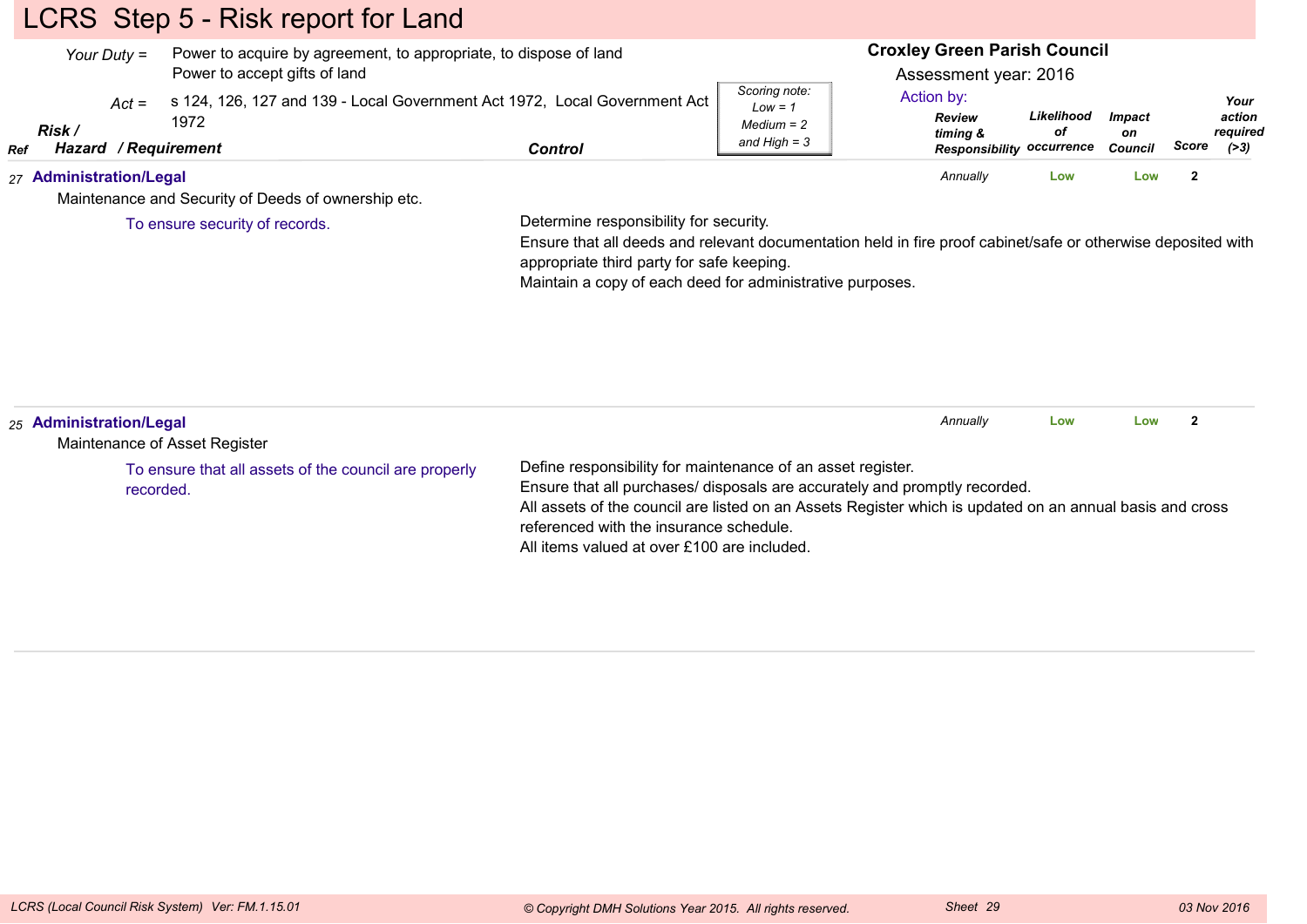# LCRS Step 5 - Risk report for Land

*Your Duty* = Power to acquire by agreement, to appropriate, to dispose of land
Power to accept gifts of land

*Act* = s 124, 126, 127 and 139 - Local Government Act 1972, Local Government Act 1972

**Croxley Green Parish Council**
Assessment year: 2016
Action by:

*Scoring note: Low = 1, Medium = 2 and High = 3*

| Ref | Risk / Hazard / Requirement | Control | Review timing & Responsibility | Likelihood of occurrence | Impact on Council | Score | Your action required (>3) |
|---|---|---|---|---|---|---|---|
| 27 | **Administration/Legal**<br>Maintenance and Security of Deeds of ownership etc.<br>To ensure security of records. | Determine responsibility for security.<br>Ensure that all deeds and relevant documentation held in fire proof cabinet/safe or otherwise deposited with appropriate third party for safe keeping.<br>Maintain a copy of each deed for administrative purposes. | *Annually* | Low | Low | 2 | |
| 25 | **Administration/Legal**<br>Maintenance of Asset Register<br>To ensure that all assets of the council are properly recorded. | Define responsibility for maintenance of an asset register.<br>Ensure that all purchases/ disposals are accurately and promptly recorded.<br>All assets of the council are listed on an Assets Register which is updated on an annual basis and cross referenced with the insurance schedule.<br>All items valued at over £100 are included. | *Annually* | Low | Low | 2 | |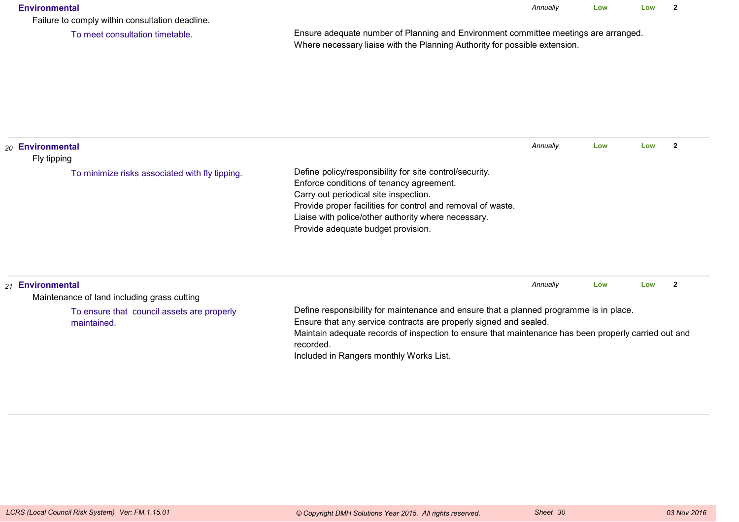| No. | Category / Risk / Objective | Controls | Review | Rating | Rating | Score |
|---|---|---|---|---|---|---|
| | **Environmental**<br>Failure to comply within consultation deadline.<br>To meet consultation timetable. | Ensure adequate number of Planning and Environment committee meetings are arranged.<br>Where necessary liaise with the Planning Authority for possible extension. | *Annually* | Low | Low | 2 |
| *20* | **Environmental**<br>Fly tipping<br>To minimize risks associated with fly tipping. | Define policy/responsibility for site control/security.<br>Enforce conditions of tenancy agreement.<br>Carry out periodical site inspection.<br>Provide proper facilities for control and removal of waste.<br>Liaise with police/other authority where necessary.<br>Provide adequate budget provision. | *Annually* | Low | Low | 2 |
| *21* | **Environmental**<br>Maintenance of land including grass cutting<br>To ensure that council assets are properly maintained. | Define responsibility for maintenance and ensure that a planned programme is in place.<br>Ensure that any service contracts are properly signed and sealed.<br>Maintain adequate records of inspection to ensure that maintenance has been properly carried out and recorded.<br>Included in Rangers monthly Works List. | *Annually* | Low | Low | 2 |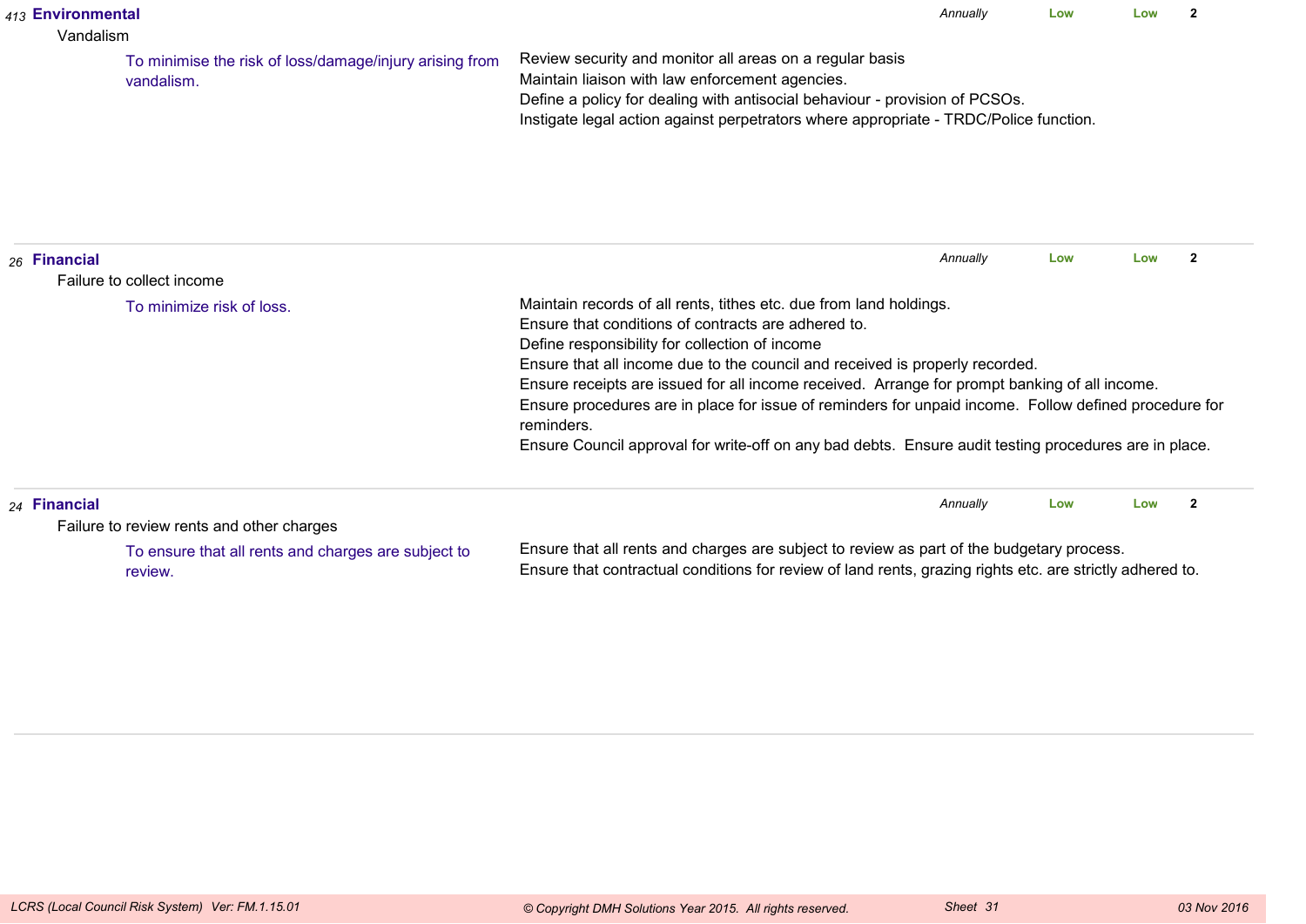413 **Environmental**

Vandalism

To minimise the risk of loss/damage/injury arising from vandalism.

*Annually* **Low** **Low** **2**

Review security and monitor all areas on a regular basis
Maintain liaison with law enforcement agencies.
Define a policy for dealing with antisocial behaviour - provision of PCSOs.
Instigate legal action against perpetrators where appropriate - TRDC/Police function.

---

26 **Financial**

Failure to collect income

To minimize risk of loss.

*Annually* **Low** **Low** **2**

Maintain records of all rents, tithes etc. due from land holdings.
Ensure that conditions of contracts are adhered to.
Define responsibility for collection of income
Ensure that all income due to the council and received is properly recorded.
Ensure receipts are issued for all income received. Arrange for prompt banking of all income.
Ensure procedures are in place for issue of reminders for unpaid income. Follow defined procedure for reminders.
Ensure Council approval for write-off on any bad debts. Ensure audit testing procedures are in place.

---

24 **Financial**

Failure to review rents and other charges

To ensure that all rents and charges are subject to review.

*Annually* **Low** **Low** **2**

Ensure that all rents and charges are subject to review as part of the budgetary process.
Ensure that contractual conditions for review of land rents, grazing rights etc. are strictly adhered to.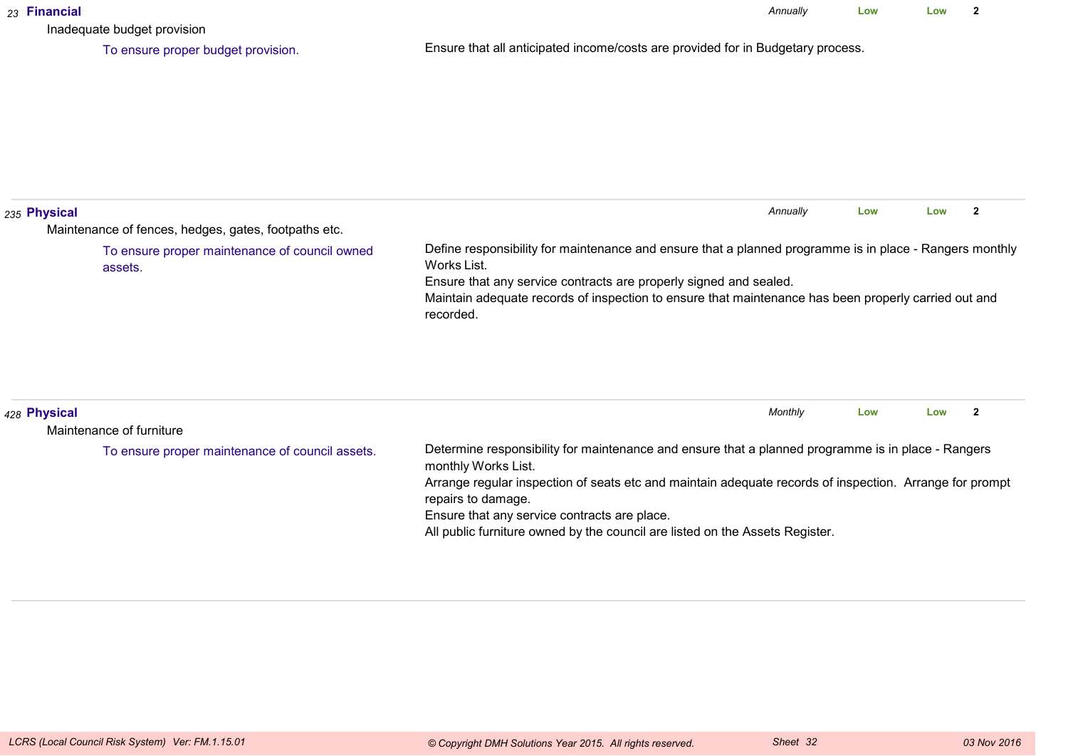*23* **Financial**

Inadequate budget provision

To ensure proper budget provision.

Ensure that all anticipated income/costs are provided for in Budgetary process.

*Annually* | **Low** | **Low** | **2**

---

*235* **Physical**

Maintenance of fences, hedges, gates, footpaths etc.

To ensure proper maintenance of council owned assets.

Define responsibility for maintenance and ensure that a planned programme is in place - Rangers monthly Works List.
Ensure that any service contracts are properly signed and sealed.
Maintain adequate records of inspection to ensure that maintenance has been properly carried out and recorded.

*Annually* | **Low** | **Low** | **2**

---

*428* **Physical**

Maintenance of furniture

To ensure proper maintenance of council assets.

Determine responsibility for maintenance and ensure that a planned programme is in place - Rangers monthly Works List.
Arrange regular inspection of seats etc and maintain adequate records of inspection.  Arrange for prompt repairs to damage.
Ensure that any service contracts are place.
All public furniture owned by the council are listed on the Assets Register.

*Monthly* | **Low** | **Low** | **2**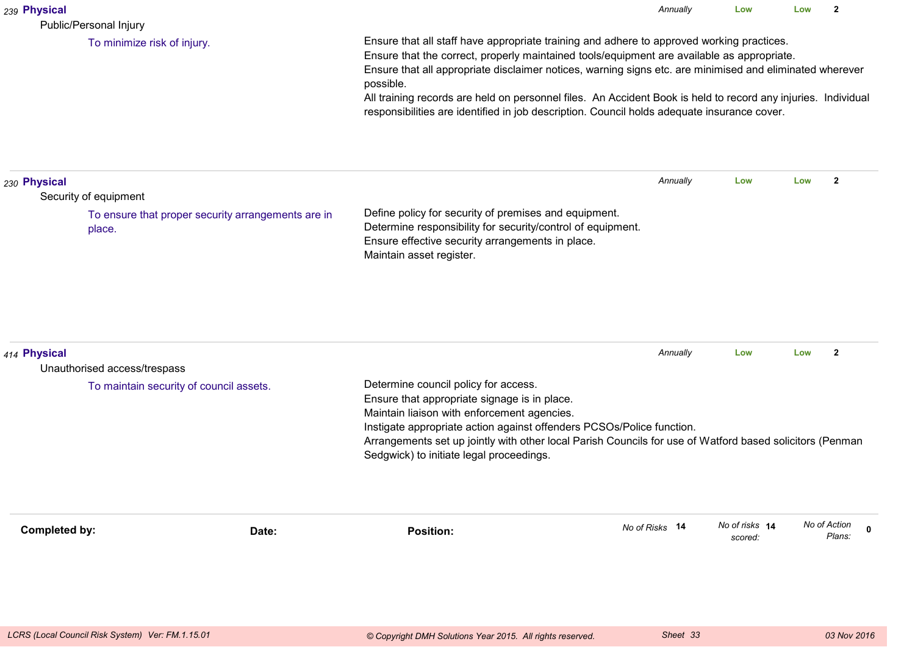239 **Physical** | *Annually* | **Low** | **Low** | **2**

Public/Personal Injury

To minimize risk of injury.

Ensure that all staff have appropriate training and adhere to approved working practices.
Ensure that the correct, properly maintained tools/equipment are available as appropriate.
Ensure that all appropriate disclaimer notices, warning signs etc. are minimised and eliminated wherever possible.
All training records are held on personnel files. An Accident Book is held to record any injuries. Individual responsibilities are identified in job description. Council holds adequate insurance cover.

---

230 **Physical** | *Annually* | **Low** | **Low** | **2**

Security of equipment

To ensure that proper security arrangements are in place.

Define policy for security of premises and equipment.
Determine responsibility for security/control of equipment.
Ensure effective security arrangements in place.
Maintain asset register.

---

414 **Physical** | *Annually* | **Low** | **Low** | **2**

Unauthorised access/trespass

To maintain security of council assets.

Determine council policy for access.
Ensure that appropriate signage is in place.
Maintain liaison with enforcement agencies.
Instigate appropriate action against offenders PCSOs/Police function.
Arrangements set up jointly with other local Parish Councils for use of Watford based solicitors (Penman Sedgwick) to initiate legal proceedings.

---

**Completed by:** **Date:** **Position:**

*No of Risks* **14** *No of risks scored:* **14** *No of Action Plans:* **0**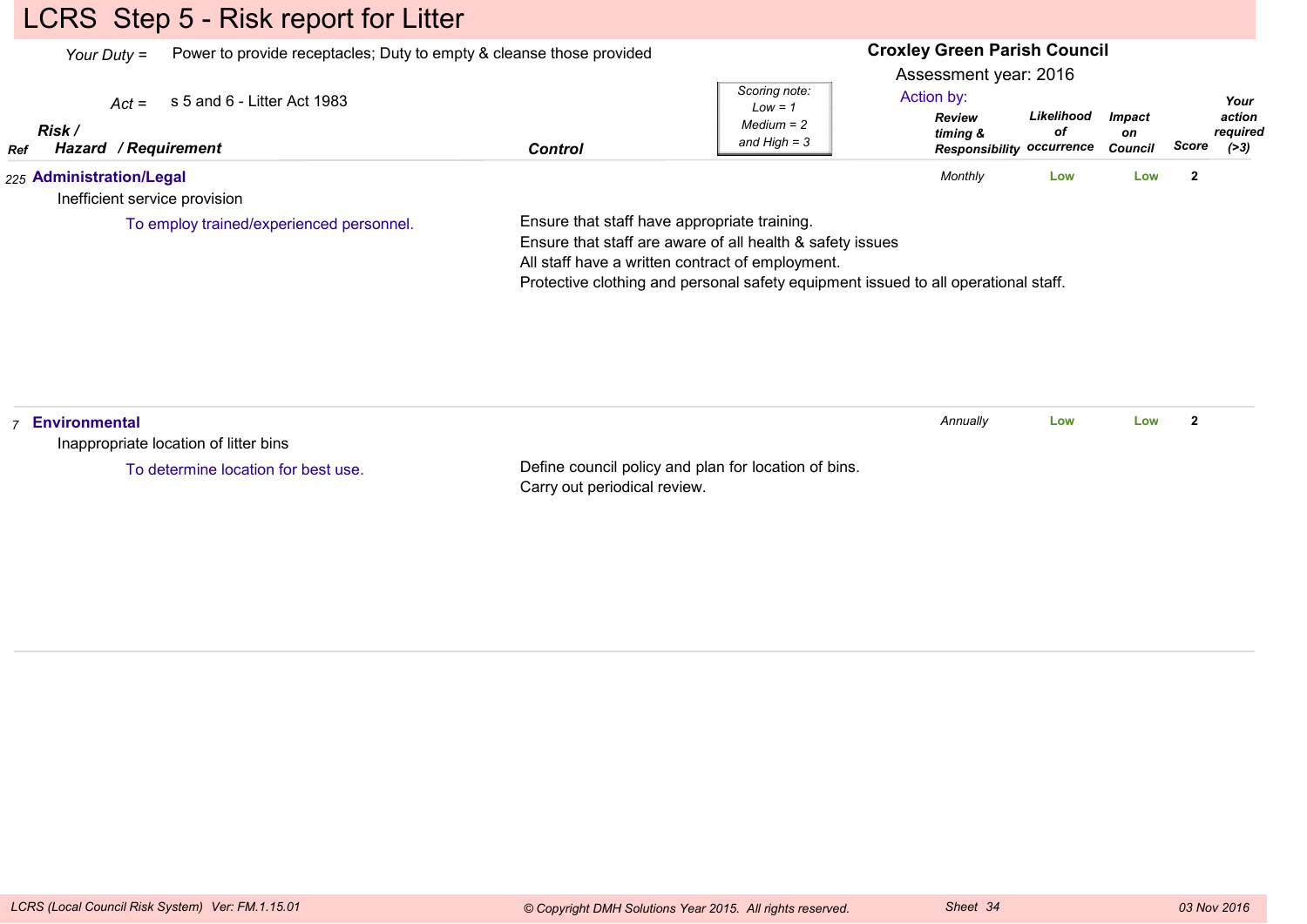# LCRS Step 5 - Risk report for Litter

*Your Duty* = Power to provide receptacles; Duty to empty & cleanse those provided

*Act* = s 5 and 6 - Litter Act 1983

**Croxley Green Parish Council**

Assessment year: 2016

*Scoring note: Low = 1, Medium = 2 and High = 3*

| Ref | Risk / Hazard / Requirement | Control | Action by: Review timing & Responsibility | Likelihood of occurrence | Impact on Council | Score | Your action required (>3) |
|---|---|---|---|---|---|---|---|
| 225 | **Administration/Legal**<br>Inefficient service provision<br>To employ trained/experienced personnel. | Ensure that staff have appropriate training.<br>Ensure that staff are aware of all health & safety issues<br>All staff have a written contract of employment.<br>Protective clothing and personal safety equipment issued to all operational staff. | *Monthly* | Low | Low | 2 | |
| 7 | **Environmental**<br>Inappropriate location of litter bins<br>To determine location for best use. | Define council policy and plan for location of bins.<br>Carry out periodical review. | *Annually* | Low | Low | 2 | |

*LCRS (Local Council Risk System) Ver: FM.1.15.01* — *© Copyright DMH Solutions Year 2015. All rights reserved.* — *03 Nov 2016*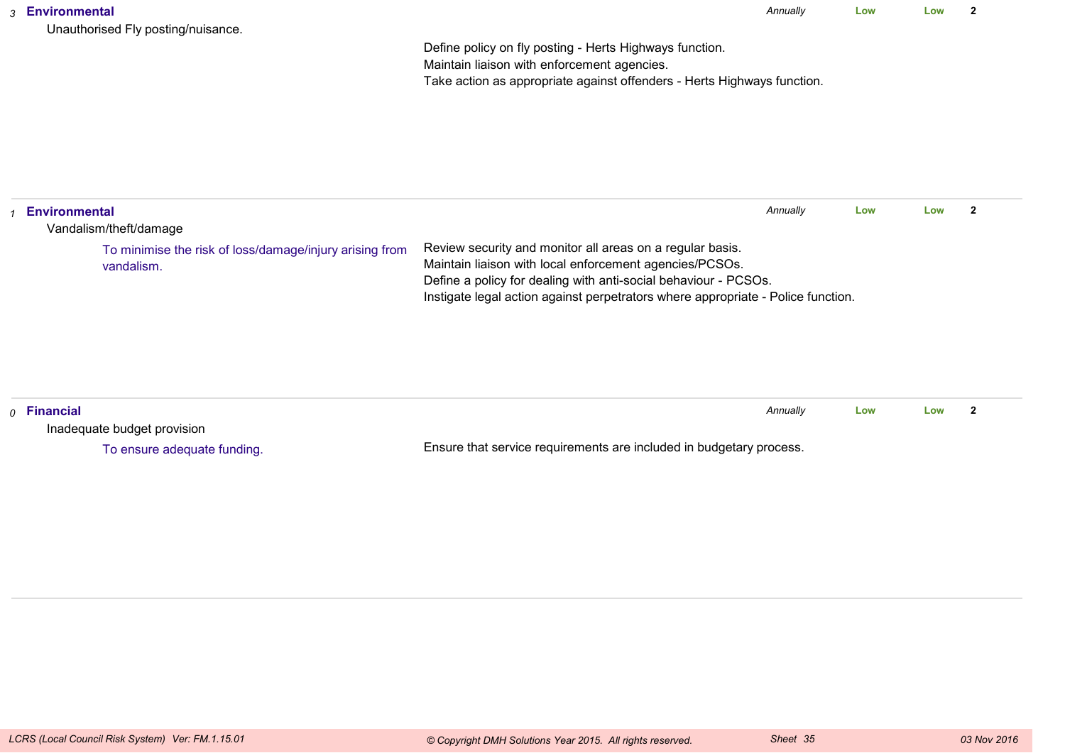| | Risk | Objective | Control Measures | Review | | | |
|---|---|---|---|---|---|---|---|
| *3* | **Environmental**<br>Unauthorised Fly posting/nuisance. | | Define policy on fly posting - Herts Highways function.<br>Maintain liaison with enforcement agencies.<br>Take action as appropriate against offenders - Herts Highways function. | *Annually* | **Low** | **Low** | **2** |
| *1* | **Environmental**<br>Vandalism/theft/damage | To minimise the risk of loss/damage/injury arising from vandalism. | Review security and monitor all areas on a regular basis.<br>Maintain liaison with local enforcement agencies/PCSOs.<br>Define a policy for dealing with anti-social behaviour - PCSOs.<br>Instigate legal action against perpetrators where appropriate - Police function. | *Annually* | **Low** | **Low** | **2** |
| *0* | **Financial**<br>Inadequate budget provision | To ensure adequate funding. | Ensure that service requirements are included in budgetary process. | *Annually* | **Low** | **Low** | **2** |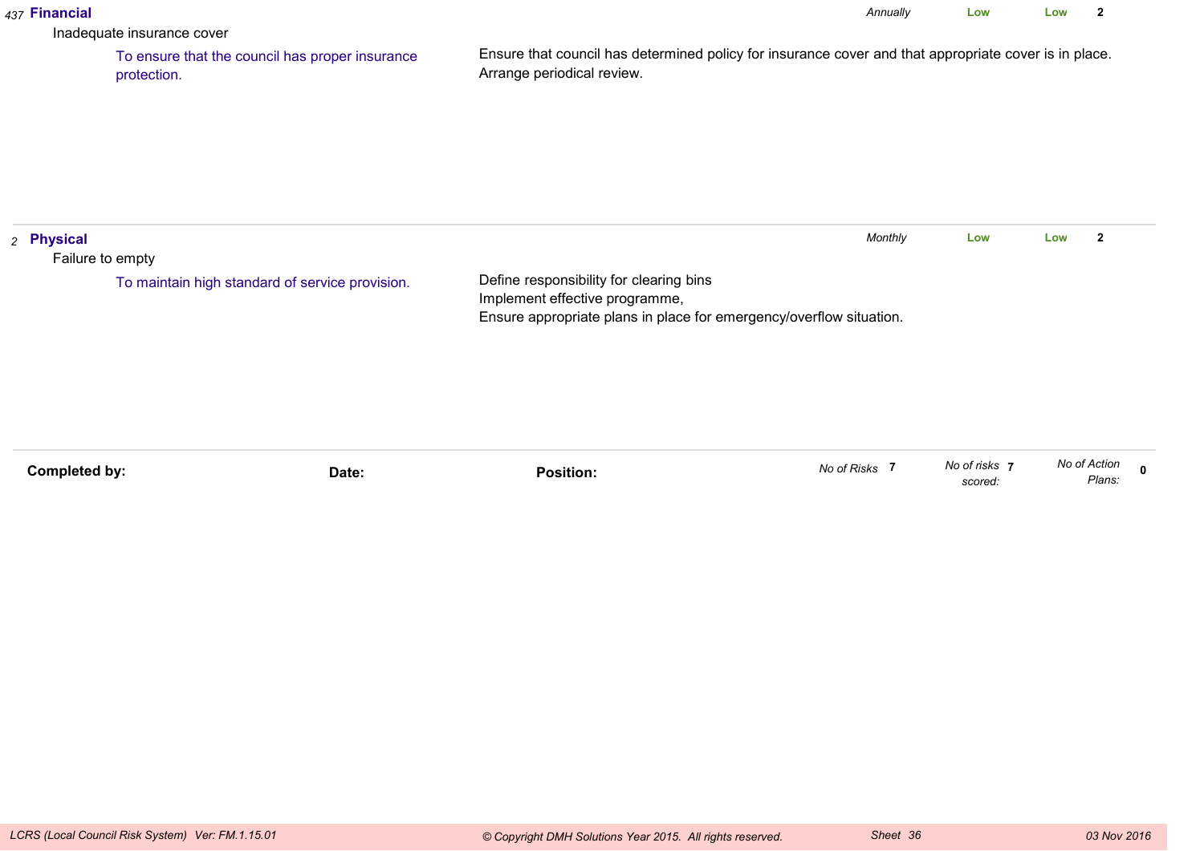*437* **Financial**

Inadequate insurance cover

To ensure that the council has proper insurance protection.

Ensure that council has determined policy for insurance cover and that appropriate cover is in place.
Arrange periodical review.

*Annually* | **Low** | **Low** | **2**

---

*2* **Physical**

Failure to empty

To maintain high standard of service provision.

Define responsibility for clearing bins
Implement effective programme,
Ensure appropriate plans in place for emergency/overflow situation.

*Monthly* | **Low** | **Low** | **2**

---

**Completed by:** **Date:** **Position:**

*No of Risks* **7** *No of risks scored:* **7** *No of Action Plans:* **0**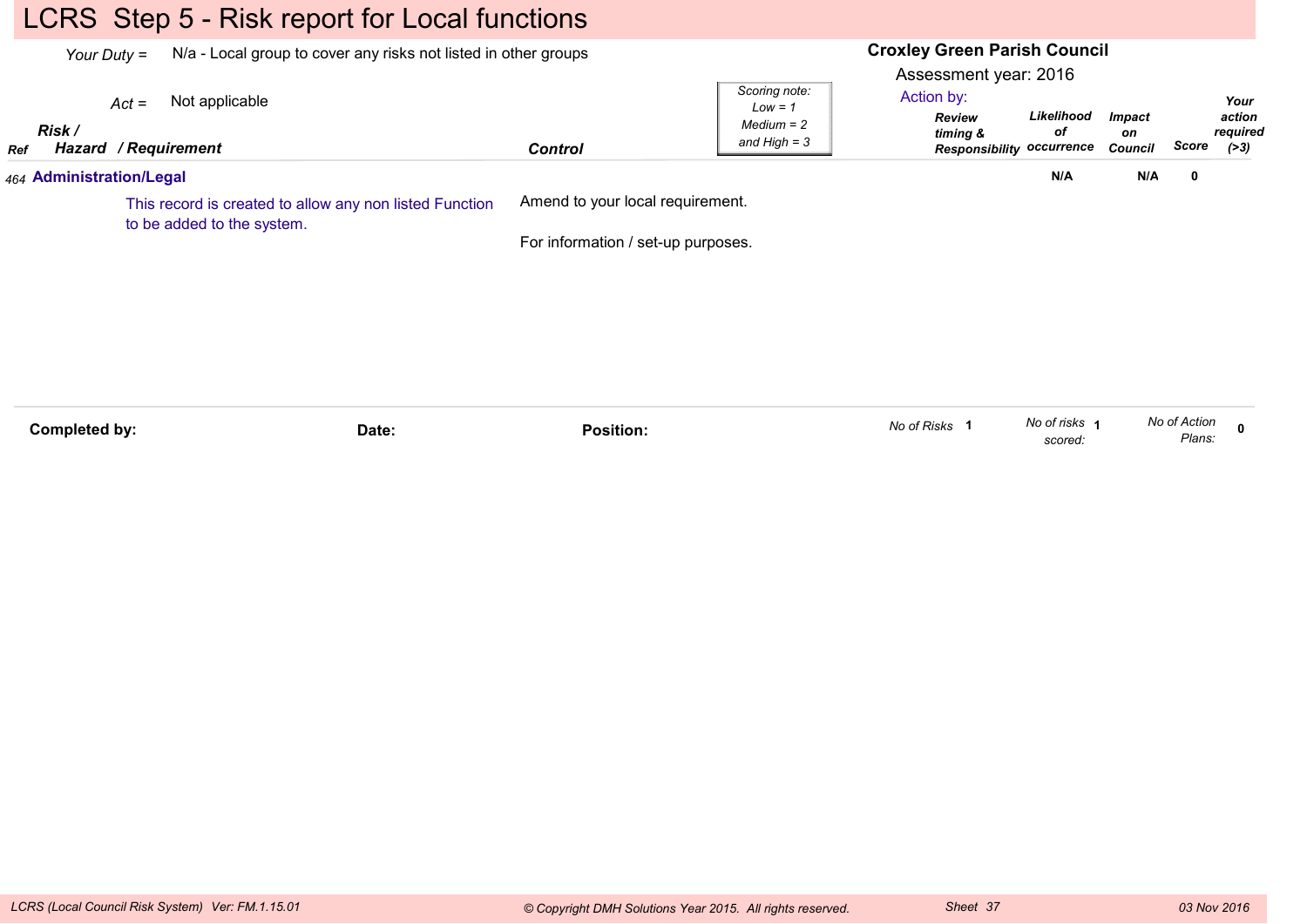# LCRS Step 5 - Risk report for Local functions

*Your Duty* = N/a - Local group to cover any risks not listed in other groups

*Act* = Not applicable

**Croxley Green Parish Council**

Assessment year: 2016

*Scoring note: Low = 1 Medium = 2 and High = 3*

| *Ref* | ***Risk / Hazard / Requirement*** | ***Control*** | ***Action by: Review timing & Responsibility*** | ***Likelihood of occurrence*** | ***Impact on Council*** | ***Score*** | ***Your action required (>3)*** |
|---|---|---|---|---|---|---|---|
| *464* | **Administration/Legal** This record is created to allow any non listed Function to be added to the system. | Amend to your local requirement. For information / set-up purposes. | | **N/A** | **N/A** | **0** | |

**Completed by:** **Date:** **Position:**

*No of Risks* **1** *No of risks scored:* **1** *No of Action Plans:* **0**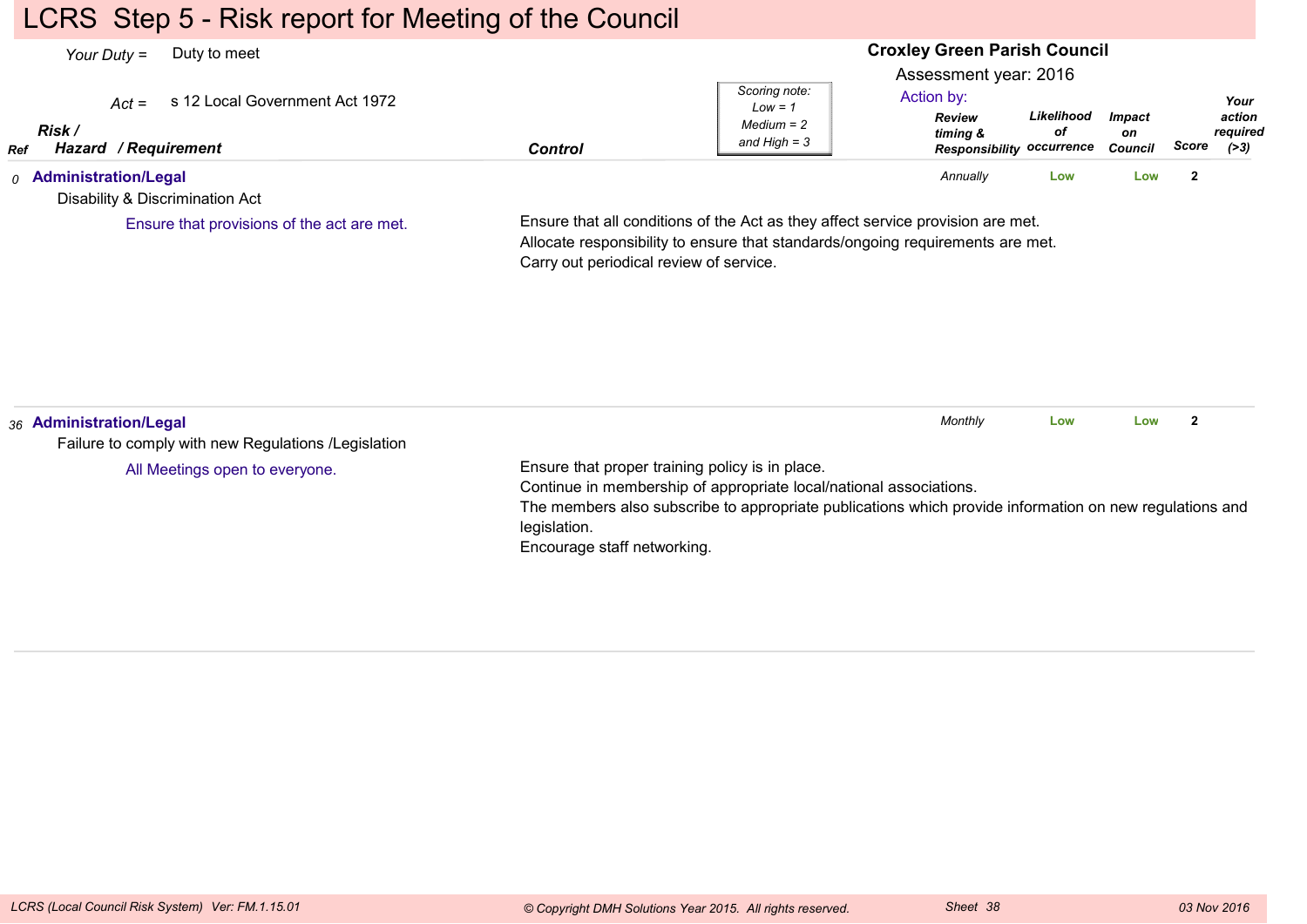# LCRS Step 5 - Risk report for Meeting of the Council

*Your Duty* = Duty to meet

*Act* = s 12 Local Government Act 1972

**Croxley Green Parish Council**

Assessment year: 2016

Action by:

*Scoring note: Low = 1, Medium = 2 and High = 3*

| Ref | Risk / Hazard / Requirement | Control | Review timing & Responsibility | Likelihood of occurrence | Impact on Council | Score | Your action required (>3) |
|---|---|---|---|---|---|---|---|
| 0 | **Administration/Legal**<br>Disability & Discrimination Act<br>Ensure that provisions of the act are met. | Ensure that all conditions of the Act as they affect service provision are met.<br>Allocate responsibility to ensure that standards/ongoing requirements are met.<br>Carry out periodical review of service. | *Annually* | Low | Low | 2 | |
| 36 | **Administration/Legal**<br>Failure to comply with new Regulations /Legislation<br>All Meetings open to everyone. | Ensure that proper training policy is in place.<br>Continue in membership of appropriate local/national associations.<br>The members also subscribe to appropriate publications which provide information on new regulations and legislation.<br>Encourage staff networking. | *Monthly* | Low | Low | 2 | |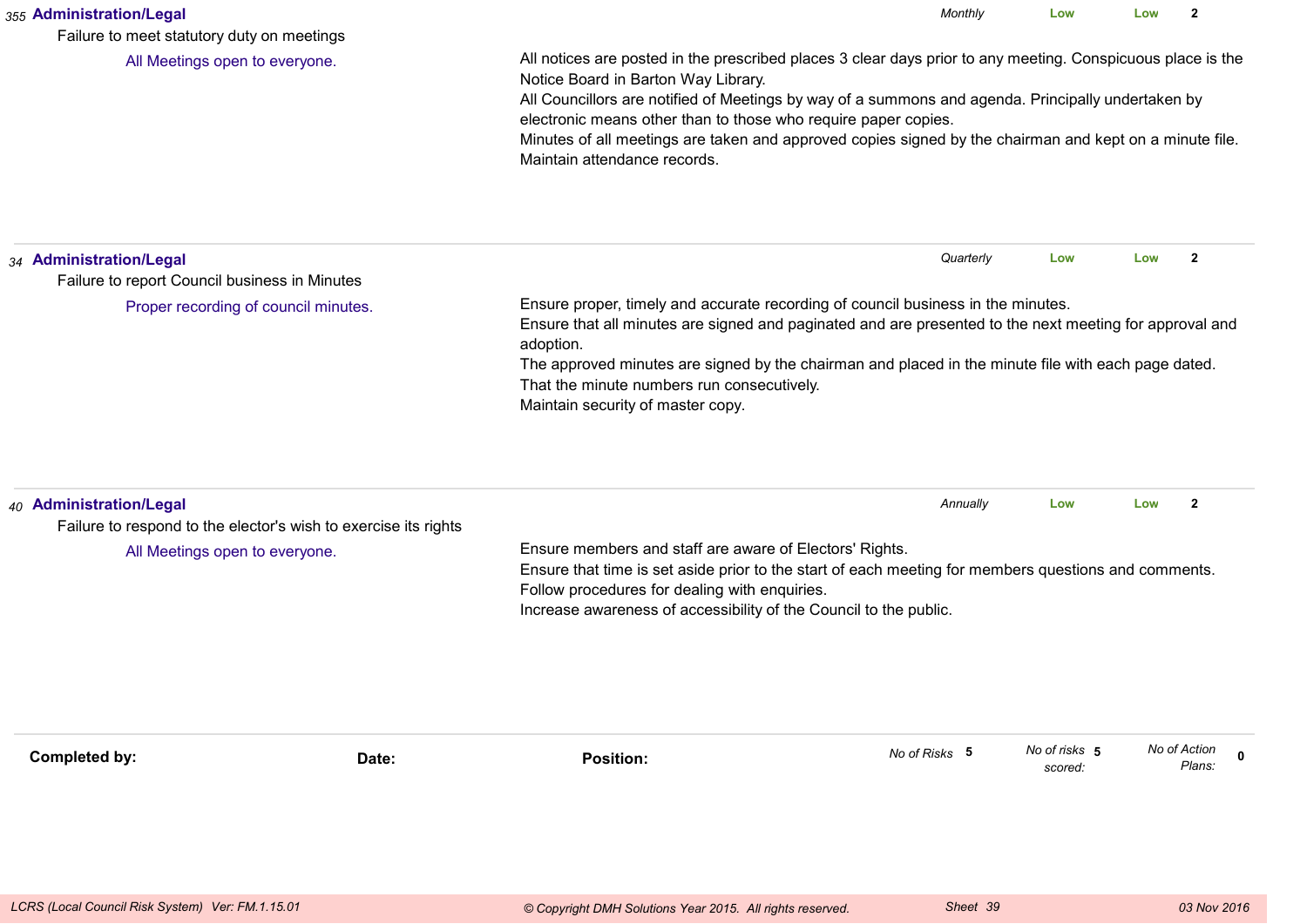355 **Administration/Legal** | *Monthly* | **Low** | **Low** | **2**

Failure to meet statutory duty on meetings

All Meetings open to everyone.

All notices are posted in the prescribed places 3 clear days prior to any meeting. Conspicuous place is the Notice Board in Barton Way Library.
All Councillors are notified of Meetings by way of a summons and agenda. Principally undertaken by electronic means other than to those who require paper copies.
Minutes of all meetings are taken and approved copies signed by the chairman and kept on a minute file.
Maintain attendance records.

---

34 **Administration/Legal** | *Quarterly* | **Low** | **Low** | **2**

Failure to report Council business in Minutes

Proper recording of council minutes.

Ensure proper, timely and accurate recording of council business in the minutes.
Ensure that all minutes are signed and paginated and are presented to the next meeting for approval and adoption.
The approved minutes are signed by the chairman and placed in the minute file with each page dated.
That the minute numbers run consecutively.
Maintain security of master copy.

---

40 **Administration/Legal** | *Annually* | **Low** | **Low** | **2**

Failure to respond to the elector's wish to exercise its rights

All Meetings open to everyone.

Ensure members and staff are aware of Electors' Rights.
Ensure that time is set aside prior to the start of each meeting for members questions and comments.
Follow procedures for dealing with enquiries.
Increase awareness of accessibility of the Council to the public.

---

**Completed by:** **Date:** **Position:**

*No of Risks* **5** *No of risks scored:* **5** *No of Action Plans:* **0**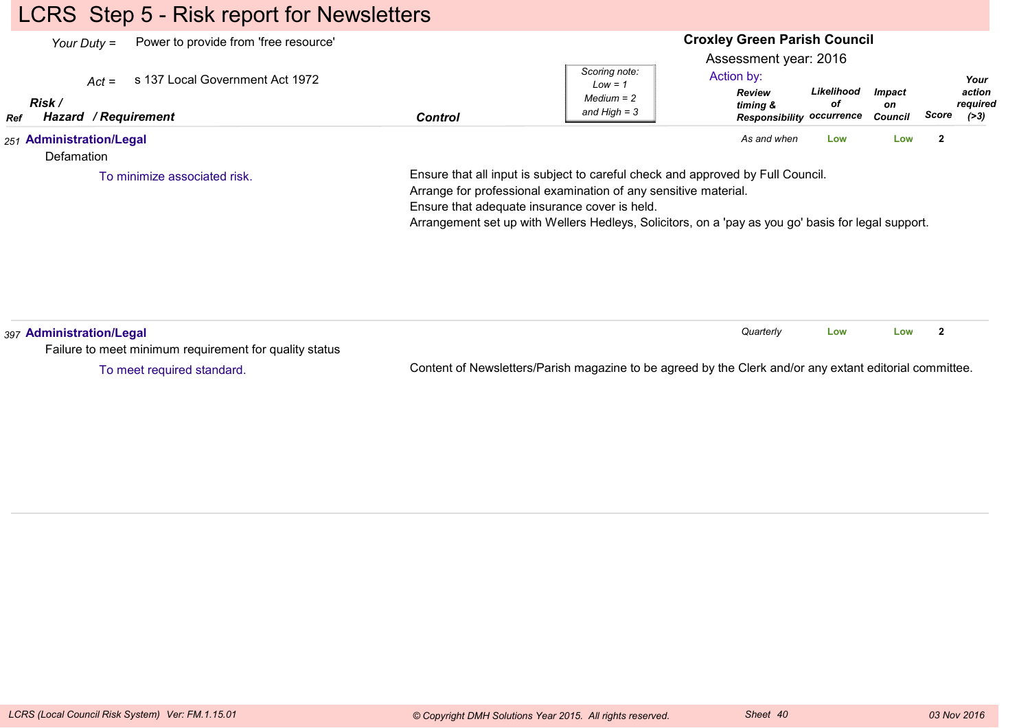# LCRS Step 5 - Risk report for Newsletters

*Your Duty* = Power to provide from 'free resource'

*Act* = s 137 Local Government Act 1972

**Croxley Green Parish Council**

Assessment year: 2016

*Scoring note: Low = 1, Medium = 2 and High = 3*

Action by:

| Ref | Risk / Hazard / Requirement | Control | Review timing & Responsibility | Likelihood of occurrence | Impact on Council | Score | Your action required (>3) |
|---|---|---|---|---|---|---|---|
| 251 | **Administration/Legal**<br>Defamation<br>To minimize associated risk. | Ensure that all input is subject to careful check and approved by Full Council.<br>Arrange for professional examination of any sensitive material.<br>Ensure that adequate insurance cover is held.<br>Arrangement set up with Wellers Hedleys, Solicitors, on a 'pay as you go' basis for legal support. | As and when | Low | Low | 2 | |
| 397 | **Administration/Legal**<br>Failure to meet minimum requirement for quality status<br>To meet required standard. | Content of Newsletters/Parish magazine to be agreed by the Clerk and/or any extant editorial committee. | Quarterly | Low | Low | 2 | |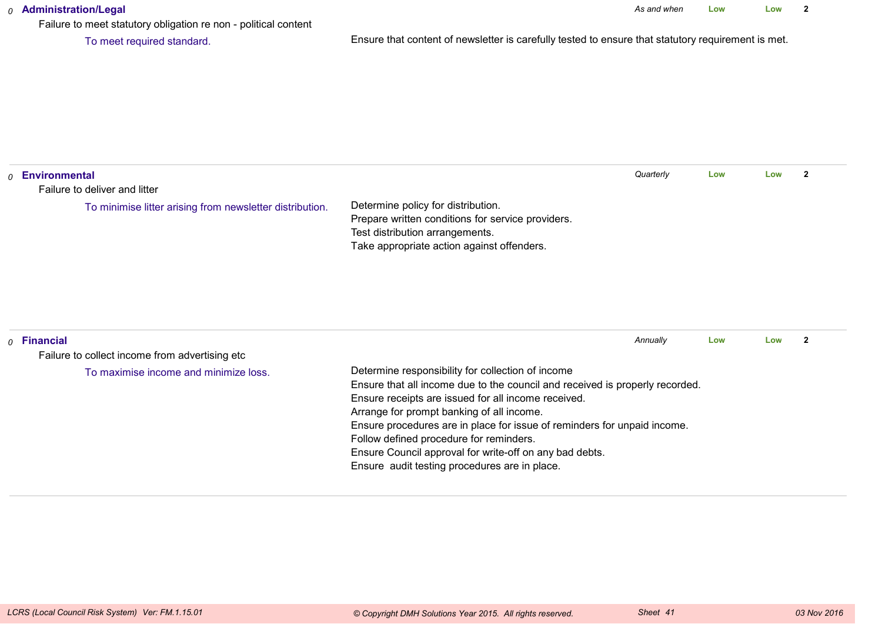*0* **Administration/Legal** | *As and when* | Low | Low | 2

Failure to meet statutory obligation re non - political content

To meet required standard.

Ensure that content of newsletter is carefully tested to ensure that statutory requirement is met.

---

*0* **Environmental** | *Quarterly* | Low | Low | 2

Failure to deliver and litter

To minimise litter arising from newsletter distribution.

Determine policy for distribution.
Prepare written conditions for service providers.
Test distribution arrangements.
Take appropriate action against offenders.

---

*0* **Financial** | *Annually* | Low | Low | 2

Failure to collect income from advertising etc

To maximise income and minimize loss.

Determine responsibility for collection of income
Ensure that all income due to the council and received is properly recorded.
Ensure receipts are issued for all income received.
Arrange for prompt banking of all income.
Ensure procedures are in place for issue of reminders for unpaid income.
Follow defined procedure for reminders.
Ensure Council approval for write-off on any bad debts.
Ensure audit testing procedures are in place.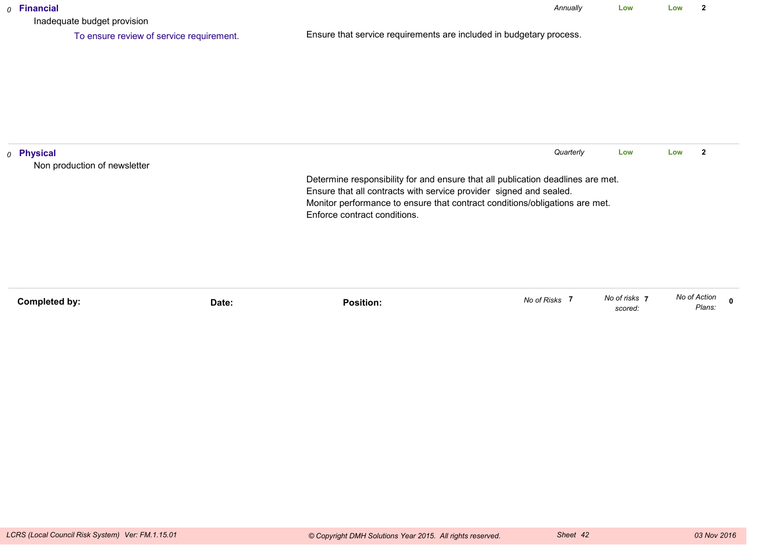*0* **Financial** — *Annually* — **Low** — **Low** — **2**

Inadequate budget provision

To ensure review of service requirement.

Ensure that service requirements are included in budgetary process.

---

*0* **Physical** — *Quarterly* — **Low** — **Low** — **2**

Non production of newsletter

Determine responsibility for and ensure that all publication deadlines are met.
Ensure that all contracts with service provider signed and sealed.
Monitor performance to ensure that contract conditions/obligations are met.
Enforce contract conditions.

---

| **Completed by:** | **Date:** | **Position:** | *No of Risks* **7** | *No of risks scored:* **7** | *No of Action Plans:* **0** |
|---|---|---|---|---|---|

*LCRS (Local Council Risk System) Ver: FM.1.15.01* — *© Copyright DMH Solutions Year 2015. All rights reserved.* — *Sheet 42* — *03 Nov 2016*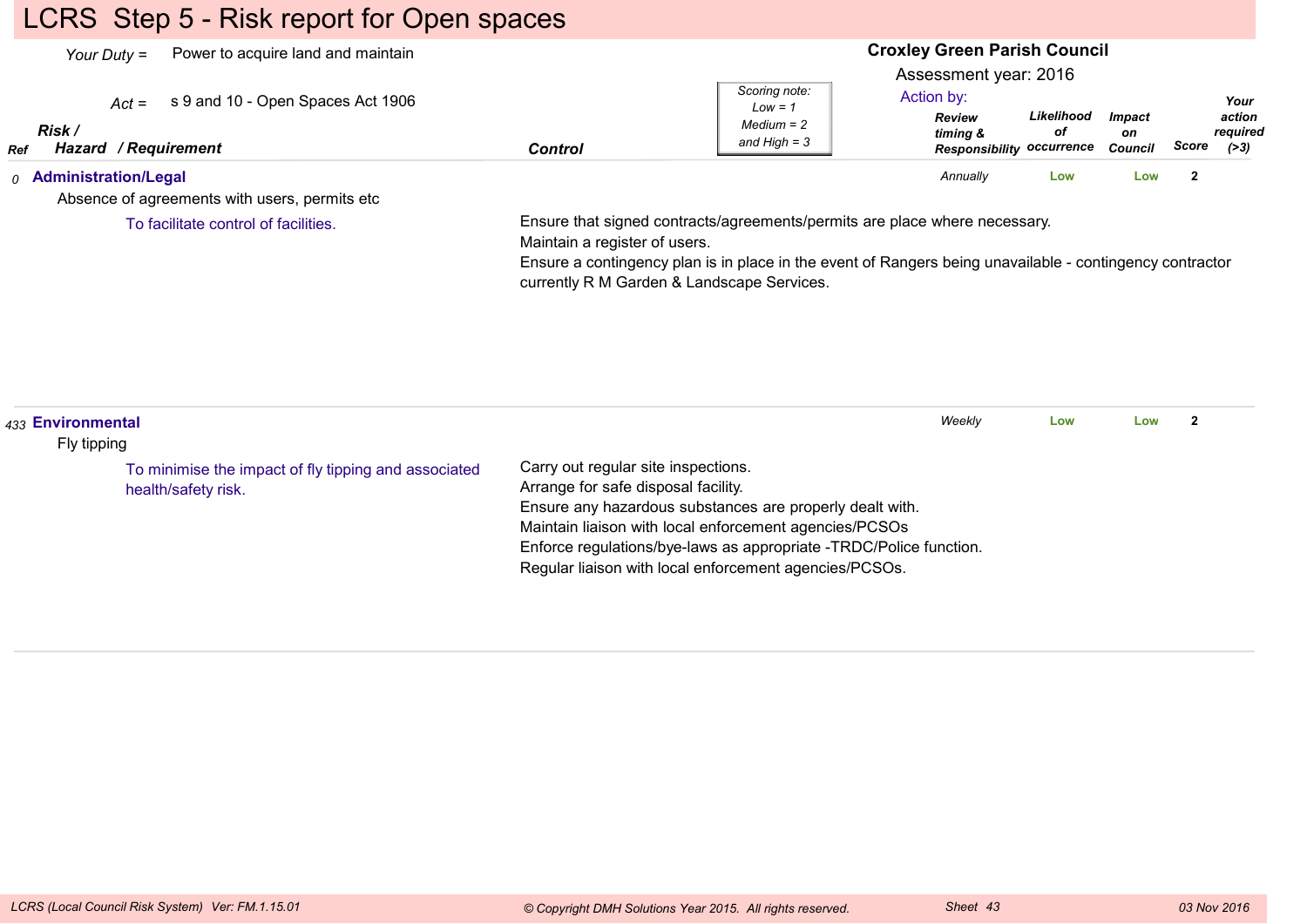# LCRS Step 5 - Risk report for Open spaces

*Your Duty* = Power to acquire land and maintain

*Act* = s 9 and 10 - Open Spaces Act 1906

**Croxley Green Parish Council**

Assessment year: 2016

*Scoring note: Low = 1, Medium = 2 and High = 3*

| Ref | Risk / Hazard / Requirement | Control | Review timing & Responsibility | Likelihood of occurrence | Impact on Council | Score | Your action required (>3) |
|---|---|---|---|---|---|---|---|
| *0* | **Administration/Legal**<br>Absence of agreements with users, permits etc<br>To facilitate control of facilities. | Ensure that signed contracts/agreements/permits are place where necessary.<br>Maintain a register of users.<br>Ensure a contingency plan is in place in the event of Rangers being unavailable - contingency contractor currently R M Garden & Landscape Services. | *Annually* | Low | Low | 2 | |
| *433* | **Environmental**<br>Fly tipping<br>To minimise the impact of fly tipping and associated health/safety risk. | Carry out regular site inspections.<br>Arrange for safe disposal facility.<br>Ensure any hazardous substances are properly dealt with.<br>Maintain liaison with local enforcement agencies/PCSOs<br>Enforce regulations/bye-laws as appropriate -TRDC/Police function.<br>Regular liaison with local enforcement agencies/PCSOs. | *Weekly* | Low | Low | 2 | |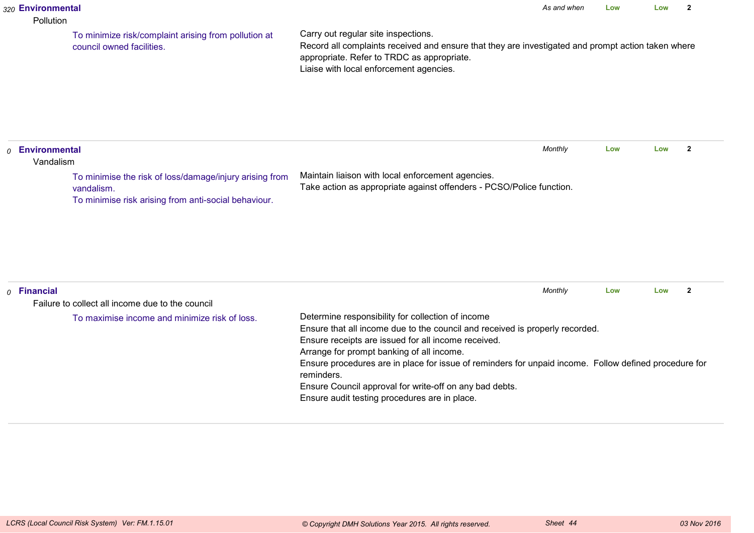*320* **Environmental**

Pollution

To minimize risk/complaint arising from pollution at council owned facilities.

Carry out regular site inspections.
Record all complaints received and ensure that they are investigated and prompt action taken where appropriate. Refer to TRDC as appropriate.
Liaise with local enforcement agencies.

*As and when* | **Low** | **Low** | **2**

---

*0* **Environmental**

Vandalism

To minimise the risk of loss/damage/injury arising from vandalism.
To minimise risk arising from anti-social behaviour.

Maintain liaison with local enforcement agencies.
Take action as appropriate against offenders - PCSO/Police function.

*Monthly* | **Low** | **Low** | **2**

---

*0* **Financial**

Failure to collect all income due to the council

To maximise income and minimize risk of loss.

Determine responsibility for collection of income
Ensure that all income due to the council and received is properly recorded.
Ensure receipts are issued for all income received.
Arrange for prompt banking of all income.
Ensure procedures are in place for issue of reminders for unpaid income. Follow defined procedure for reminders.
Ensure Council approval for write-off on any bad debts.
Ensure audit testing procedures are in place.

*Monthly* | **Low** | **Low** | **2**

---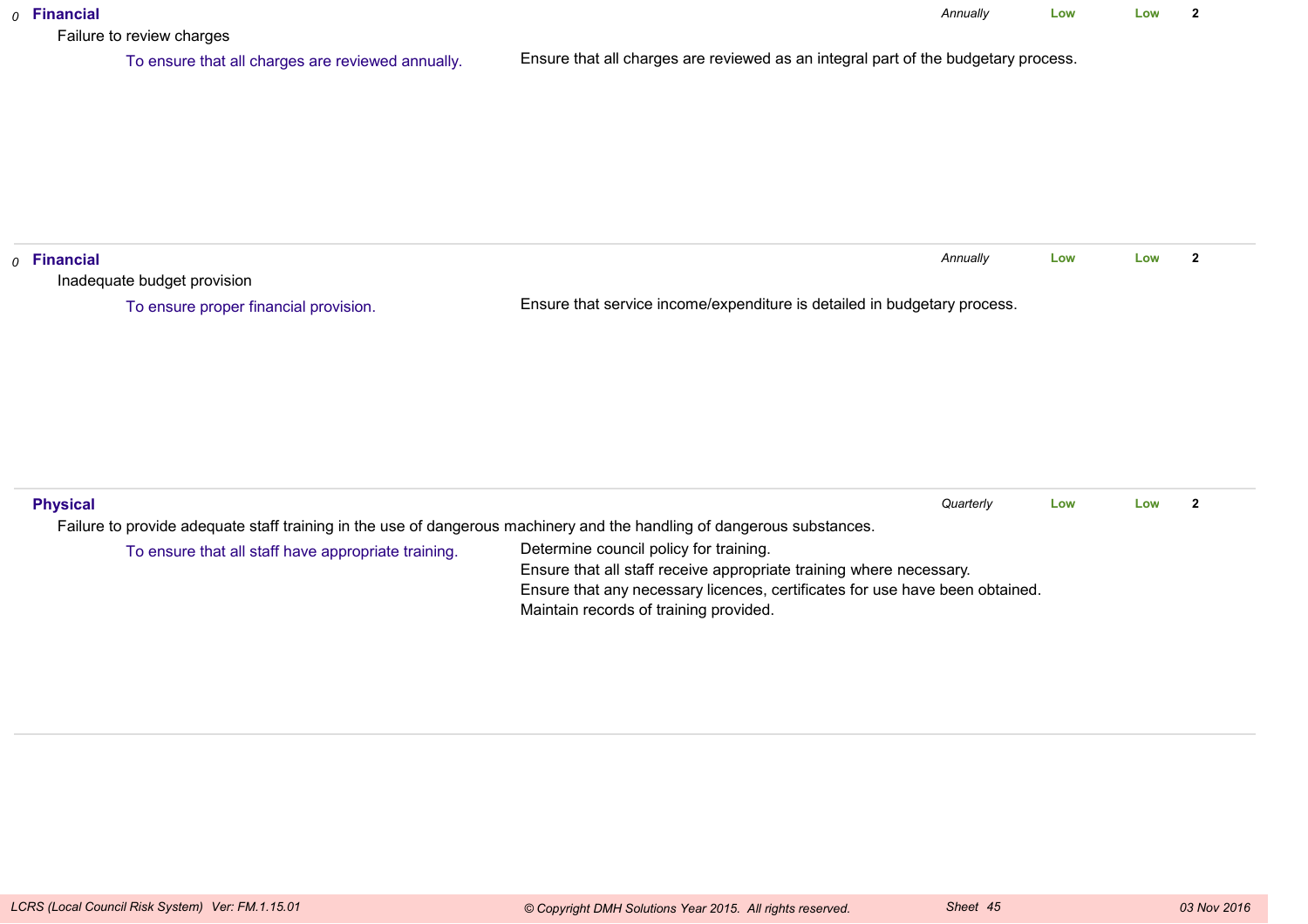*0* **Financial**

Failure to review charges

| Objective | Controls | Review | Risk | Residual | Score |
|---|---|---|---|---|---|
| To ensure that all charges are reviewed annually. | Ensure that all charges are reviewed as an integral part of the budgetary process. | *Annually* | **Low** | **Low** | **2** |

---

*0* **Financial**

Inadequate budget provision

| Objective | Controls | Review | Risk | Residual | Score |
|---|---|---|---|---|---|
| To ensure proper financial provision. | Ensure that service income/expenditure is detailed in budgetary process. | *Annually* | **Low** | **Low** | **2** |

---

**Physical**

Failure to provide adequate staff training in the use of dangerous machinery and the handling of dangerous substances.

| Objective | Controls | Review | Risk | Residual | Score |
|---|---|---|---|---|---|
| To ensure that all staff have appropriate training. | Determine council policy for training.<br>Ensure that all staff receive appropriate training where necessary.<br>Ensure that any necessary licences, certificates for use have been obtained.<br>Maintain records of training provided. | *Quarterly* | **Low** | **Low** | **2** |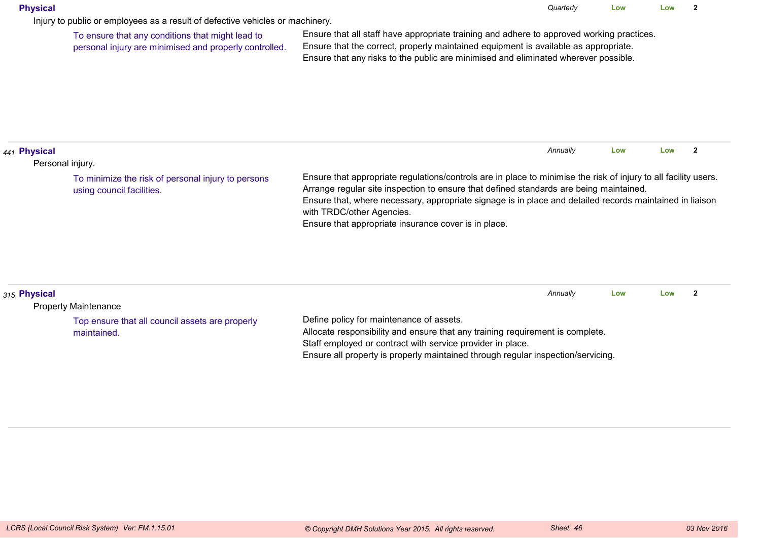**Physical** *Quarterly* **Low** **Low** **2**

Injury to public or employees as a result of defective vehicles or machinery.

To ensure that any conditions that might lead to personal injury are minimised and properly controlled.

Ensure that all staff have appropriate training and adhere to approved working practices.
Ensure that the correct, properly maintained equipment is available as appropriate.
Ensure that any risks to the public are minimised and eliminated wherever possible.

---

*441* **Physical** *Annually* **Low** **Low** **2**

Personal injury.

To minimize the risk of personal injury to persons using council facilities.

Ensure that appropriate regulations/controls are in place to minimise the risk of injury to all facility users.
Arrange regular site inspection to ensure that defined standards are being maintained.
Ensure that, where necessary, appropriate signage is in place and detailed records maintained in liaison with TRDC/other Agencies.
Ensure that appropriate insurance cover is in place.

---

*315* **Physical** *Annually* **Low** **Low** **2**

Property Maintenance

Top ensure that all council assets are properly maintained.

Define policy for maintenance of assets.
Allocate responsibility and ensure that any training requirement is complete.
Staff employed or contract with service provider in place.
Ensure all property is properly maintained through regular inspection/servicing.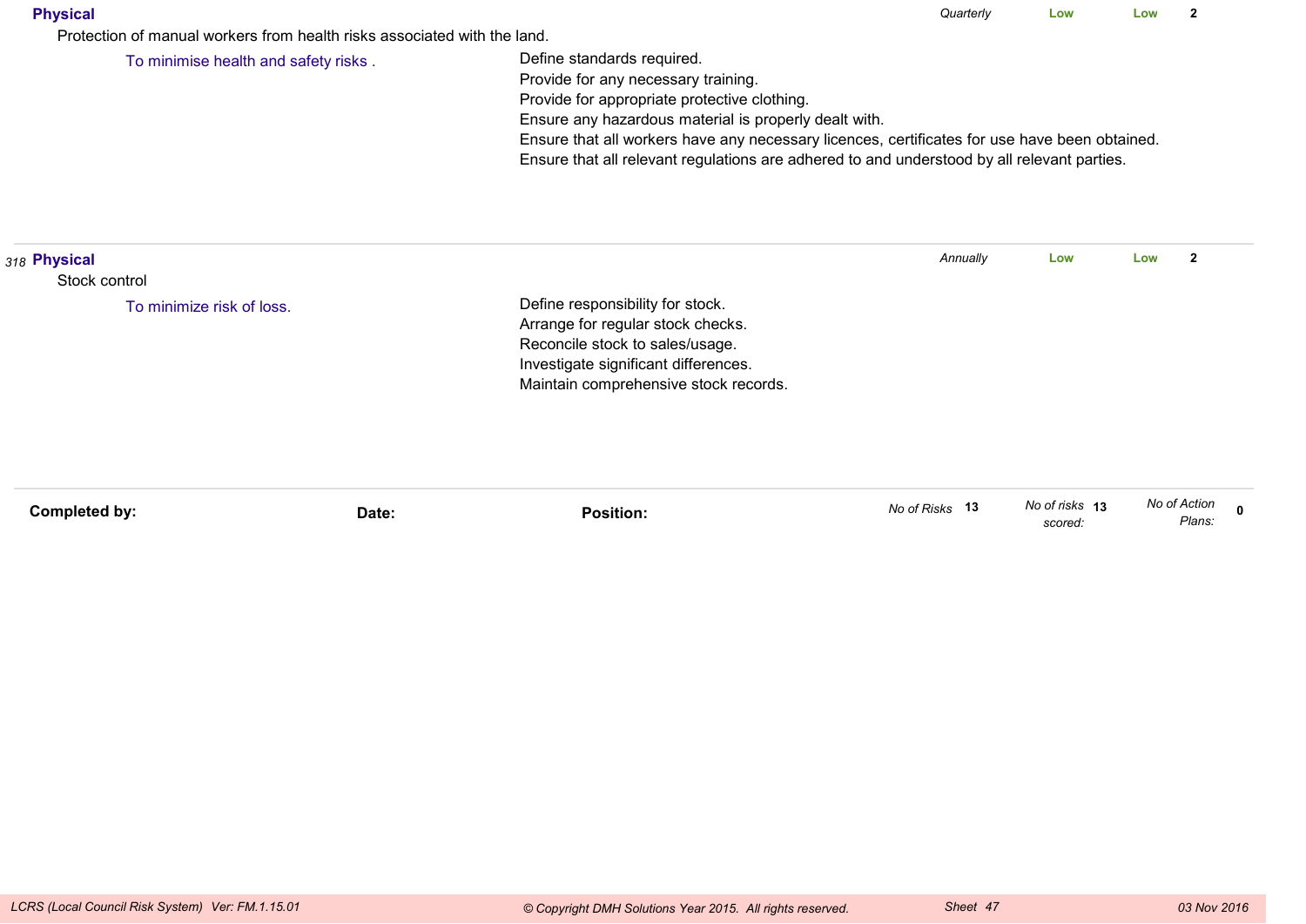**Physical** — *Quarterly* — **Low** — **Low** — **2**

Protection of manual workers from health risks associated with the land.

To minimise health and safety risks .

- Define standards required.
- Provide for any necessary training.
- Provide for appropriate protective clothing.
- Ensure any hazardous material is properly dealt with.
- Ensure that all workers have any necessary licences, certificates for use have been obtained.
- Ensure that all relevant regulations are adhered to and understood by all relevant parties.

---

*318* **Physical** — *Annually* — **Low** — **Low** — **2**

Stock control

To minimize risk of loss.

- Define responsibility for stock.
- Arrange for regular stock checks.
- Reconcile stock to sales/usage.
- Investigate significant differences.
- Maintain comprehensive stock records.

---

**Completed by:** **Date:** **Position:**

*No of Risks* **13** *No of risks scored:* **13** *No of Action Plans:* **0**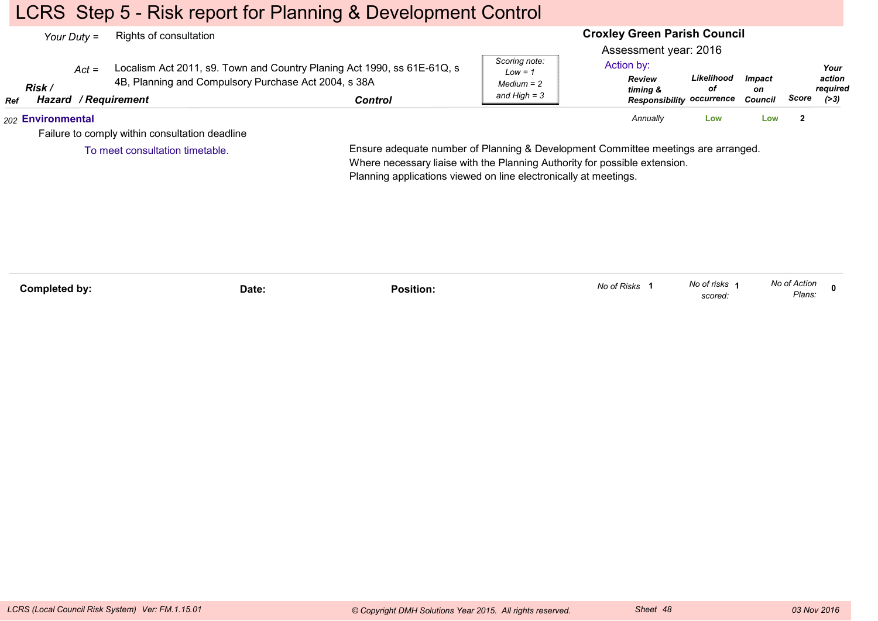# LCRS Step 5 - Risk report for Planning & Development Control

*Your Duty =* Rights of consultation

*Act =* Localism Act 2011, s9. Town and Country Planing Act 1990, ss 61E-61Q, s 4B, Planning and Compulsory Purchase Act 2004, s 38A

**Croxley Green Parish Council**

Assessment year: 2016

*Scoring note: Low = 1 Medium = 2 and High = 3*

| Ref | Risk / Hazard / Requirement | Control | Review timing & Responsibility | Likelihood of occurrence | Impact on Council | Score | Your action required (>3) |
|---|---|---|---|---|---|---|---|
| 202 | **Environmental**<br>Failure to comply within consultation deadline<br>To meet consultation timetable. | Ensure adequate number of Planning & Development Committee meetings are arranged.<br>Where necessary liaise with the Planning Authority for possible extension.<br>Planning applications viewed on line electronically at meetings. | *Annually* | Low | Low | 2 | |

**Completed by:** **Date:** **Position:**

*No of Risks* 1 *No of risks scored:* 1 *No of Action Plans:* 0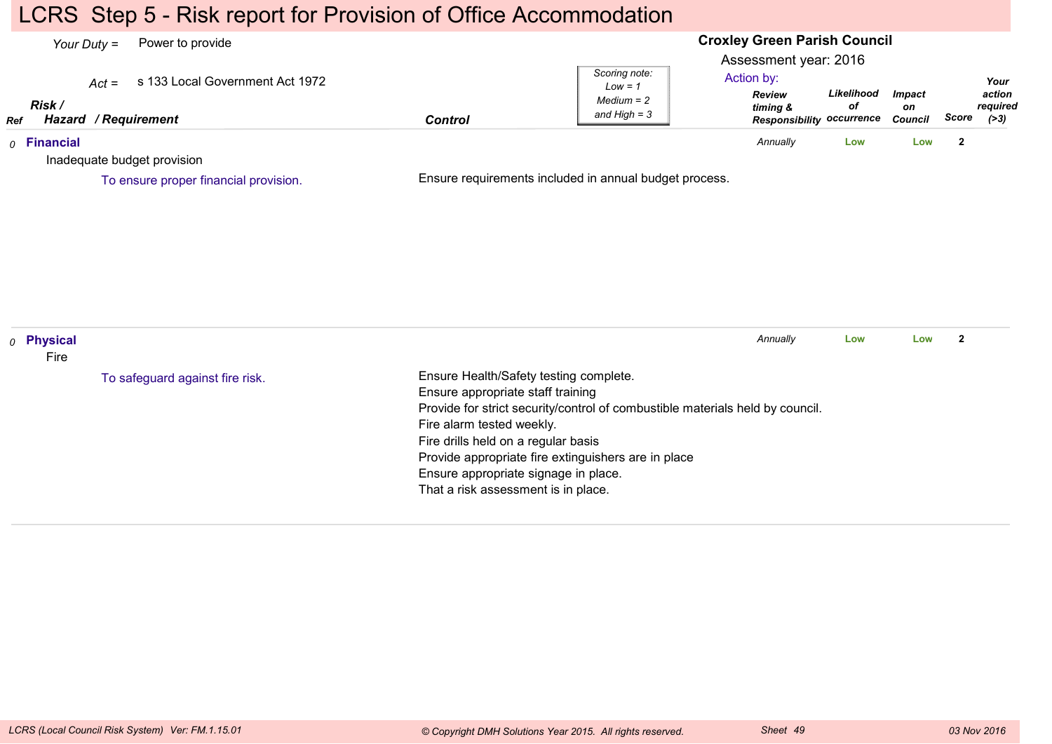# LCRS Step 5 - Risk report for Provision of Office Accommodation

*Your Duty* = Power to provide

*Act* = s 133 Local Government Act 1972

**Croxley Green Parish Council**

Assessment year: 2016

Action by:

*Scoring note: Low = 1, Medium = 2 and High = 3*

| Ref | Risk / Hazard / Requirement | Control | Review timing & Responsibility | Likelihood of occurrence | Impact on Council | Score | Your action required (>3) |
|---|---|---|---|---|---|---|---|
| 0 | **Financial**<br>Inadequate budget provision<br>To ensure proper financial provision. | Ensure requirements included in annual budget process. | Annually | Low | Low | 2 | |
| 0 | **Physical**<br>Fire<br>To safeguard against fire risk. | Ensure Health/Safety testing complete.<br>Ensure appropriate staff training<br>Provide for strict security/control of combustible materials held by council.<br>Fire alarm tested weekly.<br>Fire drills held on a regular basis<br>Provide appropriate fire extinguishers are in place<br>Ensure appropriate signage in place.<br>That a risk assessment is in place. | Annually | Low | Low | 2 | |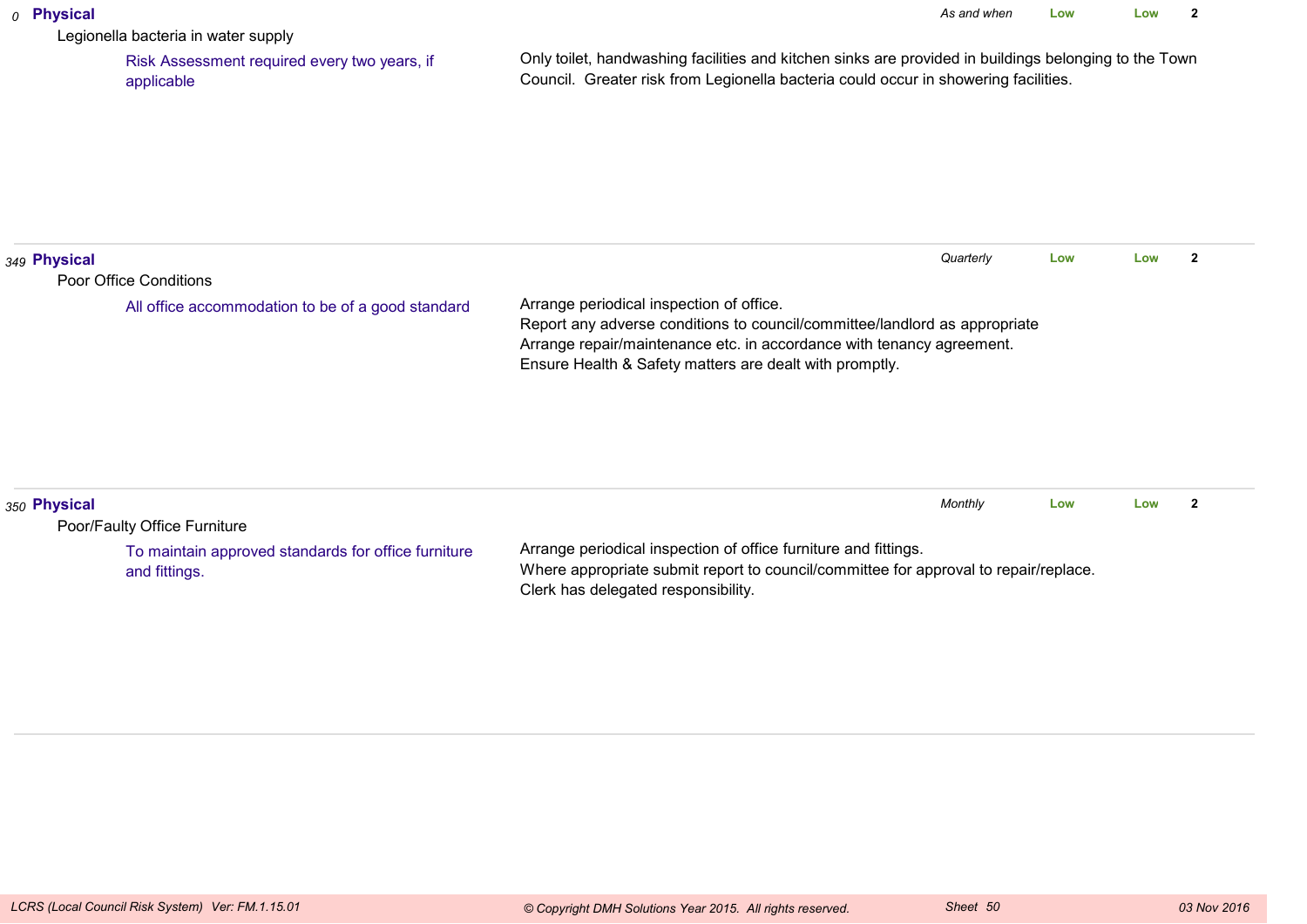| Ref | Category / Risk / Objective | Controls | Frequency | Likelihood | Impact | Rating |
|---|---|---|---|---|---|---|
| 0 | **Physical**<br>Legionella bacteria in water supply<br>Risk Assessment required every two years, if applicable | Only toilet, handwashing facilities and kitchen sinks are provided in buildings belonging to the Town Council. Greater risk from Legionella bacteria could occur in showering facilities. | *As and when* | Low | Low | 2 |
| 349 | **Physical**<br>Poor Office Conditions<br>All office accommodation to be of a good standard | Arrange periodical inspection of office.<br>Report any adverse conditions to council/committee/landlord as appropriate<br>Arrange repair/maintenance etc. in accordance with tenancy agreement.<br>Ensure Health & Safety matters are dealt with promptly. | *Quarterly* | Low | Low | 2 |
| 350 | **Physical**<br>Poor/Faulty Office Furniture<br>To maintain approved standards for office furniture and fittings. | Arrange periodical inspection of office furniture and fittings.<br>Where appropriate submit report to council/committee for approval to repair/replace.<br>Clerk has delegated responsibility. | *Monthly* | Low | Low | 2 |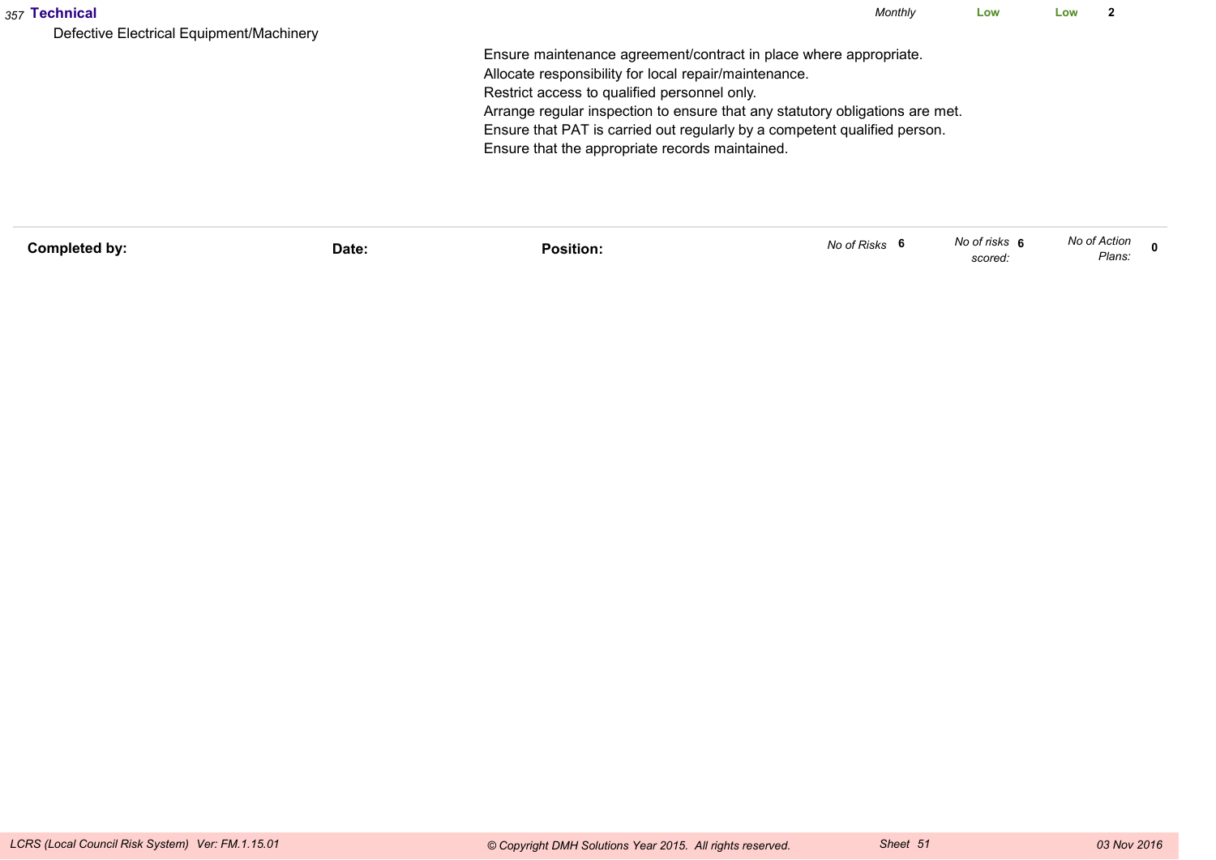| | | | | | |
|---|---|---|---|---|---|
| 357 **Technical**<br>Defective Electrical Equipment/Machinery | Ensure maintenance agreement/contract in place where appropriate.<br>Allocate responsibility for local repair/maintenance.<br>Restrict access to qualified personnel only.<br>Arrange regular inspection to ensure that any statutory obligations are met.<br>Ensure that PAT is carried out regularly by a competent qualified person.<br>Ensure that the appropriate records maintained. | *Monthly* | **Low** | **Low** | **2** |

**Completed by:** **Date:** **Position:** *No of Risks* **6** *No of risks scored:* **6** *No of Action Plans:* **0**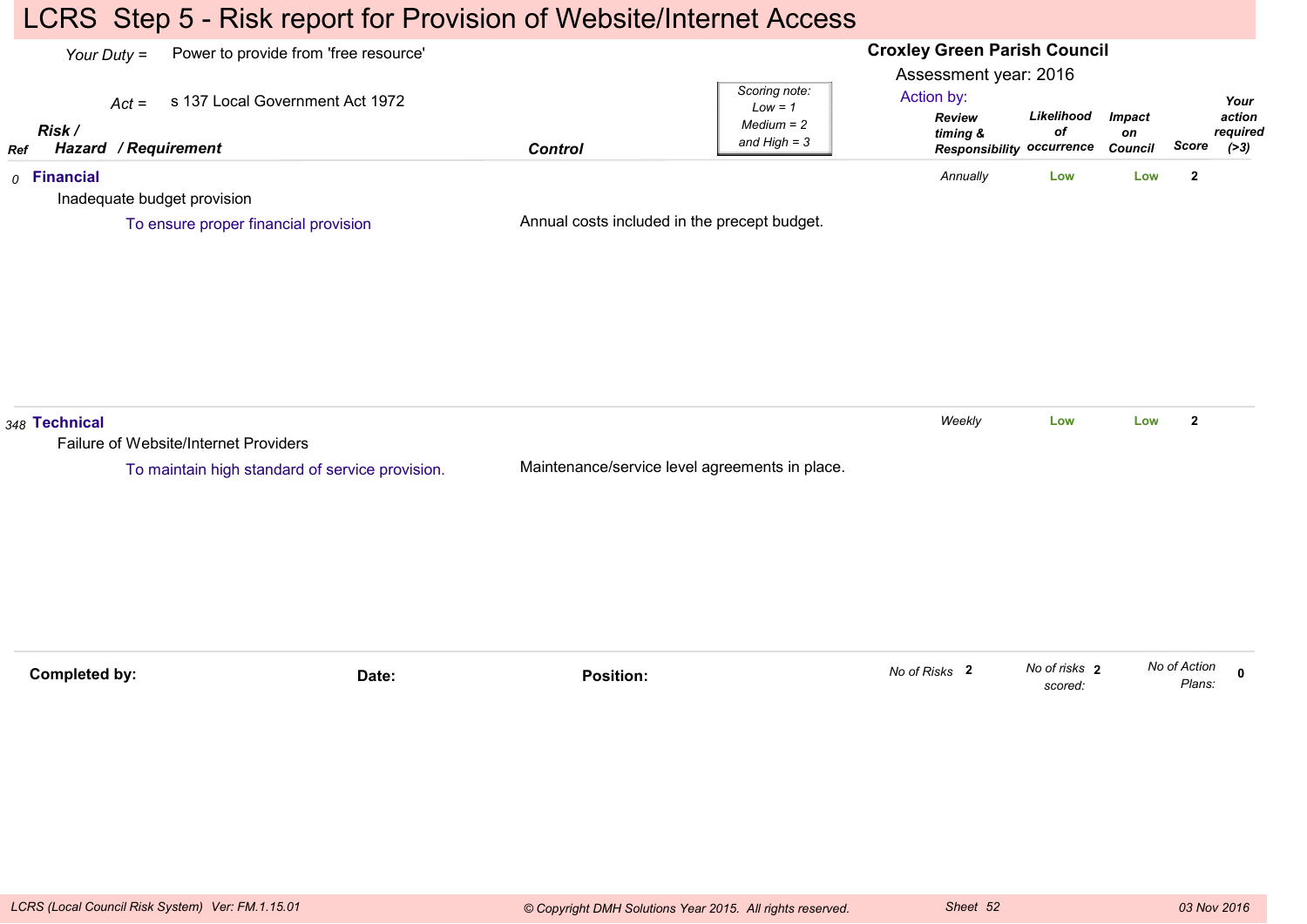# LCRS Step 5 - Risk report for Provision of Website/Internet Access

*Your Duty* = Power to provide from 'free resource'

*Act* = s 137 Local Government Act 1972

**Croxley Green Parish Council**

Assessment year: 2016

*Scoring note: Low = 1, Medium = 2 and High = 3*

| Ref | Risk / Hazard / Requirement | Control | Action by: Review timing & Responsibility | Likelihood of occurrence | Impact on Council | Score | Your action required (>3) |
|---|---|---|---|---|---|---|---|
| 0 | **Financial**<br>Inadequate budget provision<br>To ensure proper financial provision | Annual costs included in the precept budget. | *Annually* | Low | Low | 2 | |
| 348 | **Technical**<br>Failure of Website/Internet Providers<br>To maintain high standard of service provision. | Maintenance/service level agreements in place. | *Weekly* | Low | Low | 2 | |

**Completed by:** **Date:** **Position:**

*No of Risks* 2 *No of risks scored:* 2 *No of Action Plans:* 0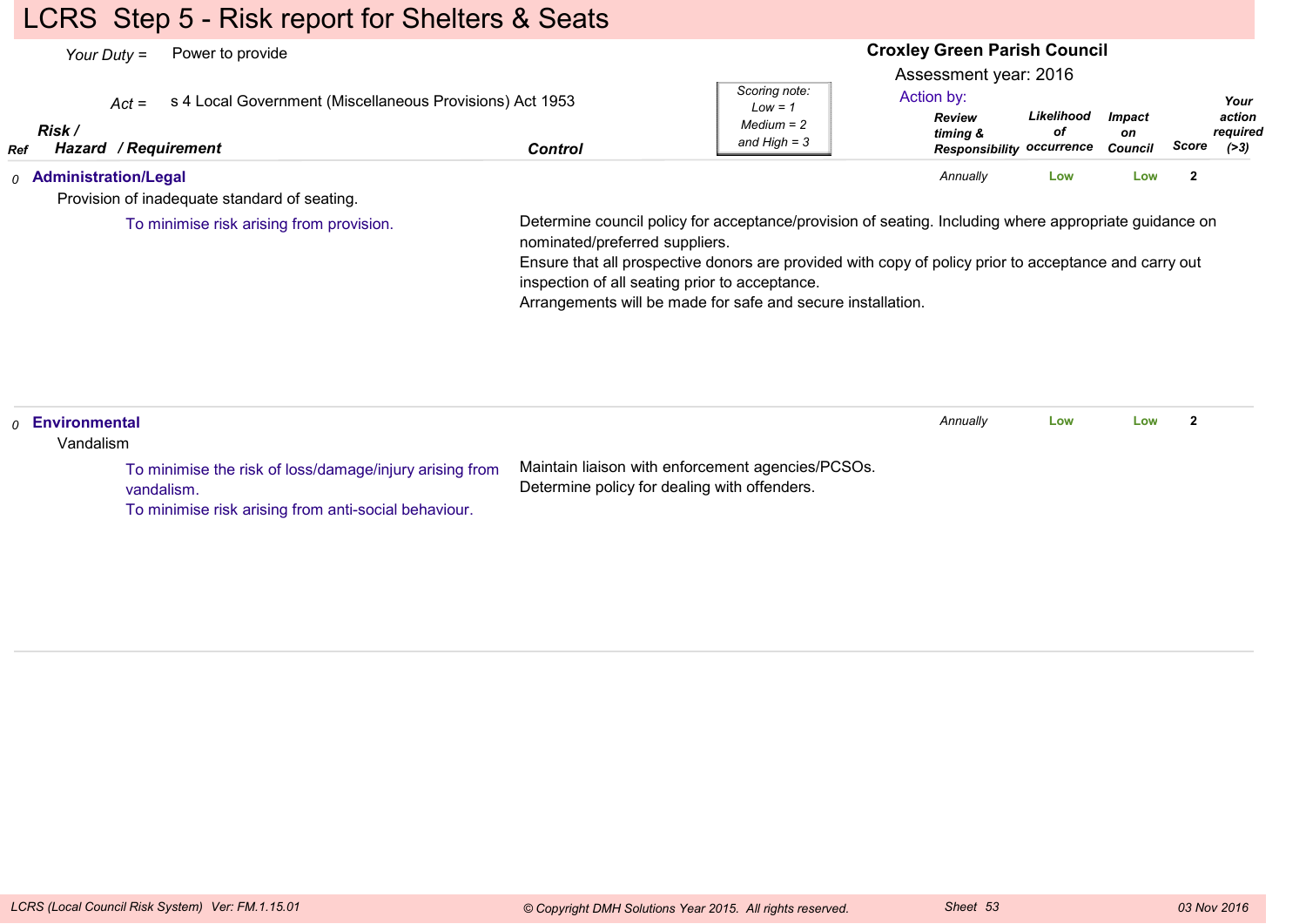# LCRS Step 5 - Risk report for Shelters & Seats

*Your Duty* = Power to provide

*Act* = s 4 Local Government (Miscellaneous Provisions) Act 1953

**Croxley Green Parish Council**

Assessment year: 2016

*Scoring note: Low = 1 Medium = 2 and High = 3*

| Ref | Risk / Hazard / Requirement | Control | Action by: Review timing & Responsibility | Likelihood of occurrence | Impact on Council | Score | Your action required (>3) |
|---|---|---|---|---|---|---|---|
| 0 | **Administration/Legal**<br>Provision of inadequate standard of seating.<br>To minimise risk arising from provision. | Determine council policy for acceptance/provision of seating. Including where appropriate guidance on nominated/preferred suppliers.<br>Ensure that all prospective donors are provided with copy of policy prior to acceptance and carry out inspection of all seating prior to acceptance.<br>Arrangements will be made for safe and secure installation. | *Annually* | Low | Low | 2 | |
| 0 | **Environmental**<br>Vandalism<br>To minimise the risk of loss/damage/injury arising from vandalism.<br>To minimise risk arising from anti-social behaviour. | Maintain liaison with enforcement agencies/PCSOs.<br>Determine policy for dealing with offenders. | *Annually* | Low | Low | 2 | |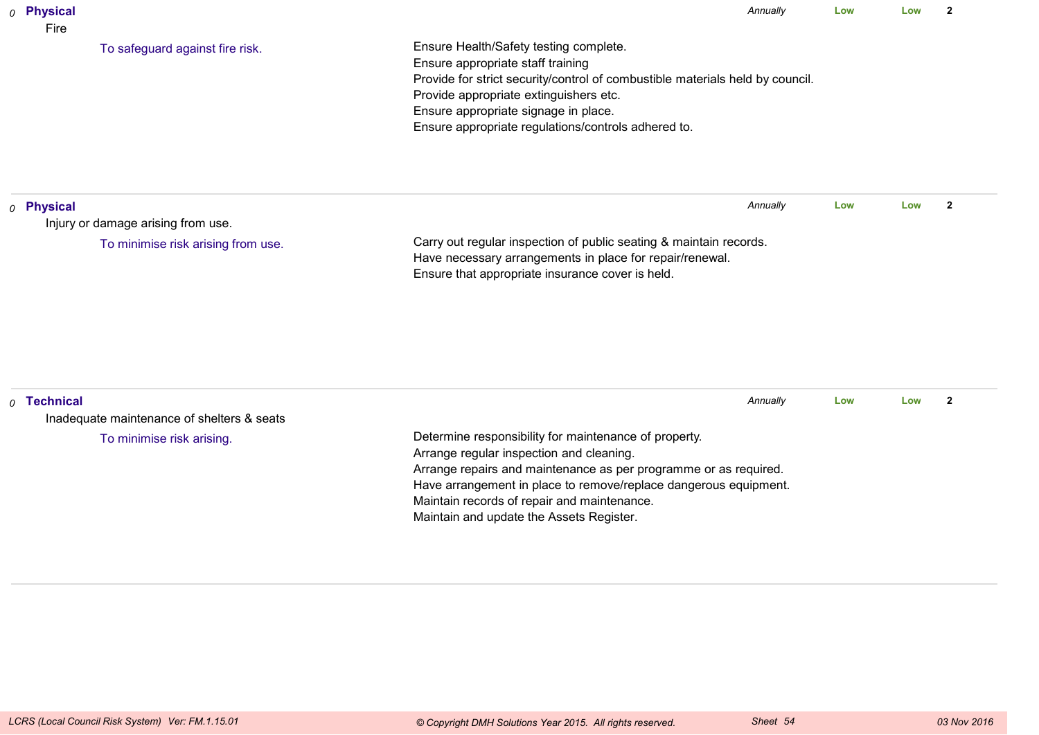*0* **Physical**

Fire

To safeguard against fire risk.

Ensure Health/Safety testing complete.
Ensure appropriate staff training
Provide for strict security/control of combustible materials held by council.
Provide appropriate extinguishers etc.
Ensure appropriate signage in place.
Ensure appropriate regulations/controls adhered to.

*Annually* **Low** **Low** **2**

---

*0* **Physical**

Injury or damage arising from use.

To minimise risk arising from use.

Carry out regular inspection of public seating & maintain records.
Have necessary arrangements in place for repair/renewal.
Ensure that appropriate insurance cover is held.

*Annually* **Low** **Low** **2**

---

*0* **Technical**

Inadequate maintenance of shelters & seats

To minimise risk arising.

Determine responsibility for maintenance of property.
Arrange regular inspection and cleaning.
Arrange repairs and maintenance as per programme or as required.
Have arrangement in place to remove/replace dangerous equipment.
Maintain records of repair and maintenance.
Maintain and update the Assets Register.

*Annually* **Low** **Low** **2**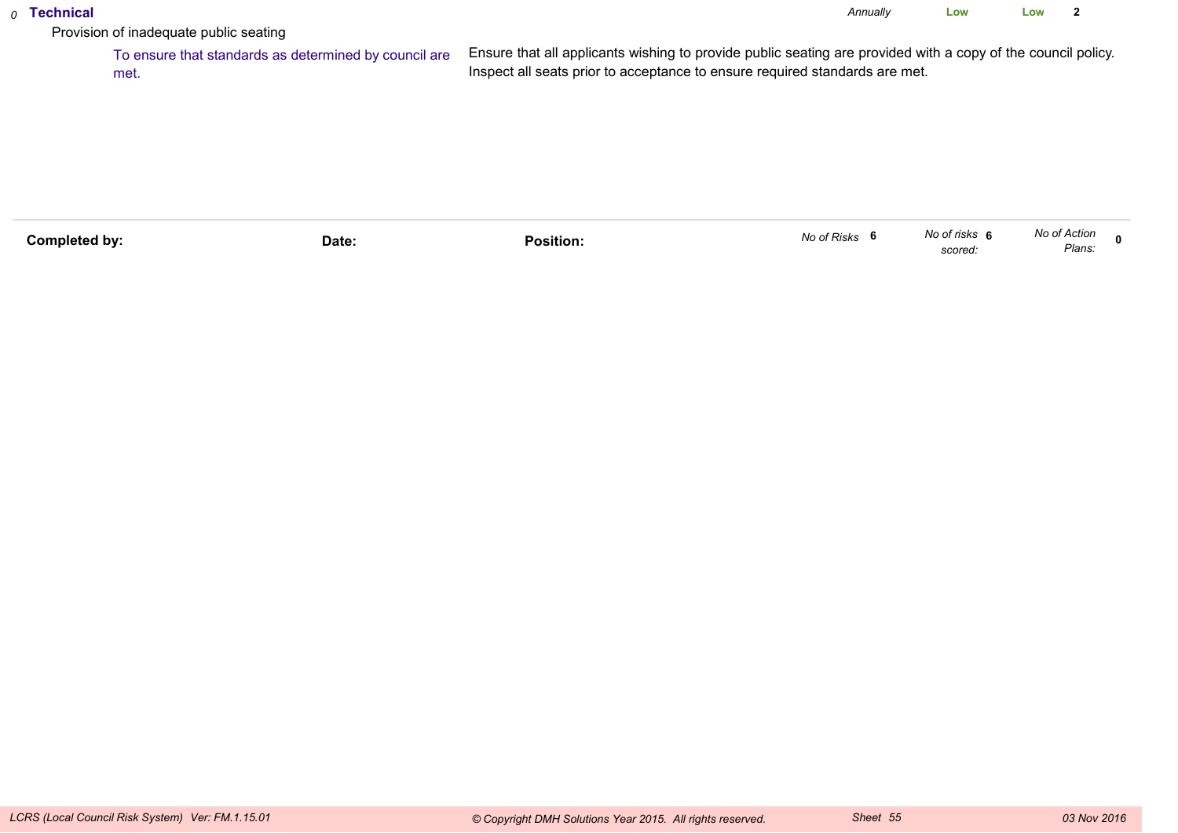*0* **Technical** *Annually* **Low** **Low** **2**

Provision of inadequate public seating

To ensure that standards as determined by council are met.

Ensure that all applicants wishing to provide public seating are provided with a copy of the council policy. Inspect all seats prior to acceptance to ensure required standards are met.

---

| **Completed by:** | **Date:** | **Position:** | *No of Risks* **6** | *No of risks scored:* **6** | *No of Action Plans:* **0** |
|---|---|---|---|---|---|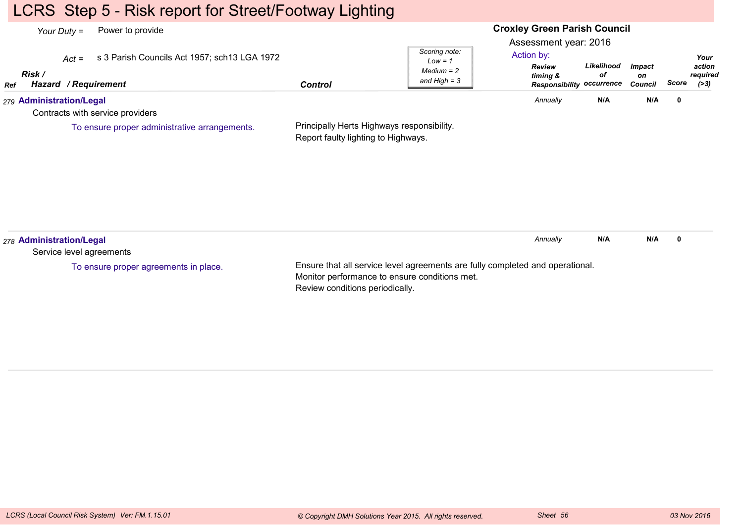# LCRS Step 5 - Risk report for Street/Footway Lighting

*Your Duty* = Power to provide

*Act* = s 3 Parish Councils Act 1957; sch13 LGA 1972

**Croxley Green Parish Council**

Assessment year: 2016

*Scoring note: Low = 1, Medium = 2 and High = 3*

| Ref | Risk / Hazard / Requirement | Control | Review timing & Responsibility | Likelihood of occurrence | Impact on Council | Score | Your action required (>3) |
|---|---|---|---|---|---|---|---|
| 279 | **Administration/Legal**<br>Contracts with service providers<br>To ensure proper administrative arrangements. | Principally Herts Highways responsibility.<br>Report faulty lighting to Highways. | *Annually* | **N/A** | **N/A** | **0** | |
| 278 | **Administration/Legal**<br>Service level agreements<br>To ensure proper agreements in place. | Ensure that all service level agreements are fully completed and operational.<br>Monitor performance to ensure conditions met.<br>Review conditions periodically. | *Annually* | **N/A** | **N/A** | **0** | |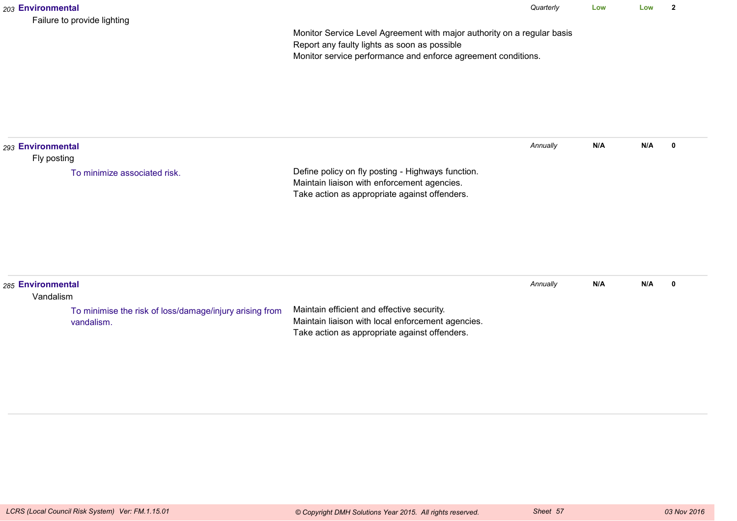| No. | Category / Risk | Objective | Controls | Review | Rating | Rating | Score |
|---|---|---|---|---|---|---|---|
| 203 | **Environmental**<br>Failure to provide lighting | | Monitor Service Level Agreement with major authority on a regular basis<br>Report any faulty lights as soon as possible<br>Monitor service performance and enforce agreement conditions. | *Quarterly* | **Low** | **Low** | **2** |
| 293 | **Environmental**<br>Fly posting | To minimize associated risk. | Define policy on fly posting - Highways function.<br>Maintain liaison with enforcement agencies.<br>Take action as appropriate against offenders. | *Annually* | **N/A** | **N/A** | **0** |
| 285 | **Environmental**<br>Vandalism | To minimise the risk of loss/damage/injury arising from vandalism. | Maintain efficient and effective security.<br>Maintain liaison with local enforcement agencies.<br>Take action as appropriate against offenders. | *Annually* | **N/A** | **N/A** | **0** |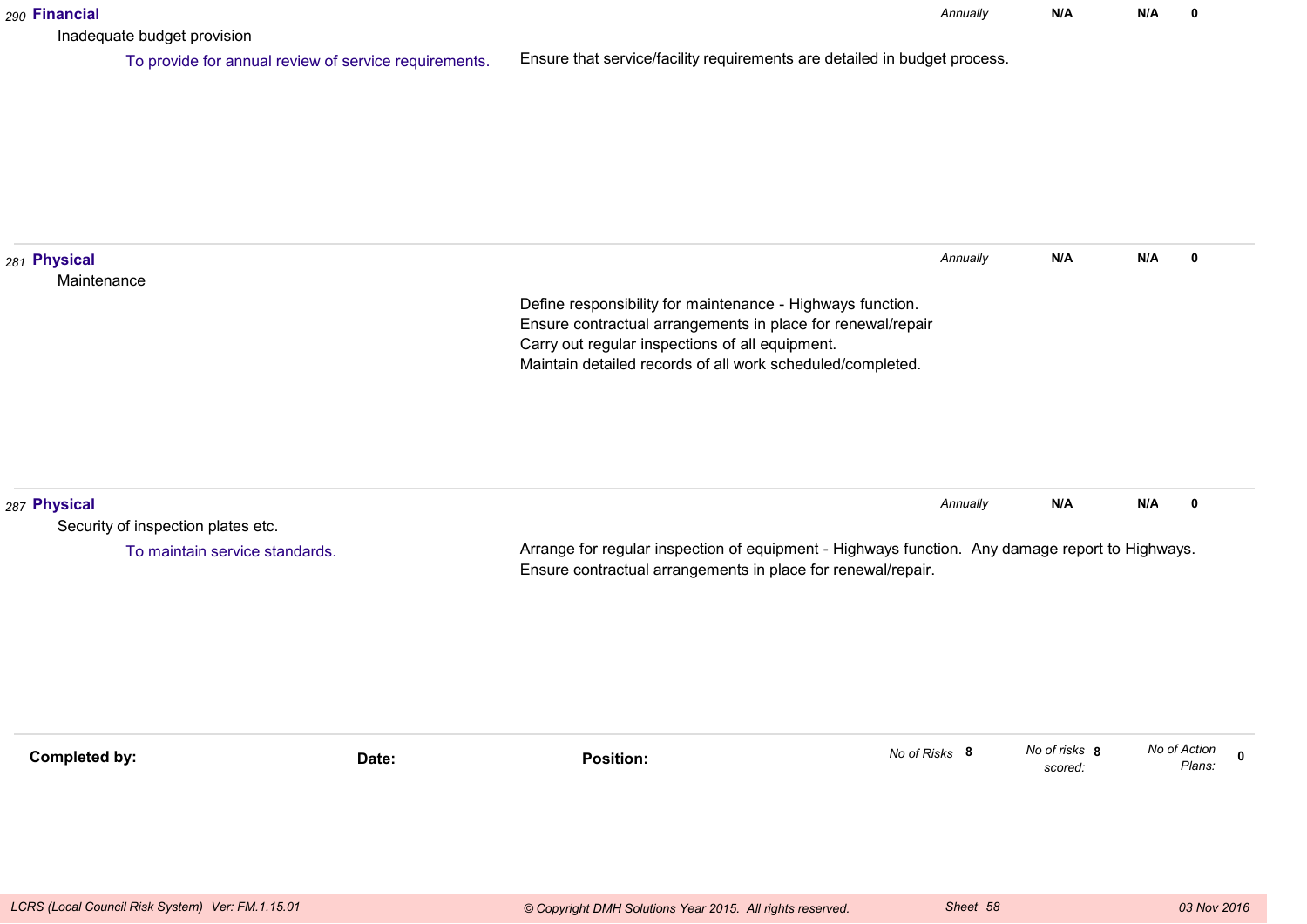290 **Financial** | *Annually* | **N/A** | **N/A** | **0**

Inadequate budget provision

To provide for annual review of service requirements.

Ensure that service/facility requirements are detailed in budget process.

---

281 **Physical** | *Annually* | **N/A** | **N/A** | **0**

Maintenance

Define responsibility for maintenance - Highways function.
Ensure contractual arrangements in place for renewal/repair
Carry out regular inspections of all equipment.
Maintain detailed records of all work scheduled/completed.

---

287 **Physical** | *Annually* | **N/A** | **N/A** | **0**

Security of inspection plates etc.

To maintain service standards.

Arrange for regular inspection of equipment - Highways function. Any damage report to Highways.
Ensure contractual arrangements in place for renewal/repair.

---

**Completed by:** **Date:** **Position:**

*No of Risks* **8** *No of risks scored:* **8** *No of Action Plans:* **0**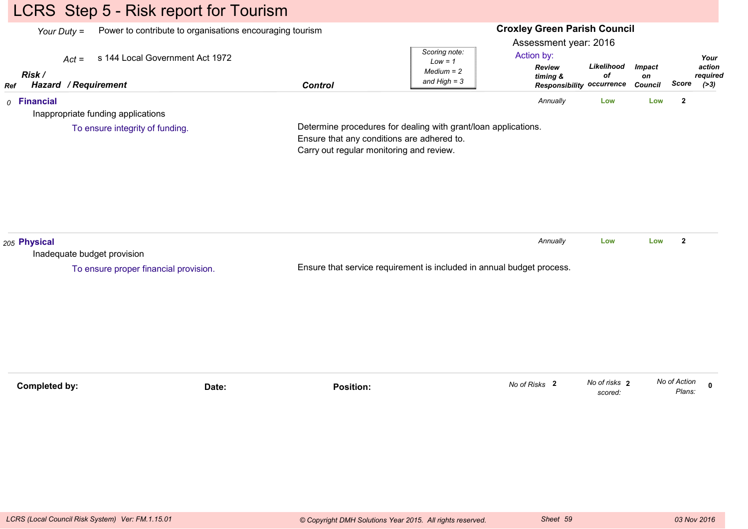# LCRS Step 5 - Risk report for Tourism

*Your Duty* = Power to contribute to organisations encouraging tourism

*Act* = s 144 Local Government Act 1972

**Croxley Green Parish Council**

Assessment year: 2016

Action by:

*Scoring note: Low = 1, Medium = 2 and High = 3*

| Ref | Risk / Hazard / Requirement | Control | Review timing & Responsibility | Likelihood of occurrence | Impact on Council | Score | Your action required (>3) |
|---|---|---|---|---|---|---|---|
| 0 | **Financial**<br>Inappropriate funding applications<br>To ensure integrity of funding. | Determine procedures for dealing with grant/loan applications.<br>Ensure that any conditions are adhered to.<br>Carry out regular monitoring and review. | Annually | Low | Low | 2 | |
| 205 | **Physical**<br>Inadequate budget provision<br>To ensure proper financial provision. | Ensure that service requirement is included in annual budget process. | Annually | Low | Low | 2 | |

**Completed by:** **Date:** **Position:**

*No of Risks* 2 *No of risks scored:* 2 *No of Action Plans:* 0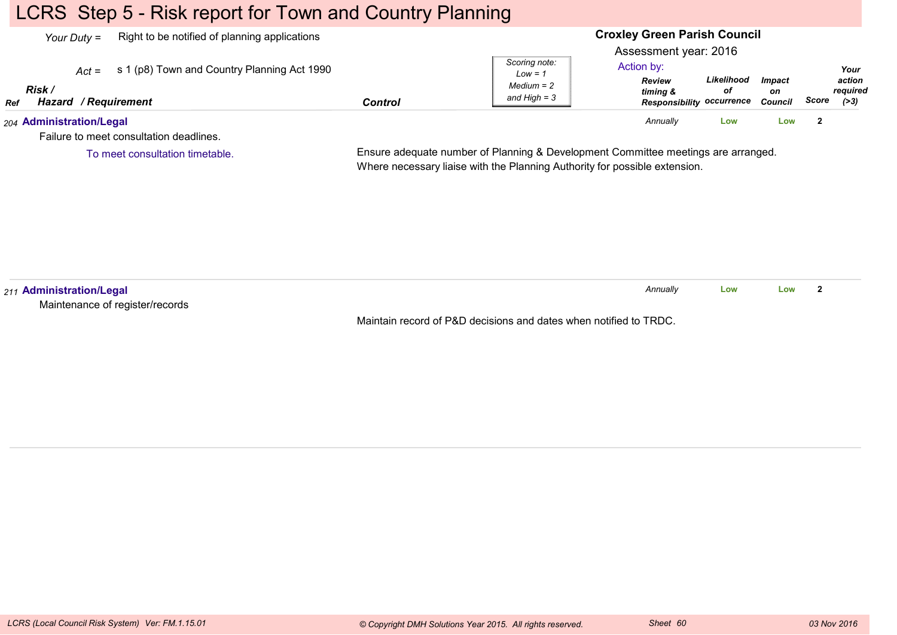# LCRS Step 5 - Risk report for Town and Country Planning

*Your Duty =* Right to be notified of planning applications

*Act =* s 1 (p8) Town and Country Planning Act 1990

**Croxley Green Parish Council**

Assessment year: 2016

Action by:

*Scoring note: Low = 1 Medium = 2 and High = 3*

| Ref | Risk / Hazard / Requirement | Control | Review timing & Responsibility | Likelihood of occurrence | Impact on Council | Score | Your action required (>3) |
|---|---|---|---|---|---|---|---|
| 204 | **Administration/Legal**<br>Failure to meet consultation deadlines.<br>To meet consultation timetable. | Ensure adequate number of Planning & Development Committee meetings are arranged. Where necessary liaise with the Planning Authority for possible extension. | Annually | Low | Low | 2 | |
| 211 | **Administration/Legal**<br>Maintenance of register/records | Maintain record of P&D decisions and dates when notified to TRDC. | Annually | Low | Low | 2 | |

*LCRS (Local Council Risk System) Ver: FM.1.15.01* *© Copyright DMH Solutions Year 2015. All rights reserved.* Sheet 60 03 Nov 2016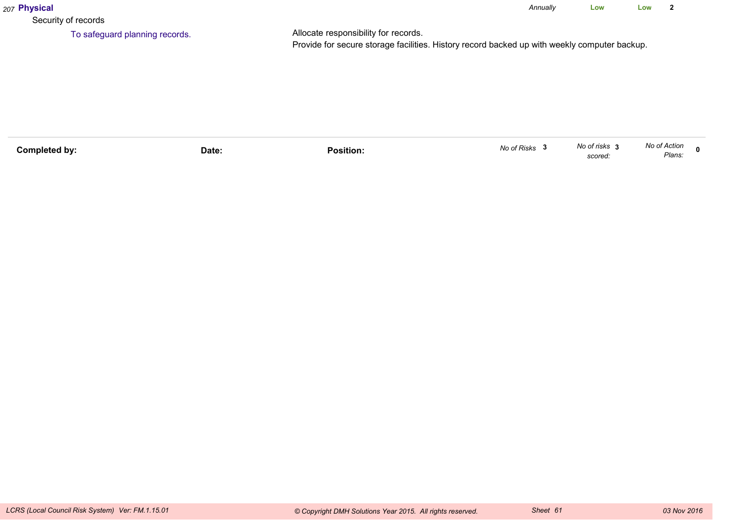207 **Physical** | *Annually* | **Low** | **Low** | **2**

Security of records

To safeguard planning records.

Allocate responsibility for records.
Provide for secure storage facilities. History record backed up with weekly computer backup.

| **Completed by:** | **Date:** | **Position:** | *No of Risks* **3** | *No of risks scored:* **3** | *No of Action Plans:* **0** |
|---|---|---|---|---|---|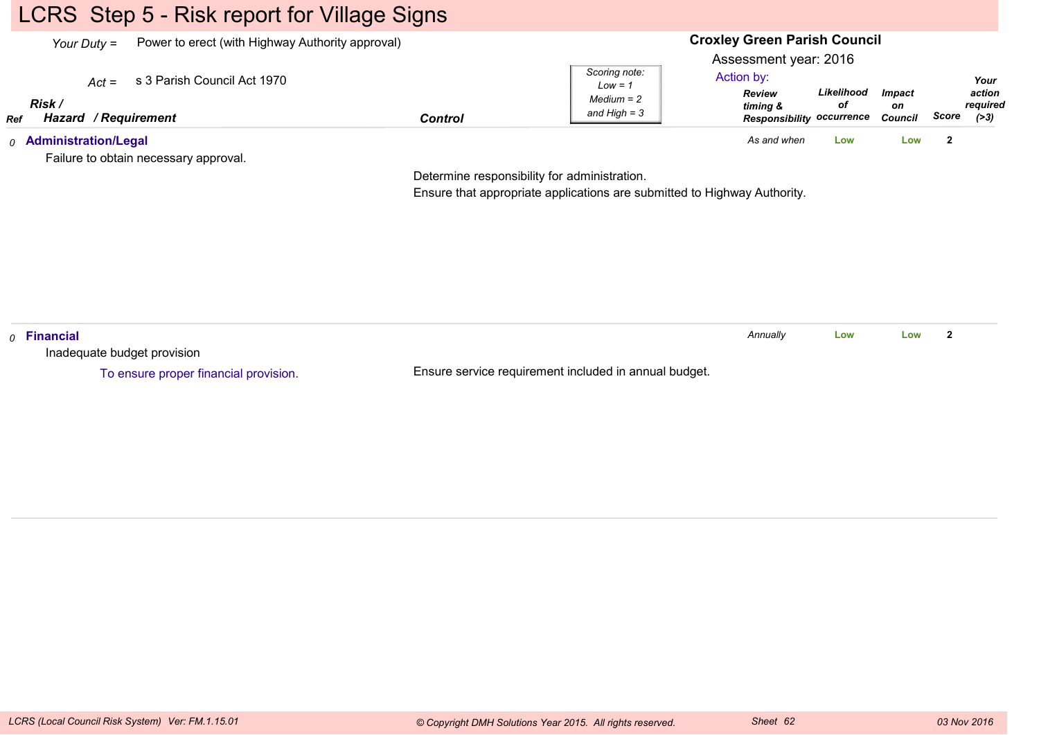# LCRS Step 5 - Risk report for Village Signs

*Your Duty =* Power to erect (with Highway Authority approval)

*Act =* s 3 Parish Council Act 1970

**Croxley Green Parish Council**

Assessment year: 2016

*Scoring note: Low = 1 Medium = 2 and High = 3*

| Ref | Risk / Hazard / Requirement | Control | Action by: Review timing & Responsibility | Likelihood of occurrence | Impact on Council | Score | Your action required (>3) |
|---|---|---|---|---|---|---|---|
| *0* | **Administration/Legal**<br>Failure to obtain necessary approval. | Determine responsibility for administration.<br>Ensure that appropriate applications are submitted to Highway Authority. | *As and when* | Low | Low | 2 | |
| *0* | **Financial**<br>Inadequate budget provision<br>To ensure proper financial provision. | Ensure service requirement included in annual budget. | *Annually* | Low | Low | 2 | |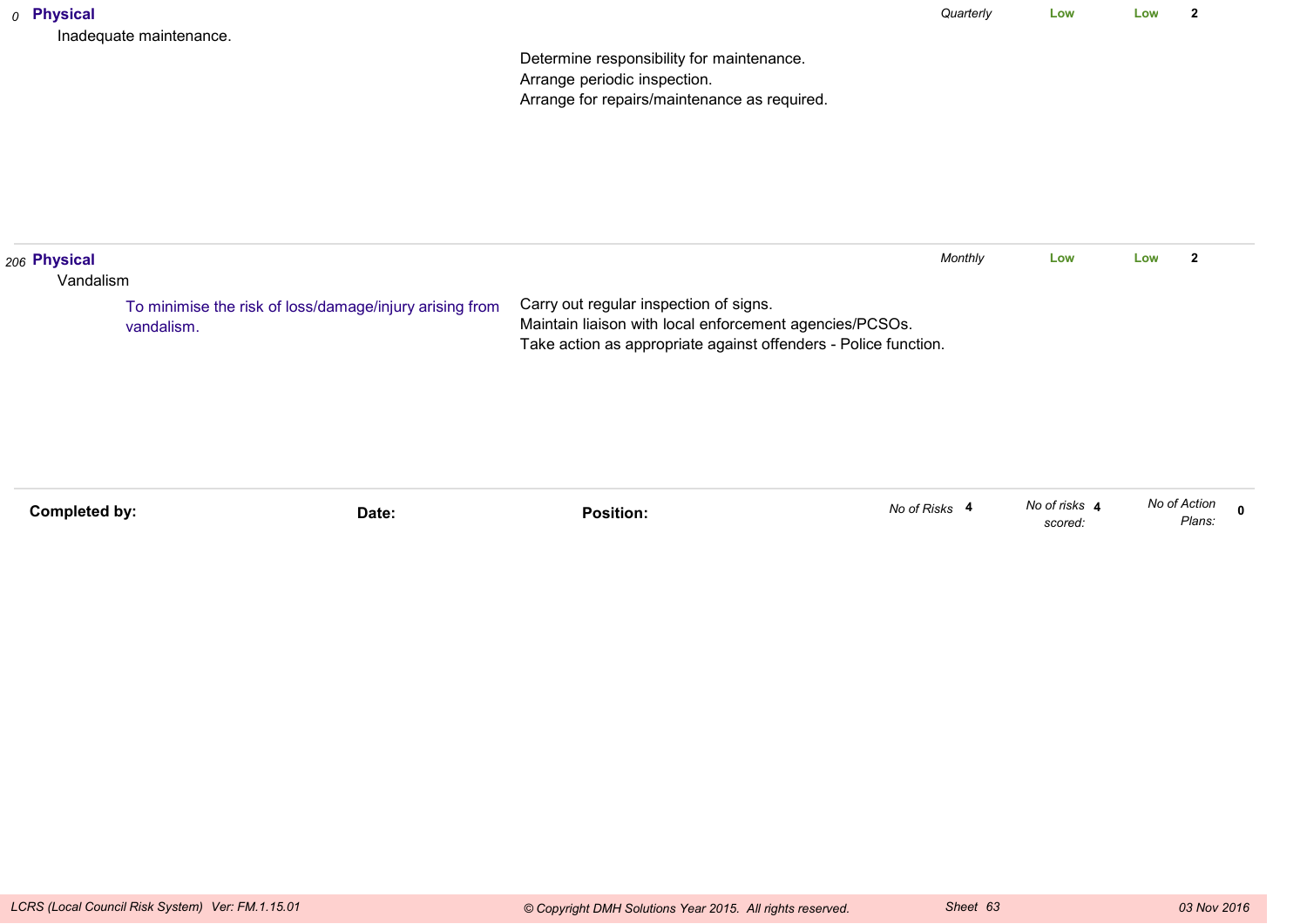| No | Risk | Objective | Controls | Frequency | Rating | Rating | Score |
|---|---|---|---|---|---|---|---|
| 0 | **Physical** Inadequate maintenance. | | Determine responsibility for maintenance. Arrange periodic inspection. Arrange for repairs/maintenance as required. | *Quarterly* | Low | Low | 2 |
| 206 | **Physical** Vandalism | To minimise the risk of loss/damage/injury arising from vandalism. | Carry out regular inspection of signs. Maintain liaison with local enforcement agencies/PCSOs. Take action as appropriate against offenders - Police function. | *Monthly* | Low | Low | 2 |

**Completed by:** **Date:** **Position:**

*No of Risks* **4** *No of risks scored:* **4** *No of Action Plans:* **0**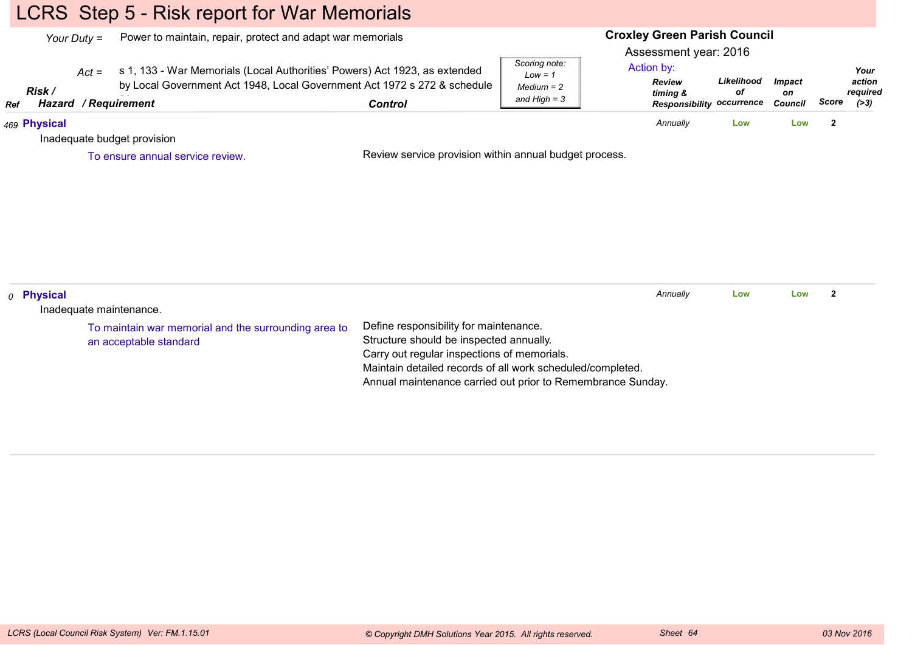# LCRS Step 5 - Risk report for War Memorials

*Your Duty* = Power to maintain, repair, protect and adapt war memorials

*Act* = s 1, 133 - War Memorials (Local Authorities' Powers) Act 1923, as extended by Local Government Act 1948, Local Government Act 1972 s 272 & schedule 30

**Croxley Green Parish Council**

Assessment year: 2016

*Scoring note: Low = 1, Medium = 2 and High = 3*

| Ref | Risk / Hazard / Requirement | Control | Review timing & Responsibility | Likelihood of occurrence | Impact on Council | Score | Your action required (>3) |
|---|---|---|---|---|---|---|---|
| 469 | **Physical**<br>Inadequate budget provision<br>To ensure annual service review. | Review service provision within annual budget process. | Annually | Low | Low | 2 | |
| 0 | **Physical**<br>Inadequate maintenance.<br>To maintain war memorial and the surrounding area to an acceptable standard | Define responsibility for maintenance.<br>Structure should be inspected annually.<br>Carry out regular inspections of memorials.<br>Maintain detailed records of all work scheduled/completed.<br>Annual maintenance carried out prior to Remembrance Sunday. | Annually | Low | Low | 2 | |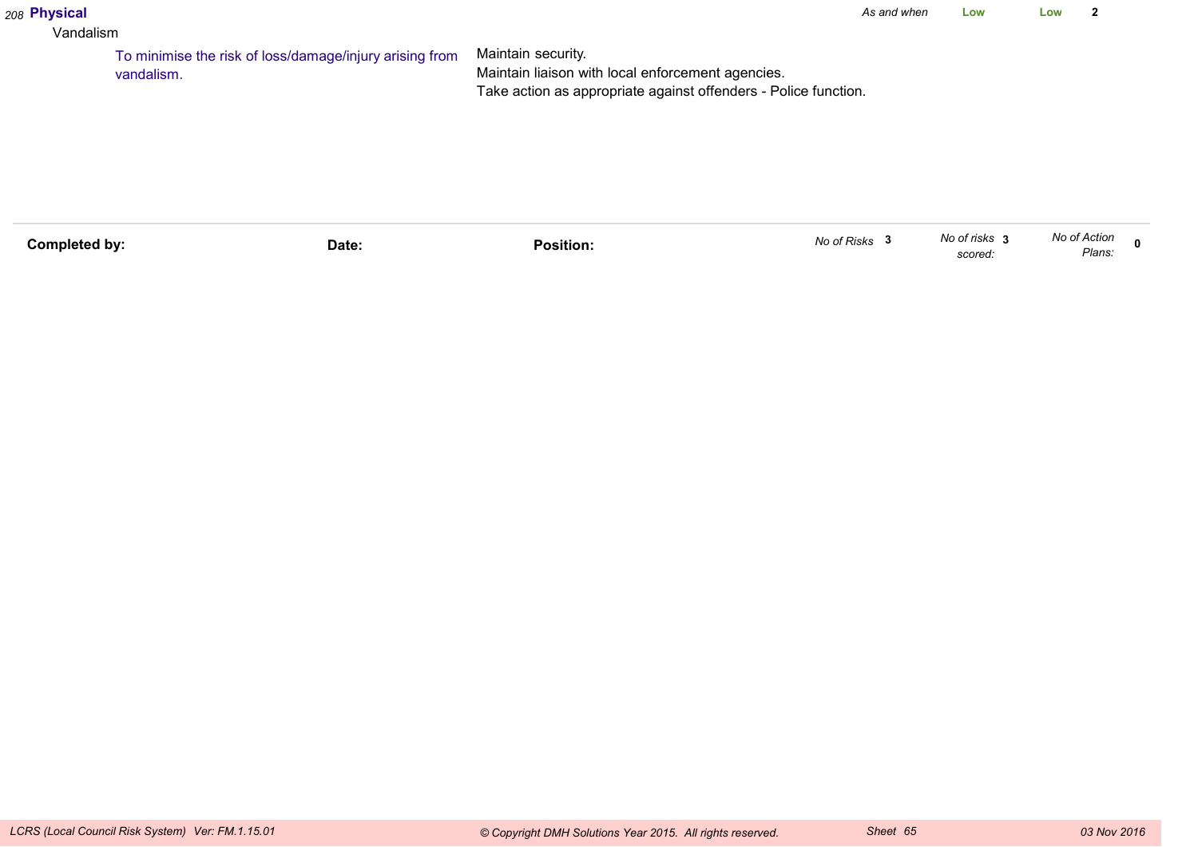| | | | | | |
|---|---|---|---|---|---|
| 208 **Physical** | | *As and when* | Low | Low | 2 |
| Vandalism | | | | | |
| To minimise the risk of loss/damage/injury arising from vandalism. | Maintain security.<br>Maintain liaison with local enforcement agencies.<br>Take action as appropriate against offenders - Police function. | | | | |

**Completed by:** **Date:** **Position:** *No of Risks* **3** *No of risks scored:* **3** *No of Action Plans:* **0**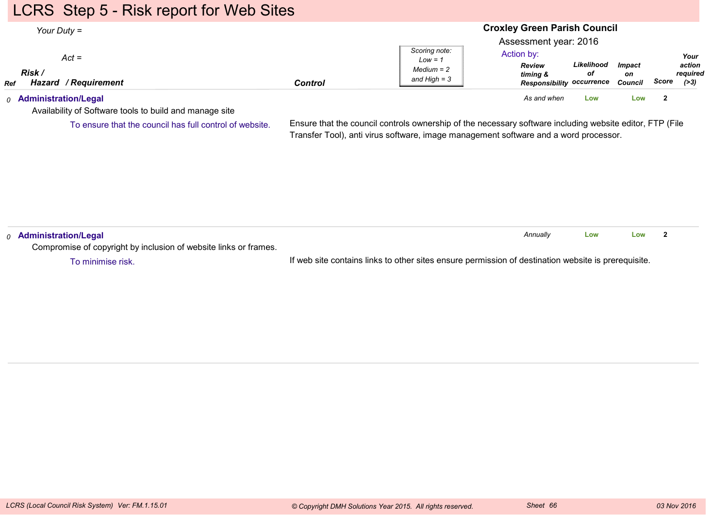# LCRS Step 5 - Risk report for Web Sites

*Your Duty =*

*Act =*

**Croxley Green Parish Council**

Assessment year: 2016

Action by:

*Scoring note: Low = 1, Medium = 2 and High = 3*

| Ref | Risk / Hazard / Requirement | Control | Review timing & Responsibility | Likelihood of occurrence | Impact on Council | Score | Your action required (>3) |
|---|---|---|---|---|---|---|---|
| 0 | **Administration/Legal**<br>Availability of Software tools to build and manage site<br>To ensure that the council has full control of website. | Ensure that the council controls ownership of the necessary software including website editor, FTP (File Transfer Tool), anti virus software, image management software and a word processor. | As and when | Low | Low | 2 | |
| 0 | **Administration/Legal**<br>Compromise of copyright by inclusion of website links or frames.<br>To minimise risk. | If web site contains links to other sites ensure permission of destination website is prerequisite. | Annually | Low | Low | 2 | |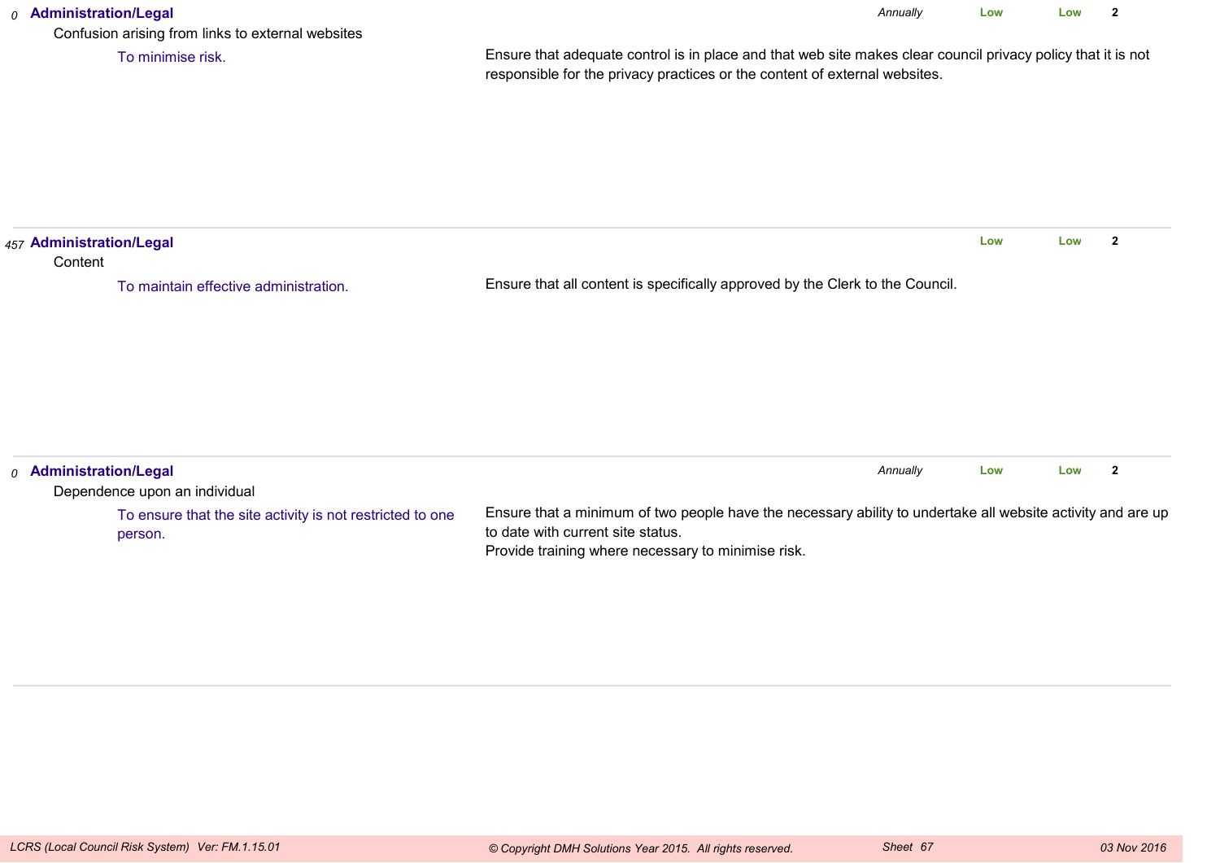*0* **Administration/Legal** *Annually* **Low** **Low** **2**

Confusion arising from links to external websites

To minimise risk.

Ensure that adequate control is in place and that web site makes clear council privacy policy that it is not responsible for the privacy practices or the content of external websites.

---

*457* **Administration/Legal** **Low** **Low** **2**

Content

To maintain effective administration.

Ensure that all content is specifically approved by the Clerk to the Council.

---

*0* **Administration/Legal** *Annually* **Low** **Low** **2**

Dependence upon an individual

To ensure that the site activity is not restricted to one person.

Ensure that a minimum of two people have the necessary ability to undertake all website activity and are up to date with current site status.
Provide training where necessary to minimise risk.

---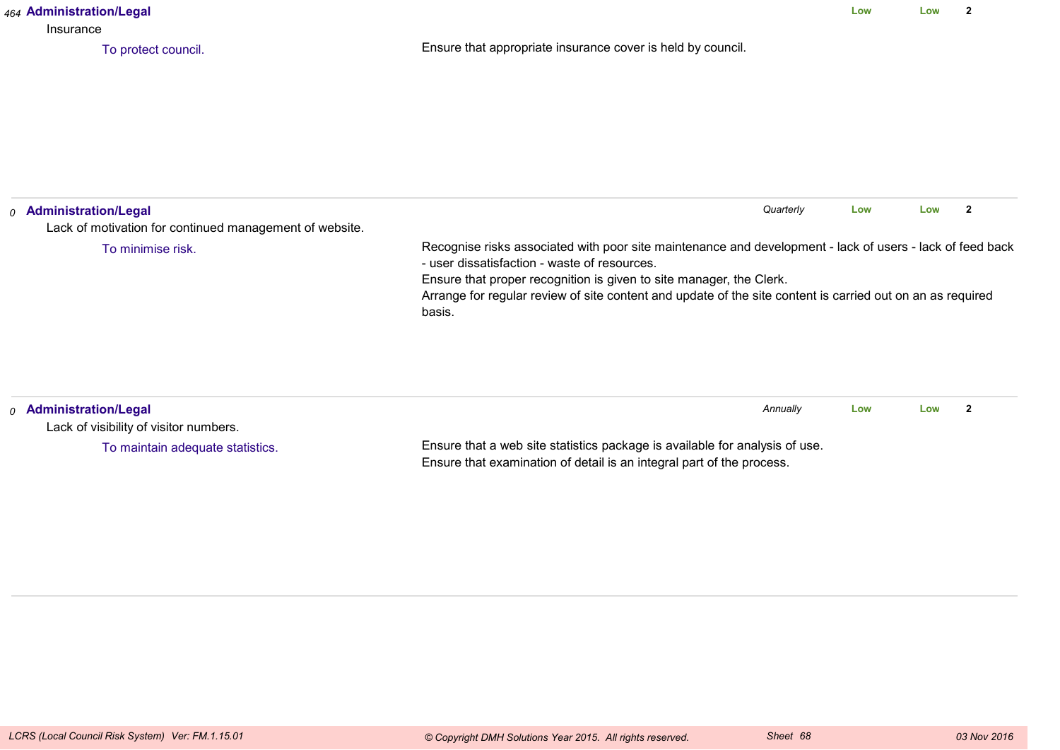*464* **Administration/Legal** | | **Low** | **Low** | **2**

Insurance

To protect council.

Ensure that appropriate insurance cover is held by council.

---

*0* **Administration/Legal** | *Quarterly* | **Low** | **Low** | **2**

Lack of motivation for continued management of website.

To minimise risk.

Recognise risks associated with poor site maintenance and development - lack of users - lack of feed back - user dissatisfaction - waste of resources.
Ensure that proper recognition is given to site manager, the Clerk.
Arrange for regular review of site content and update of the site content is carried out on an as required basis.

---

*0* **Administration/Legal** | *Annually* | **Low** | **Low** | **2**

Lack of visibility of visitor numbers.

To maintain adequate statistics.

Ensure that a web site statistics package is available for analysis of use.
Ensure that examination of detail is an integral part of the process.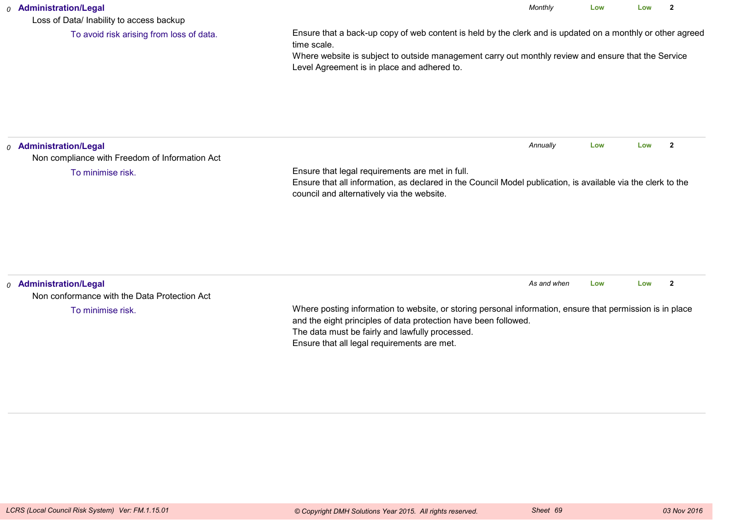| | Category / Risk / Objective | Control Measures | Frequency | | | |
|---|---|---|---|---|---|---|
| 0 | **Administration/Legal**<br>Loss of Data/ Inability to access backup<br>To avoid risk arising from loss of data. | Ensure that a back-up copy of web content is held by the clerk and is updated on a monthly or other agreed time scale.<br>Where website is subject to outside management carry out monthly review and ensure that the Service Level Agreement is in place and adhered to. | *Monthly* | Low | Low | 2 |
| 0 | **Administration/Legal**<br>Non compliance with Freedom of Information Act<br>To minimise risk. | Ensure that legal requirements are met in full.<br>Ensure that all information, as declared in the Council Model publication, is available via the clerk to the council and alternatively via the website. | *Annually* | Low | Low | 2 |
| 0 | **Administration/Legal**<br>Non conformance with the Data Protection Act<br>To minimise risk. | Where posting information to website, or storing personal information, ensure that permission is in place and the eight principles of data protection have been followed.<br>The data must be fairly and lawfully processed.<br>Ensure that all legal requirements are met. | *As and when* | Low | Low | 2 |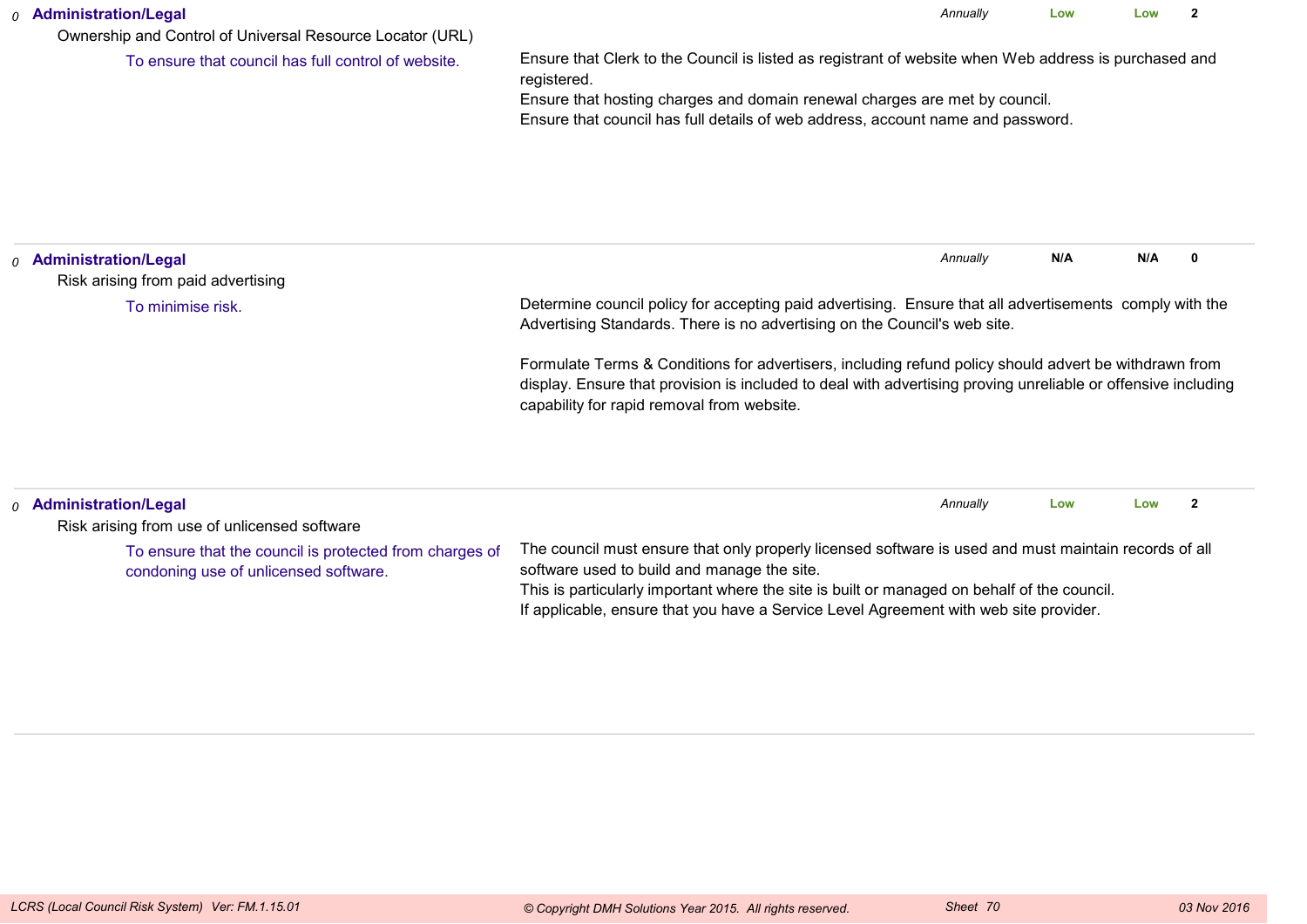*0* **Administration/Legal**

Ownership and Control of Universal Resource Locator (URL)

To ensure that council has full control of website.

Ensure that Clerk to the Council is listed as registrant of website when Web address is purchased and registered.
Ensure that hosting charges and domain renewal charges are met by council.
Ensure that council has full details of web address, account name and password.

*Annually* **Low** **Low** **2**

---

*0* **Administration/Legal**

Risk arising from paid advertising

To minimise risk.

Determine council policy for accepting paid advertising. Ensure that all advertisements comply with the Advertising Standards. There is no advertising on the Council's web site.

Formulate Terms & Conditions for advertisers, including refund policy should advert be withdrawn from display. Ensure that provision is included to deal with advertising proving unreliable or offensive including capability for rapid removal from website.

*Annually* **N/A** **N/A** **0**

---

*0* **Administration/Legal**

Risk arising from use of unlicensed software

To ensure that the council is protected from charges of condoning use of unlicensed software.

The council must ensure that only properly licensed software is used and must maintain records of all software used to build and manage the site.
This is particularly important where the site is built or managed on behalf of the council.
If applicable, ensure that you have a Service Level Agreement with web site provider.

*Annually* **Low** **Low** **2**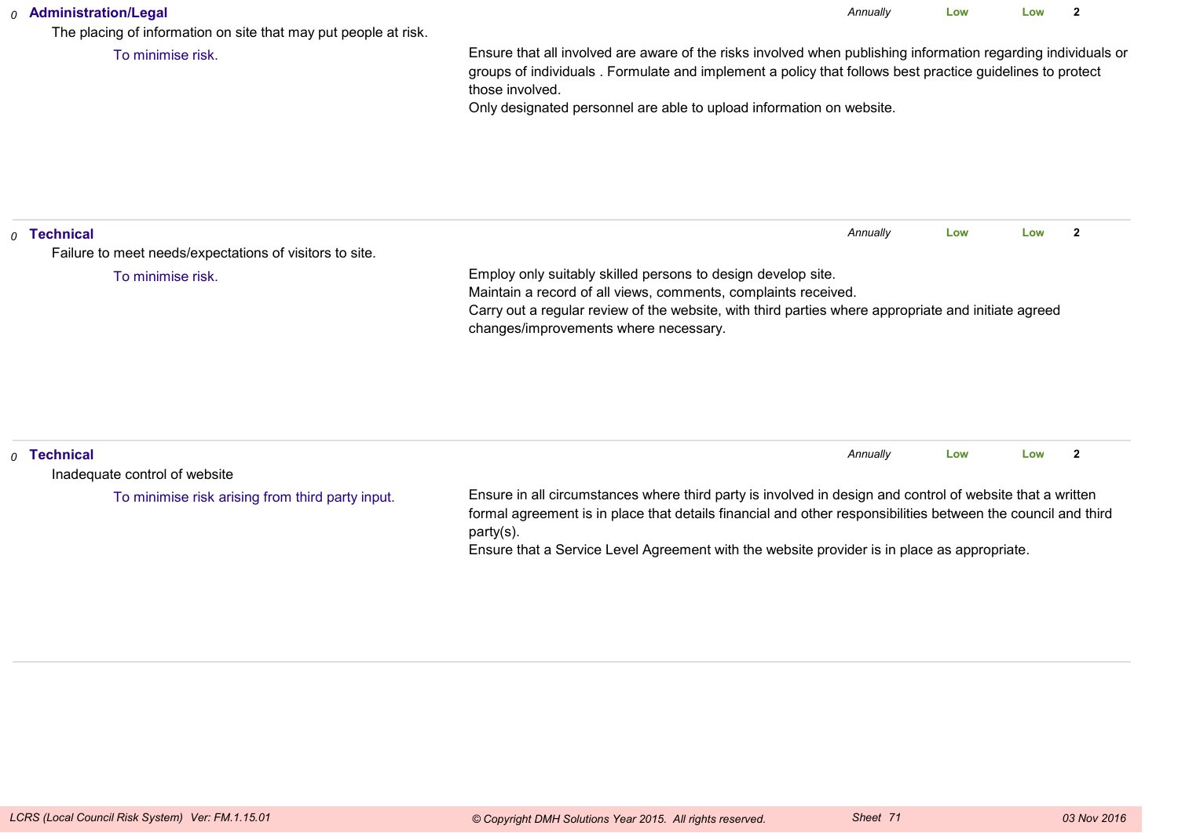*0* **Administration/Legal** | *Annually* | **Low** | **Low** | **2**

The placing of information on site that may put people at risk.

To minimise risk.

Ensure that all involved are aware of the risks involved when publishing information regarding individuals or groups of individuals . Formulate and implement a policy that follows best practice guidelines to protect those involved.
Only designated personnel are able to upload information on website.

---

*0* **Technical** | *Annually* | **Low** | **Low** | **2**

Failure to meet needs/expectations of visitors to site.

To minimise risk.

Employ only suitably skilled persons to design develop site.
Maintain a record of all views, comments, complaints received.
Carry out a regular review of the website, with third parties where appropriate and initiate agreed changes/improvements where necessary.

---

*0* **Technical** | *Annually* | **Low** | **Low** | **2**

Inadequate control of website

To minimise risk arising from third party input.

Ensure in all circumstances where third party is involved in design and control of website that a written formal agreement is in place that details financial and other responsibilities between the council and third party(s).
Ensure that a Service Level Agreement with the website provider is in place as appropriate.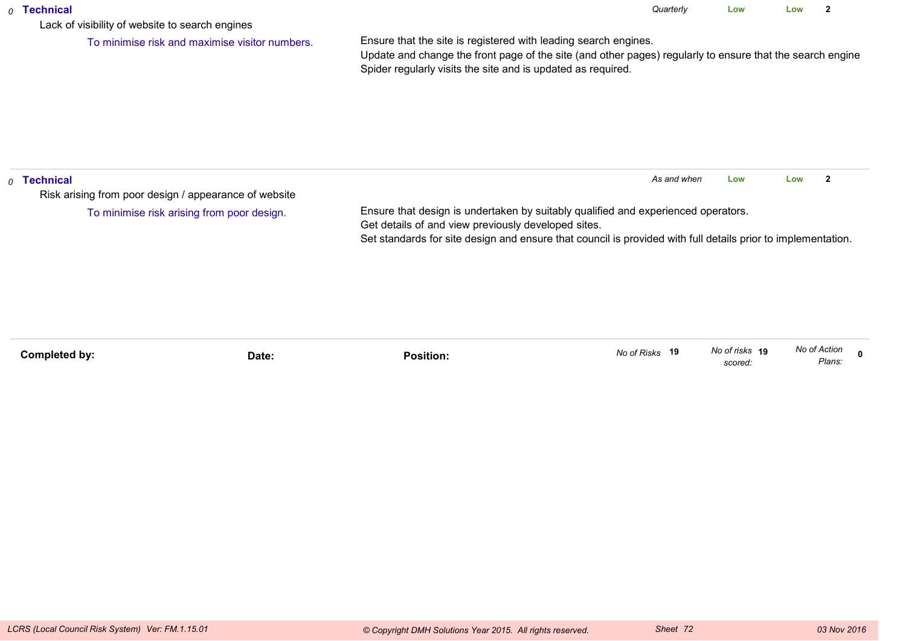*0* **Technical** *Quarterly* **Low** **Low** **2**

Lack of visibility of website to search engines

To minimise risk and maximise visitor numbers.

Ensure that the site is registered with leading search engines.
Update and change the front page of the site (and other pages) regularly to ensure that the search engine Spider regularly visits the site and is updated as required.

*0* **Technical** *As and when* **Low** **Low** **2**

Risk arising from poor design / appearance of website

To minimise risk arising from poor design.

Ensure that design is undertaken by suitably qualified and experienced operators.
Get details of and view previously developed sites.
Set standards for site design and ensure that council is provided with full details prior to implementation.

**Completed by:** **Date:** **Position:** *No of Risks* **19** *No of risks scored:* **19** *No of Action Plans:* **0**

*LCRS (Local Council Risk System) Ver: FM.1.15.01* *© Copyright DMH Solutions Year 2015. All rights reserved.* *Sheet 72* *03 Nov 2016*